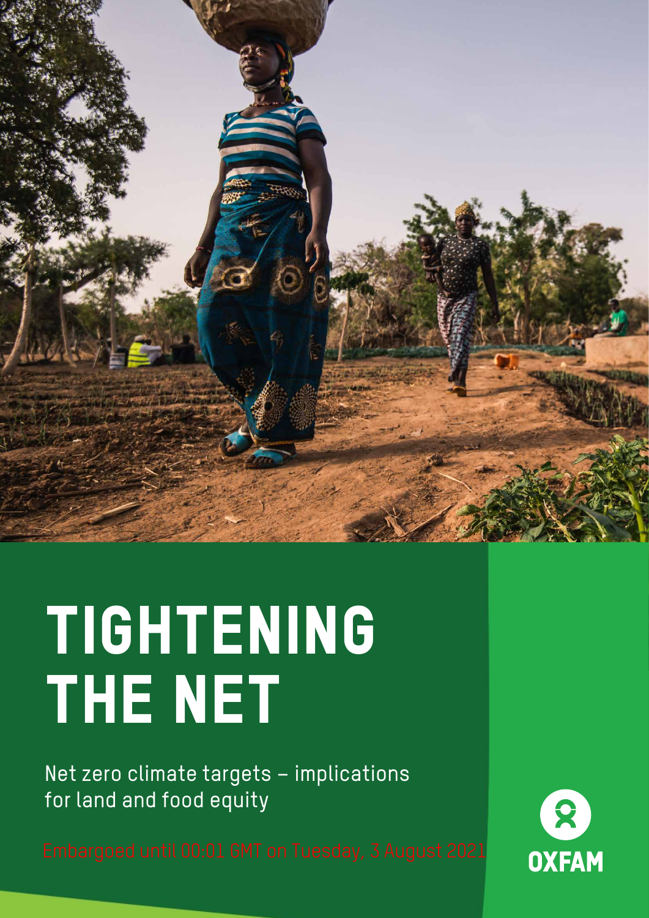# TIGHTENING THE NET

Net zero climate targets – implications for land and food equity

Embargoed until 00:01 GMT on Tuesday, 3 August 2021

OXFAM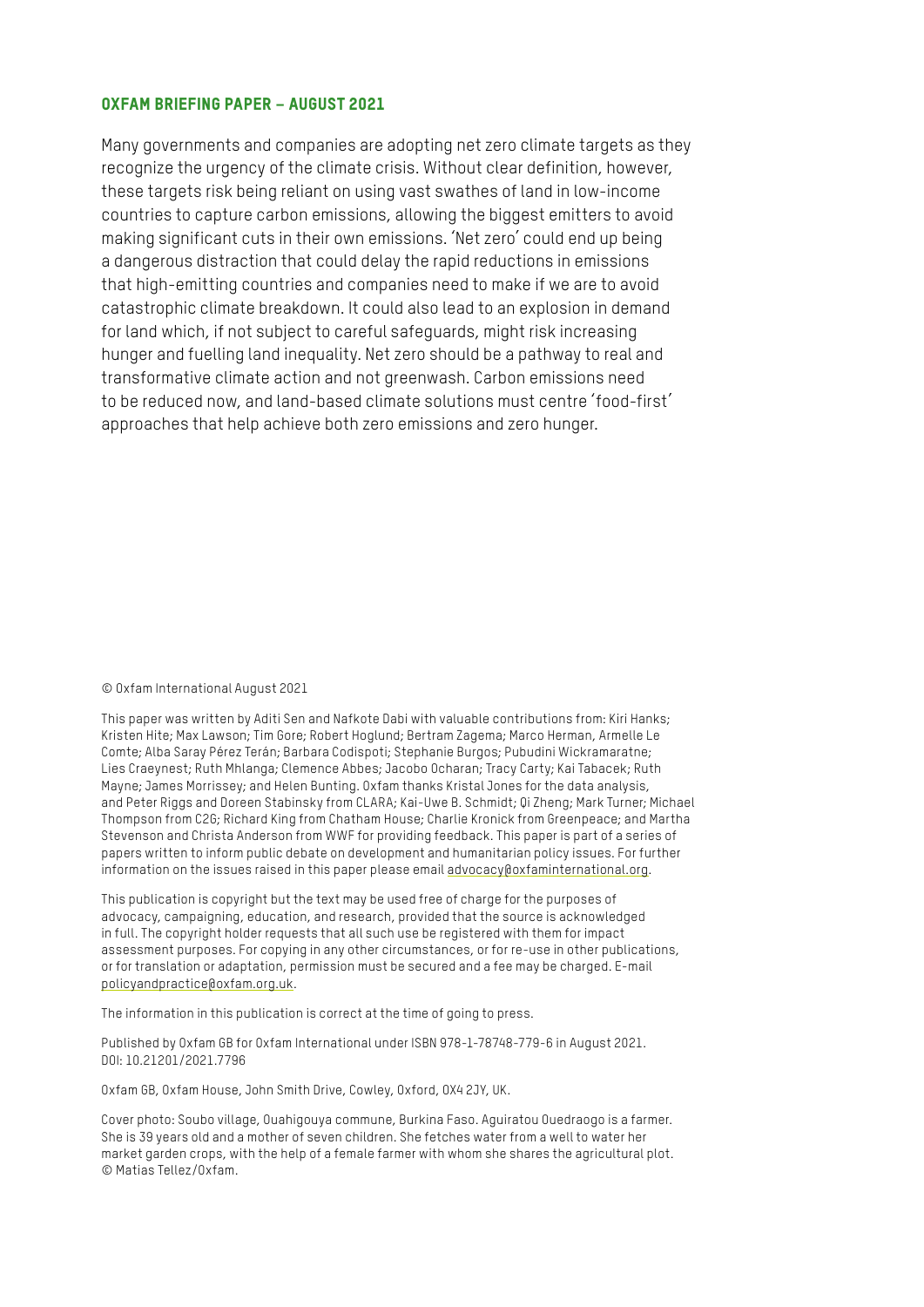## OXFAM BRIEFING PAPER – AUGUST 2021

Many governments and companies are adopting net zero climate targets as they recognize the urgency of the climate crisis. Without clear definition, however, these targets risk being reliant on using vast swathes of land in low-income countries to capture carbon emissions, allowing the biggest emitters to avoid making significant cuts in their own emissions. 'Net zero' could end up being a dangerous distraction that could delay the rapid reductions in emissions that high-emitting countries and companies need to make if we are to avoid catastrophic climate breakdown. It could also lead to an explosion in demand for land which, if not subject to careful safeguards, might risk increasing hunger and fuelling land inequality. Net zero should be a pathway to real and transformative climate action and not greenwash. Carbon emissions need to be reduced now, and land-based climate solutions must centre 'food-first' approaches that help achieve both zero emissions and zero hunger.

© Oxfam International August 2021

This paper was written by Aditi Sen and Nafkote Dabi with valuable contributions from: Kiri Hanks; Kristen Hite; Max Lawson; Tim Gore; Robert Hoglund; Bertram Zagema; Marco Herman, Armelle Le Comte; Alba Saray Pérez Terán; Barbara Codispoti; Stephanie Burgos; Pubudini Wickramaratne; Lies Craeynest; Ruth Mhlanga; Clemence Abbes; Jacobo Ocharan; Tracy Carty; Kai Tabacek; Ruth Mayne; James Morrissey; and Helen Bunting. Oxfam thanks Kristal Jones for the data analysis, and Peter Riggs and Doreen Stabinsky from CLARA; Kai-Uwe B. Schmidt; Qi Zheng; Mark Turner; Michael Thompson from C2G; Richard King from Chatham House; Charlie Kronick from Greenpeace; and Martha Stevenson and Christa Anderson from WWF for providing feedback. This paper is part of a series of papers written to inform public debate on development and humanitarian policy issues. For further information on the issues raised in this paper please email advocacy@oxfaminternational.org.

This publication is copyright but the text may be used free of charge for the purposes of advocacy, campaigning, education, and research, provided that the source is acknowledged in full. The copyright holder requests that all such use be registered with them for impact assessment purposes. For copying in any other circumstances, or for re-use in other publications, or for translation or adaptation, permission must be secured and a fee may be charged. E-mail policyandpractice@oxfam.org.uk.

The information in this publication is correct at the time of going to press.

Published by Oxfam GB for Oxfam International under ISBN 978-1-78748-779-6 in August 2021. DOI: 10.21201/2021.7796

Oxfam GB, Oxfam House, John Smith Drive, Cowley, Oxford, OX4 2JY, UK.

Cover photo: Soubo village, Ouahigouya commune, Burkina Faso. Aguiratou Ouedraogo is a farmer. She is 39 years old and a mother of seven children. She fetches water from a well to water her market garden crops, with the help of a female farmer with whom she shares the agricultural plot. © Matias Tellez/Oxfam.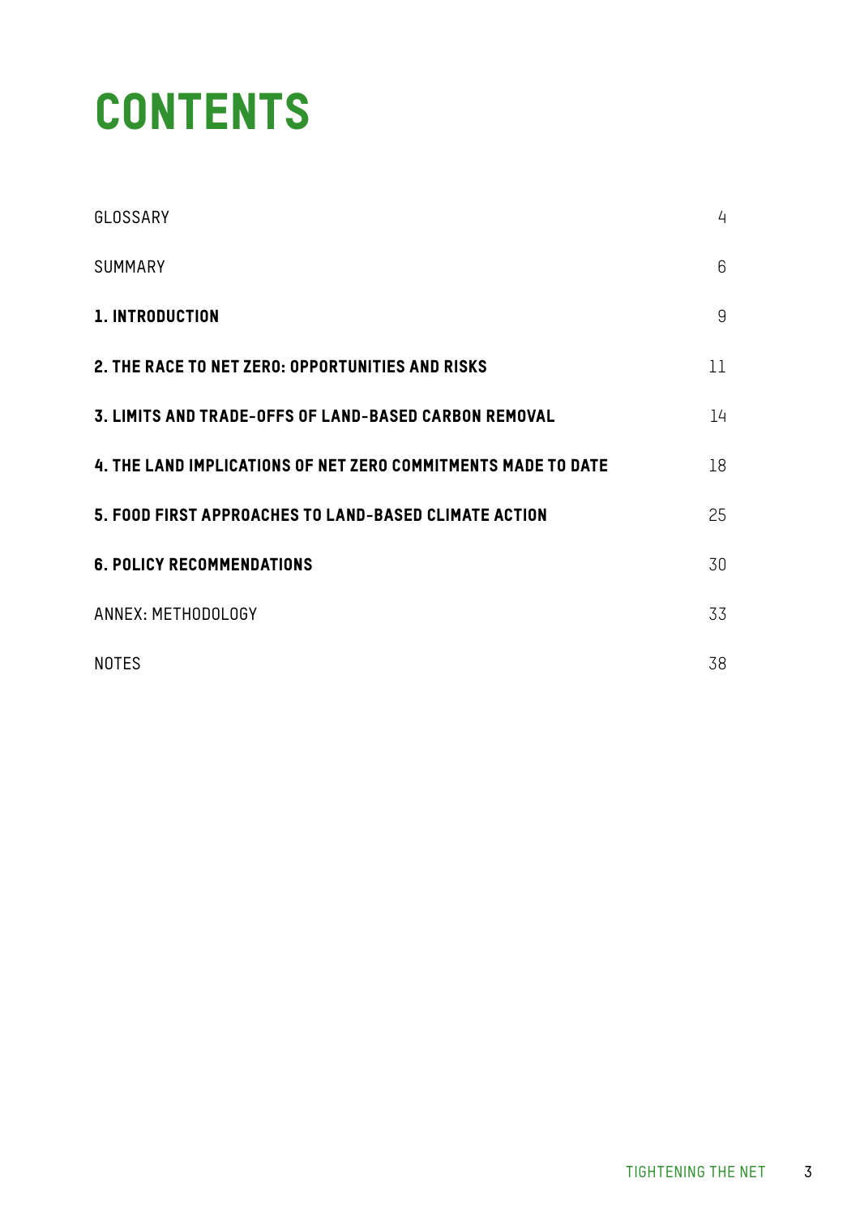# CONTENTS

| | |
|---|---|
| GLOSSARY | 4 |
| SUMMARY | 6 |
| **1. INTRODUCTION** | 9 |
| **2. THE RACE TO NET ZERO: OPPORTUNITIES AND RISKS** | 11 |
| **3. LIMITS AND TRADE-OFFS OF LAND-BASED CARBON REMOVAL** | 14 |
| **4. THE LAND IMPLICATIONS OF NET ZERO COMMITMENTS MADE TO DATE** | 18 |
| **5. FOOD FIRST APPROACHES TO LAND-BASED CLIMATE ACTION** | 25 |
| **6. POLICY RECOMMENDATIONS** | 30 |
| ANNEX: METHODOLOGY | 33 |
| NOTES | 38 |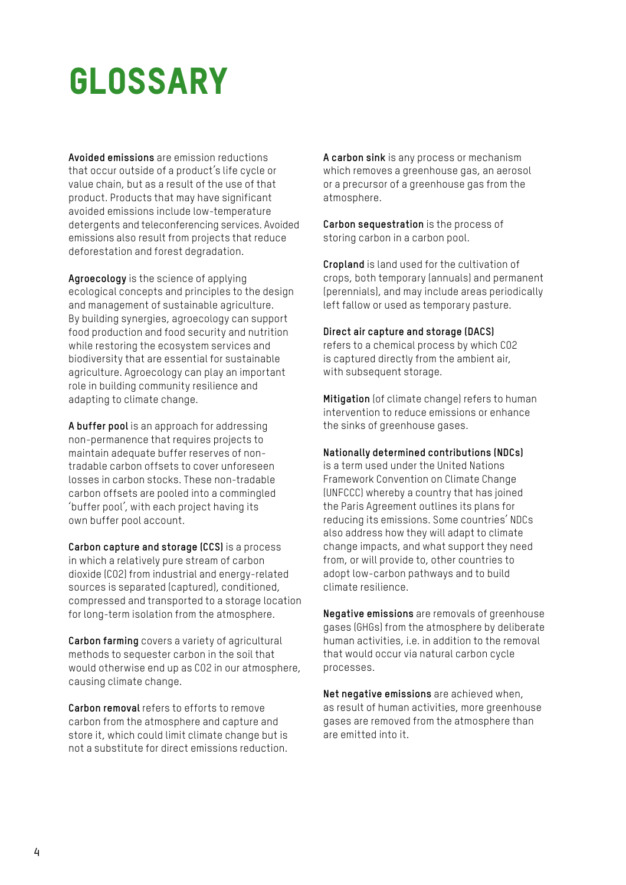# GLOSSARY

**Avoided emissions** are emission reductions that occur outside of a product's life cycle or value chain, but as a result of the use of that product. Products that may have significant avoided emissions include low-temperature detergents and teleconferencing services. Avoided emissions also result from projects that reduce deforestation and forest degradation.

**Agroecology** is the science of applying ecological concepts and principles to the design and management of sustainable agriculture. By building synergies, agroecology can support food production and food security and nutrition while restoring the ecosystem services and biodiversity that are essential for sustainable agriculture. Agroecology can play an important role in building community resilience and adapting to climate change.

**A buffer pool** is an approach for addressing non-permanence that requires projects to maintain adequate buffer reserves of non-tradable carbon offsets to cover unforeseen losses in carbon stocks. These non-tradable carbon offsets are pooled into a commingled 'buffer pool', with each project having its own buffer pool account.

**Carbon capture and storage (CCS)** is a process in which a relatively pure stream of carbon dioxide ($CO_2$) from industrial and energy-related sources is separated (captured), conditioned, compressed and transported to a storage location for long-term isolation from the atmosphere.

**Carbon farming** covers a variety of agricultural methods to sequester carbon in the soil that would otherwise end up as $CO_2$ in our atmosphere, causing climate change.

**Carbon removal** refers to efforts to remove carbon from the atmosphere and capture and store it, which could limit climate change but is not a substitute for direct emissions reduction.

**A carbon sink** is any process or mechanism which removes a greenhouse gas, an aerosol or a precursor of a greenhouse gas from the atmosphere.

**Carbon sequestration** is the process of storing carbon in a carbon pool.

**Cropland** is land used for the cultivation of crops, both temporary (annuals) and permanent (perennials), and may include areas periodically left fallow or used as temporary pasture.

**Direct air capture and storage (DACS)** refers to a chemical process by which $CO_2$ is captured directly from the ambient air, with subsequent storage.

**Mitigation** (of climate change) refers to human intervention to reduce emissions or enhance the sinks of greenhouse gases.

**Nationally determined contributions (NDCs)** is a term used under the United Nations Framework Convention on Climate Change (UNFCCC) whereby a country that has joined the Paris Agreement outlines its plans for reducing its emissions. Some countries' NDCs also address how they will adapt to climate change impacts, and what support they need from, or will provide to, other countries to adopt low-carbon pathways and to build climate resilience.

**Negative emissions** are removals of greenhouse gases (GHGs) from the atmosphere by deliberate human activities, i.e. in addition to the removal that would occur via natural carbon cycle processes.

**Net negative emissions** are achieved when, as result of human activities, more greenhouse gases are removed from the atmosphere than are emitted into it.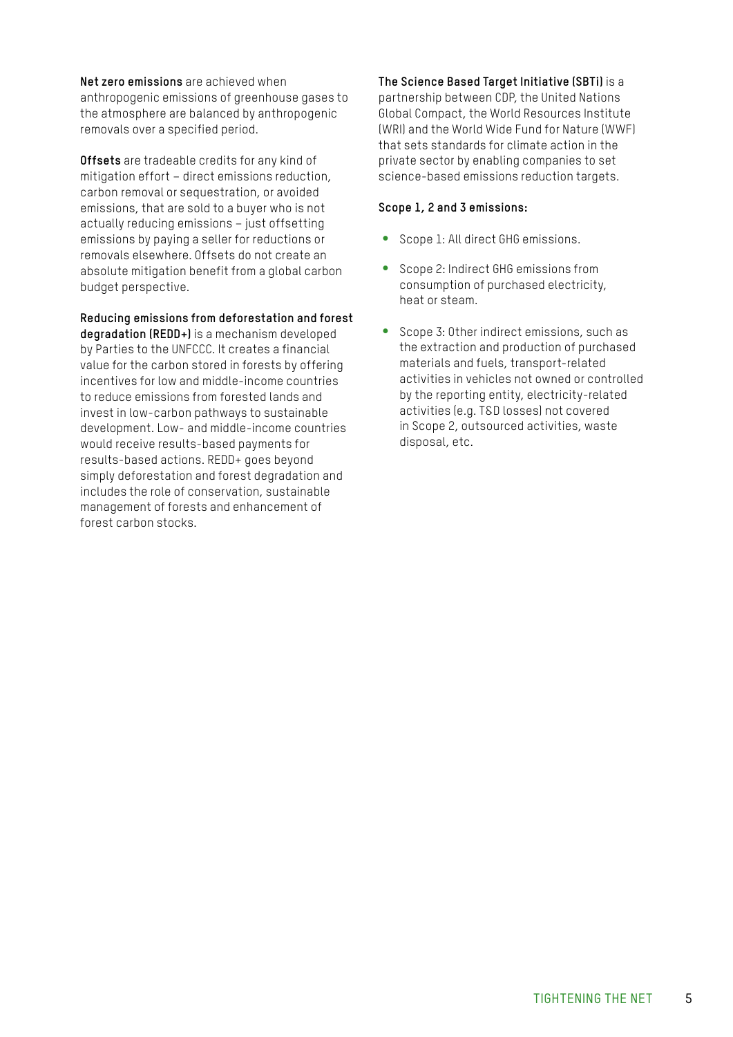**Net zero emissions** are achieved when anthropogenic emissions of greenhouse gases to the atmosphere are balanced by anthropogenic removals over a specified period.

**Offsets** are tradeable credits for any kind of mitigation effort – direct emissions reduction, carbon removal or sequestration, or avoided emissions, that are sold to a buyer who is not actually reducing emissions – just offsetting emissions by paying a seller for reductions or removals elsewhere. Offsets do not create an absolute mitigation benefit from a global carbon budget perspective.

**Reducing emissions from deforestation and forest degradation (REDD+)** is a mechanism developed by Parties to the UNFCCC. It creates a financial value for the carbon stored in forests by offering incentives for low and middle-income countries to reduce emissions from forested lands and invest in low-carbon pathways to sustainable development. Low- and middle-income countries would receive results-based payments for results-based actions. REDD+ goes beyond simply deforestation and forest degradation and includes the role of conservation, sustainable management of forests and enhancement of forest carbon stocks.

**The Science Based Target Initiative (SBTi)** is a partnership between CDP, the United Nations Global Compact, the World Resources Institute (WRI) and the World Wide Fund for Nature (WWF) that sets standards for climate action in the private sector by enabling companies to set science-based emissions reduction targets.

**Scope 1, 2 and 3 emissions:**

- Scope 1: All direct GHG emissions.
- Scope 2: Indirect GHG emissions from consumption of purchased electricity, heat or steam.
- Scope 3: Other indirect emissions, such as the extraction and production of purchased materials and fuels, transport-related activities in vehicles not owned or controlled by the reporting entity, electricity-related activities (e.g. T&D losses) not covered in Scope 2, outsourced activities, waste disposal, etc.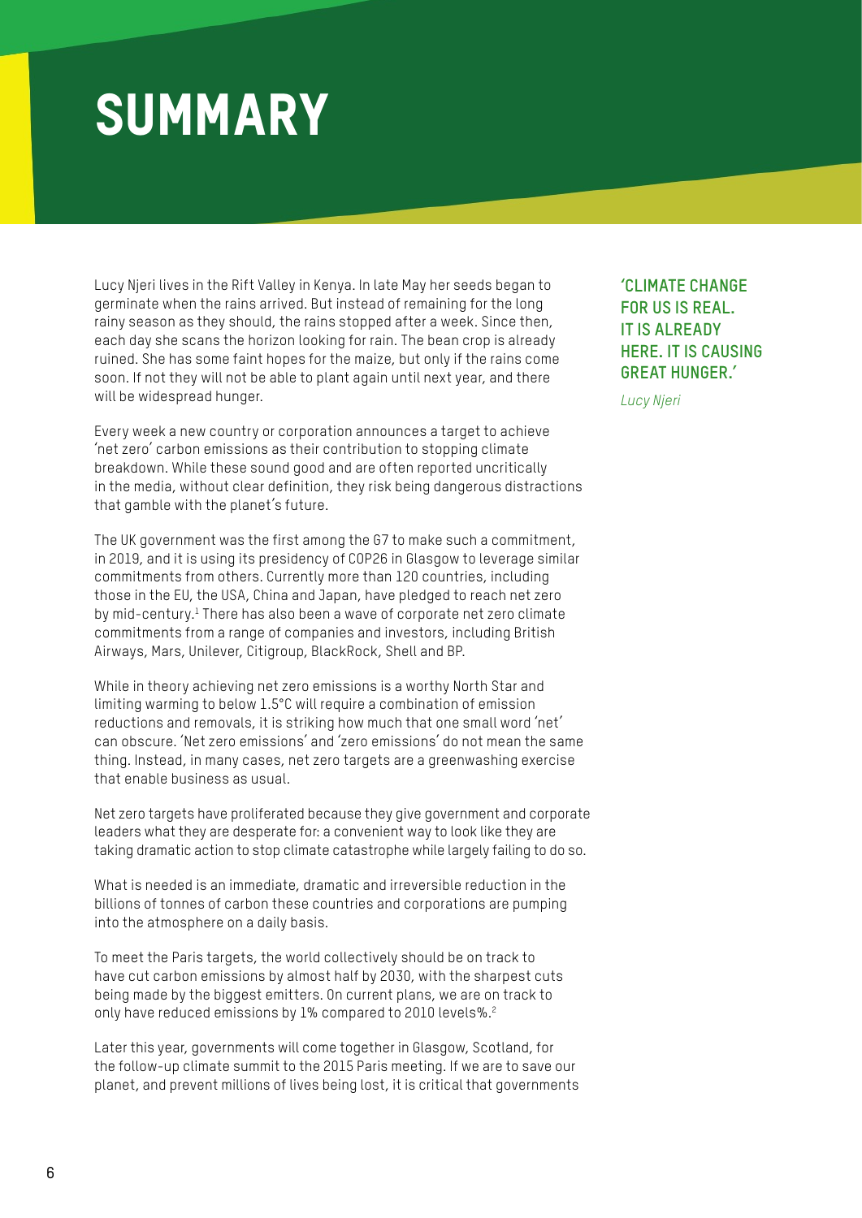# SUMMARY

> **'CLIMATE CHANGE FOR US IS REAL. IT IS ALREADY HERE. IT IS CAUSING GREAT HUNGER.'**
>
> *Lucy Njeri*

Lucy Njeri lives in the Rift Valley in Kenya. In late May her seeds began to germinate when the rains arrived. But instead of remaining for the long rainy season as they should, the rains stopped after a week. Since then, each day she scans the horizon looking for rain. The bean crop is already ruined. She has some faint hopes for the maize, but only if the rains come soon. If not they will not be able to plant again until next year, and there will be widespread hunger.

Every week a new country or corporation announces a target to achieve 'net zero' carbon emissions as their contribution to stopping climate breakdown. While these sound good and are often reported uncritically in the media, without clear definition, they risk being dangerous distractions that gamble with the planet's future.

The UK government was the first among the G7 to make such a commitment, in 2019, and it is using its presidency of COP26 in Glasgow to leverage similar commitments from others. Currently more than 120 countries, including those in the EU, the USA, China and Japan, have pledged to reach net zero by mid-century.[1] There has also been a wave of corporate net zero climate commitments from a range of companies and investors, including British Airways, Mars, Unilever, Citigroup, BlackRock, Shell and BP.

While in theory achieving net zero emissions is a worthy North Star and limiting warming to below 1.5°C will require a combination of emission reductions and removals, it is striking how much that one small word 'net' can obscure. 'Net zero emissions' and 'zero emissions' do not mean the same thing. Instead, in many cases, net zero targets are a greenwashing exercise that enable business as usual.

Net zero targets have proliferated because they give government and corporate leaders what they are desperate for: a convenient way to look like they are taking dramatic action to stop climate catastrophe while largely failing to do so.

What is needed is an immediate, dramatic and irreversible reduction in the billions of tonnes of carbon these countries and corporations are pumping into the atmosphere on a daily basis.

To meet the Paris targets, the world collectively should be on track to have cut carbon emissions by almost half by 2030, with the sharpest cuts being made by the biggest emitters. On current plans, we are on track to only have reduced emissions by 1% compared to 2010 levels%.[2]

Later this year, governments will come together in Glasgow, Scotland, for the follow-up climate summit to the 2015 Paris meeting. If we are to save our planet, and prevent millions of lives being lost, it is critical that governments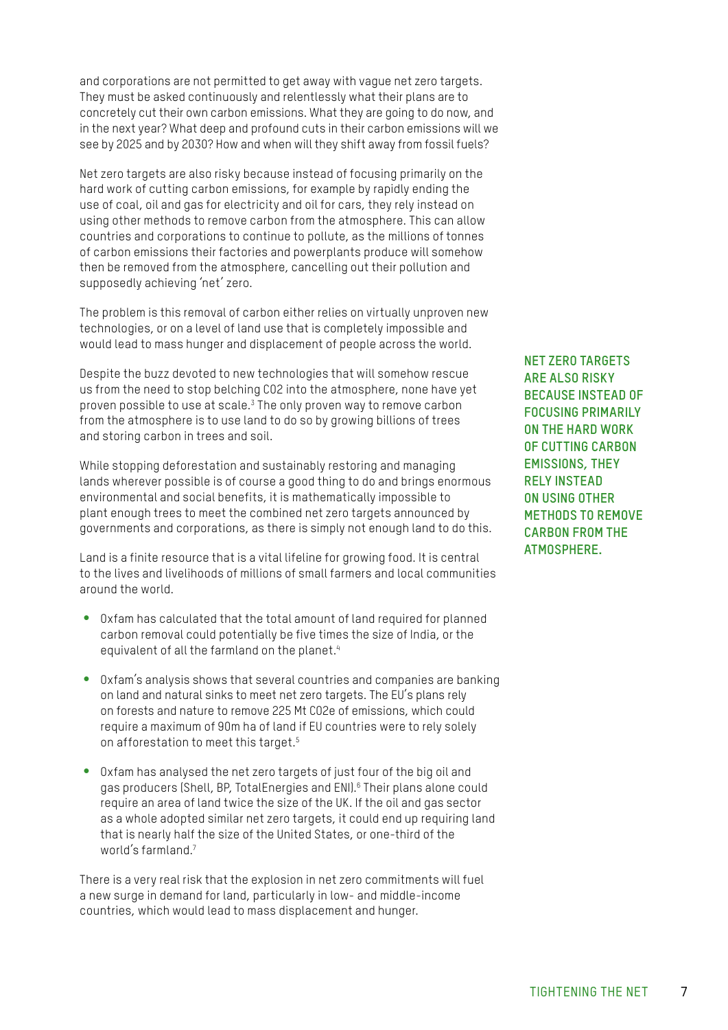and corporations are not permitted to get away with vague net zero targets. They must be asked continuously and relentlessly what their plans are to concretely cut their own carbon emissions. What they are going to do now, and in the next year? What deep and profound cuts in their carbon emissions will we see by 2025 and by 2030? How and when will they shift away from fossil fuels?

Net zero targets are also risky because instead of focusing primarily on the hard work of cutting carbon emissions, for example by rapidly ending the use of coal, oil and gas for electricity and oil for cars, they rely instead on using other methods to remove carbon from the atmosphere. This can allow countries and corporations to continue to pollute, as the millions of tonnes of carbon emissions their factories and powerplants produce will somehow then be removed from the atmosphere, cancelling out their pollution and supposedly achieving 'net' zero.

The problem is this removal of carbon either relies on virtually unproven new technologies, or on a level of land use that is completely impossible and would lead to mass hunger and displacement of people across the world.

Despite the buzz devoted to new technologies that will somehow rescue us from the need to stop belching $CO_2$ into the atmosphere, none have yet proven possible to use at scale.[3] The only proven way to remove carbon from the atmosphere is to use land to do so by growing billions of trees and storing carbon in trees and soil.

While stopping deforestation and sustainably restoring and managing lands wherever possible is of course a good thing to do and brings enormous environmental and social benefits, it is mathematically impossible to plant enough trees to meet the combined net zero targets announced by governments and corporations, as there is simply not enough land to do this.

Land is a finite resource that is a vital lifeline for growing food. It is central to the lives and livelihoods of millions of small farmers and local communities around the world.

- Oxfam has calculated that the total amount of land required for planned carbon removal could potentially be five times the size of India, or the equivalent of all the farmland on the planet.[4]
- Oxfam's analysis shows that several countries and companies are banking on land and natural sinks to meet net zero targets. The EU's plans rely on forests and nature to remove 225 Mt $CO_2e$ of emissions, which could require a maximum of 90m ha of land if EU countries were to rely solely on afforestation to meet this target.[5]
- Oxfam has analysed the net zero targets of just four of the big oil and gas producers (Shell, BP, TotalEnergies and ENI).[6] Their plans alone could require an area of land twice the size of the UK. If the oil and gas sector as a whole adopted similar net zero targets, it could end up requiring land that is nearly half the size of the United States, or one-third of the world's farmland.[7]

There is a very real risk that the explosion in net zero commitments will fuel a new surge in demand for land, particularly in low- and middle-income countries, which would lead to mass displacement and hunger.

**NET ZERO TARGETS ARE ALSO RISKY BECAUSE INSTEAD OF FOCUSING PRIMARILY ON THE HARD WORK OF CUTTING CARBON EMISSIONS, THEY RELY INSTEAD ON USING OTHER METHODS TO REMOVE CARBON FROM THE ATMOSPHERE.**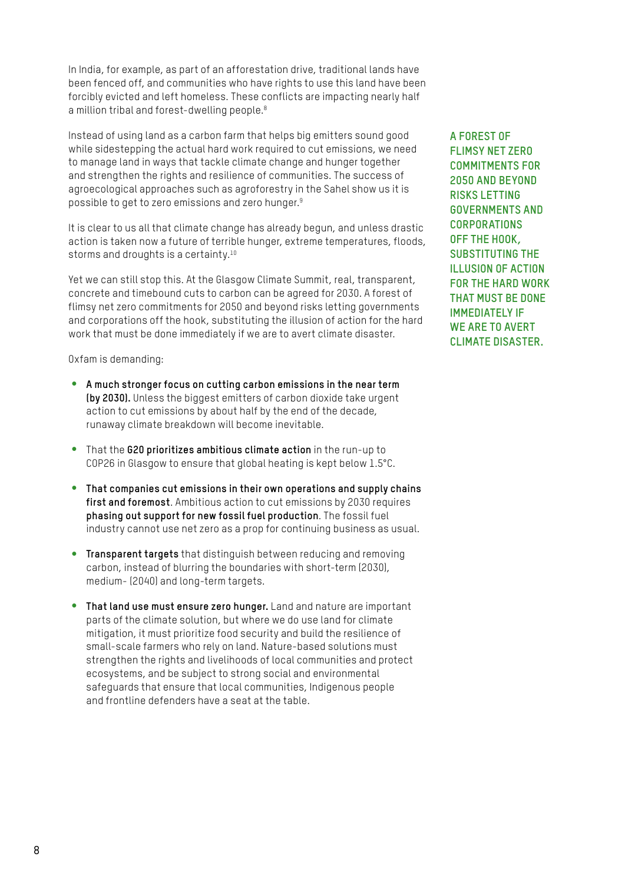In India, for example, as part of an afforestation drive, traditional lands have been fenced off, and communities who have rights to use this land have been forcibly evicted and left homeless. These conflicts are impacting nearly half a million tribal and forest-dwelling people.[8]

Instead of using land as a carbon farm that helps big emitters sound good while sidestepping the actual hard work required to cut emissions, we need to manage land in ways that tackle climate change and hunger together and strengthen the rights and resilience of communities. The success of agroecological approaches such as agroforestry in the Sahel show us it is possible to get to zero emissions and zero hunger.[9]

It is clear to us all that climate change has already begun, and unless drastic action is taken now a future of terrible hunger, extreme temperatures, floods, storms and droughts is a certainty.[10]

Yet we can still stop this. At the Glasgow Climate Summit, real, transparent, concrete and timebound cuts to carbon can be agreed for 2030. A forest of flimsy net zero commitments for 2050 and beyond risks letting governments and corporations off the hook, substituting the illusion of action for the hard work that must be done immediately if we are to avert climate disaster.

**A FOREST OF FLIMSY NET ZERO COMMITMENTS FOR 2050 AND BEYOND RISKS LETTING GOVERNMENTS AND CORPORATIONS OFF THE HOOK, SUBSTITUTING THE ILLUSION OF ACTION FOR THE HARD WORK THAT MUST BE DONE IMMEDIATELY IF WE ARE TO AVERT CLIMATE DISASTER.**

Oxfam is demanding:

- **A much stronger focus on cutting carbon emissions in the near term (by 2030).** Unless the biggest emitters of carbon dioxide take urgent action to cut emissions by about half by the end of the decade, runaway climate breakdown will become inevitable.
- That the **G20 prioritizes ambitious climate action** in the run-up to COP26 in Glasgow to ensure that global heating is kept below 1.5°C.
- **That companies cut emissions in their own operations and supply chains first and foremost**. Ambitious action to cut emissions by 2030 requires **phasing out support for new fossil fuel production**. The fossil fuel industry cannot use net zero as a prop for continuing business as usual.
- **Transparent targets** that distinguish between reducing and removing carbon, instead of blurring the boundaries with short-term (2030), medium- (2040) and long-term targets.
- **That land use must ensure zero hunger.** Land and nature are important parts of the climate solution, but where we do use land for climate mitigation, it must prioritize food security and build the resilience of small-scale farmers who rely on land. Nature-based solutions must strengthen the rights and livelihoods of local communities and protect ecosystems, and be subject to strong social and environmental safeguards that ensure that local communities, Indigenous people and frontline defenders have a seat at the table.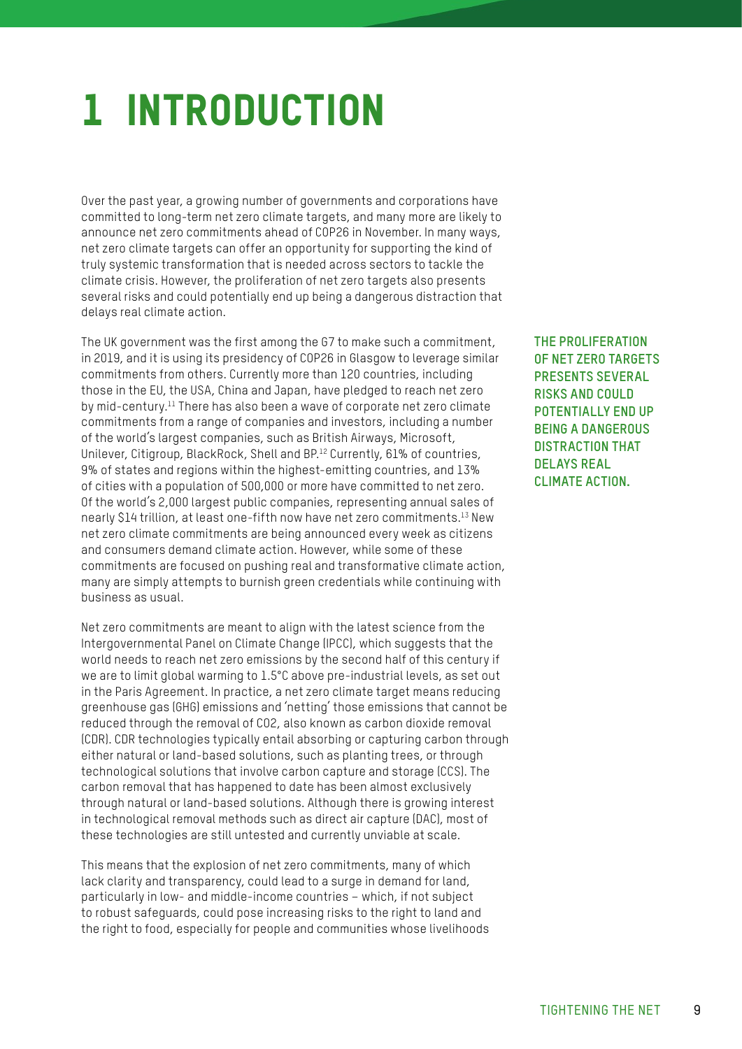# 1 INTRODUCTION

Over the past year, a growing number of governments and corporations have committed to long-term net zero climate targets, and many more are likely to announce net zero commitments ahead of COP26 in November. In many ways, net zero climate targets can offer an opportunity for supporting the kind of truly systemic transformation that is needed across sectors to tackle the climate crisis. However, the proliferation of net zero targets also presents several risks and could potentially end up being a dangerous distraction that delays real climate action.

The UK government was the first among the G7 to make such a commitment, in 2019, and it is using its presidency of COP26 in Glasgow to leverage similar commitments from others. Currently more than 120 countries, including those in the EU, the USA, China and Japan, have pledged to reach net zero by mid-century.[11] There has also been a wave of corporate net zero climate commitments from a range of companies and investors, including a number of the world's largest companies, such as British Airways, Microsoft, Unilever, Citigroup, BlackRock, Shell and BP.[12] Currently, 61% of countries, 9% of states and regions within the highest-emitting countries, and 13% of cities with a population of 500,000 or more have committed to net zero. Of the world's 2,000 largest public companies, representing annual sales of nearly $14 trillion, at least one-fifth now have net zero commitments.[13] New net zero climate commitments are being announced every week as citizens and consumers demand climate action. However, while some of these commitments are focused on pushing real and transformative climate action, many are simply attempts to burnish green credentials while continuing with business as usual.

**THE PROLIFERATION OF NET ZERO TARGETS PRESENTS SEVERAL RISKS AND COULD POTENTIALLY END UP BEING A DANGEROUS DISTRACTION THAT DELAYS REAL CLIMATE ACTION.**

Net zero commitments are meant to align with the latest science from the Intergovernmental Panel on Climate Change (IPCC), which suggests that the world needs to reach net zero emissions by the second half of this century if we are to limit global warming to 1.5°C above pre-industrial levels, as set out in the Paris Agreement. In practice, a net zero climate target means reducing greenhouse gas (GHG) emissions and 'netting' those emissions that cannot be reduced through the removal of $CO_2$, also known as carbon dioxide removal (CDR). CDR technologies typically entail absorbing or capturing carbon through either natural or land-based solutions, such as planting trees, or through technological solutions that involve carbon capture and storage (CCS). The carbon removal that has happened to date has been almost exclusively through natural or land-based solutions. Although there is growing interest in technological removal methods such as direct air capture (DAC), most of these technologies are still untested and currently unviable at scale.

This means that the explosion of net zero commitments, many of which lack clarity and transparency, could lead to a surge in demand for land, particularly in low- and middle-income countries – which, if not subject to robust safeguards, could pose increasing risks to the right to land and the right to food, especially for people and communities whose livelihoods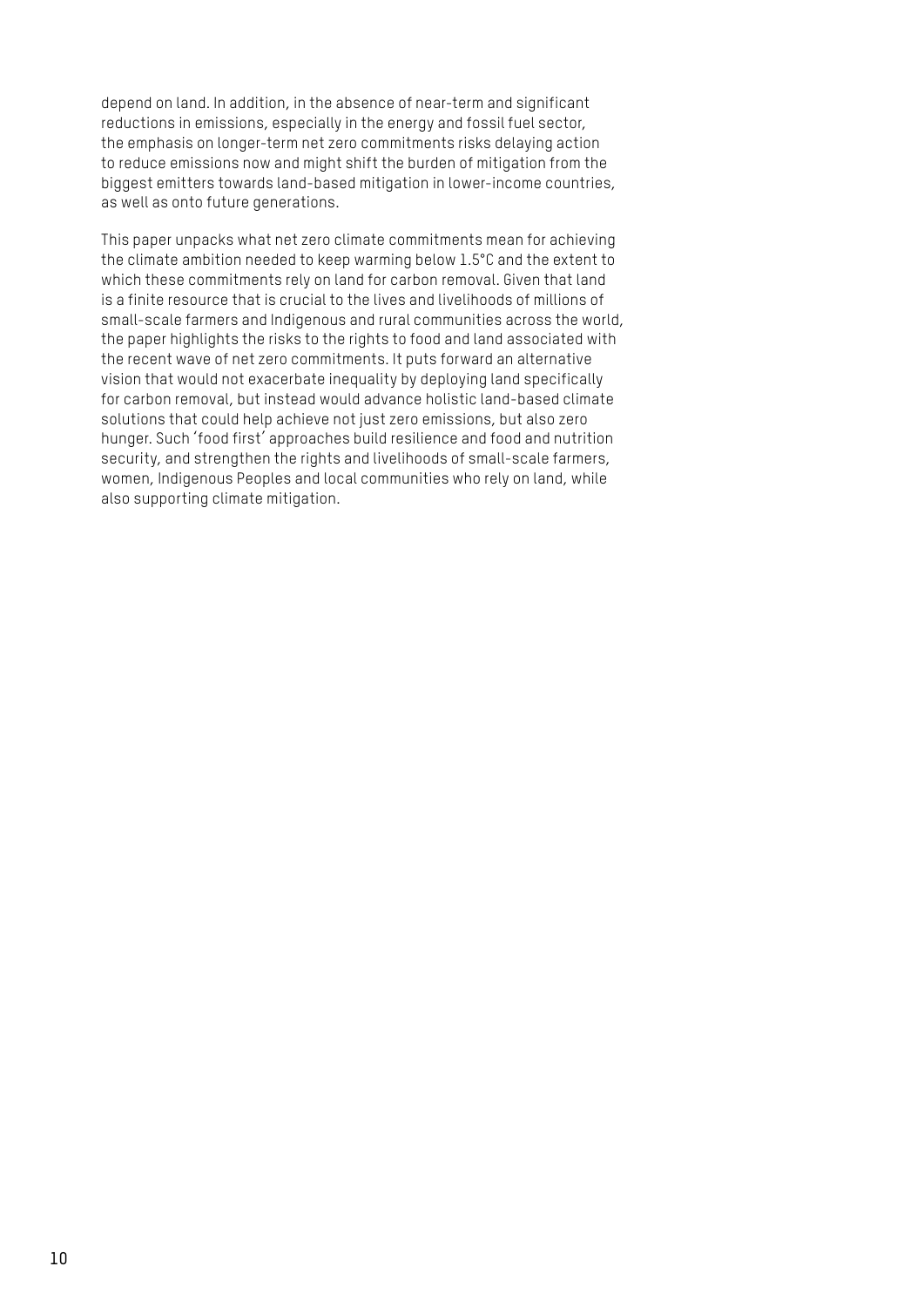depend on land. In addition, in the absence of near-term and significant reductions in emissions, especially in the energy and fossil fuel sector, the emphasis on longer-term net zero commitments risks delaying action to reduce emissions now and might shift the burden of mitigation from the biggest emitters towards land-based mitigation in lower-income countries, as well as onto future generations.

This paper unpacks what net zero climate commitments mean for achieving the climate ambition needed to keep warming below 1.5°C and the extent to which these commitments rely on land for carbon removal. Given that land is a finite resource that is crucial to the lives and livelihoods of millions of small-scale farmers and Indigenous and rural communities across the world, the paper highlights the risks to the rights to food and land associated with the recent wave of net zero commitments. It puts forward an alternative vision that would not exacerbate inequality by deploying land specifically for carbon removal, but instead would advance holistic land-based climate solutions that could help achieve not just zero emissions, but also zero hunger. Such 'food first' approaches build resilience and food and nutrition security, and strengthen the rights and livelihoods of small-scale farmers, women, Indigenous Peoples and local communities who rely on land, while also supporting climate mitigation.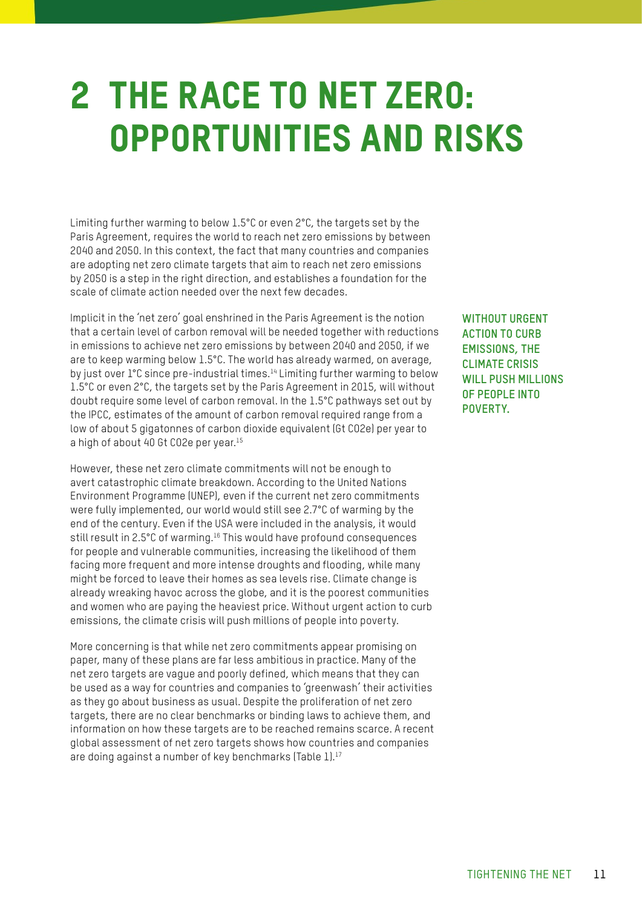# 2 THE RACE TO NET ZERO: OPPORTUNITIES AND RISKS

Limiting further warming to below 1.5°C or even 2°C, the targets set by the Paris Agreement, requires the world to reach net zero emissions by between 2040 and 2050. In this context, the fact that many countries and companies are adopting net zero climate targets that aim to reach net zero emissions by 2050 is a step in the right direction, and establishes a foundation for the scale of climate action needed over the next few decades.

Implicit in the 'net zero' goal enshrined in the Paris Agreement is the notion that a certain level of carbon removal will be needed together with reductions in emissions to achieve net zero emissions by between 2040 and 2050, if we are to keep warming below 1.5°C. The world has already warmed, on average, by just over 1°C since pre-industrial times.[14] Limiting further warming to below 1.5°C or even 2°C, the targets set by the Paris Agreement in 2015, will without doubt require some level of carbon removal. In the 1.5°C pathways set out by the IPCC, estimates of the amount of carbon removal required range from a low of about 5 gigatonnes of carbon dioxide equivalent (Gt CO2e) per year to a high of about 40 Gt CO2e per year.[15]

**WITHOUT URGENT ACTION TO CURB EMISSIONS, THE CLIMATE CRISIS WILL PUSH MILLIONS OF PEOPLE INTO POVERTY.**

However, these net zero climate commitments will not be enough to avert catastrophic climate breakdown. According to the United Nations Environment Programme (UNEP), even if the current net zero commitments were fully implemented, our world would still see 2.7°C of warming by the end of the century. Even if the USA were included in the analysis, it would still result in 2.5°C of warming.[16] This would have profound consequences for people and vulnerable communities, increasing the likelihood of them facing more frequent and more intense droughts and flooding, while many might be forced to leave their homes as sea levels rise. Climate change is already wreaking havoc across the globe, and it is the poorest communities and women who are paying the heaviest price. Without urgent action to curb emissions, the climate crisis will push millions of people into poverty.

More concerning is that while net zero commitments appear promising on paper, many of these plans are far less ambitious in practice. Many of the net zero targets are vague and poorly defined, which means that they can be used as a way for countries and companies to 'greenwash' their activities as they go about business as usual. Despite the proliferation of net zero targets, there are no clear benchmarks or binding laws to achieve them, and information on how these targets are to be reached remains scarce. A recent global assessment of net zero targets shows how countries and companies are doing against a number of key benchmarks (Table 1).[17]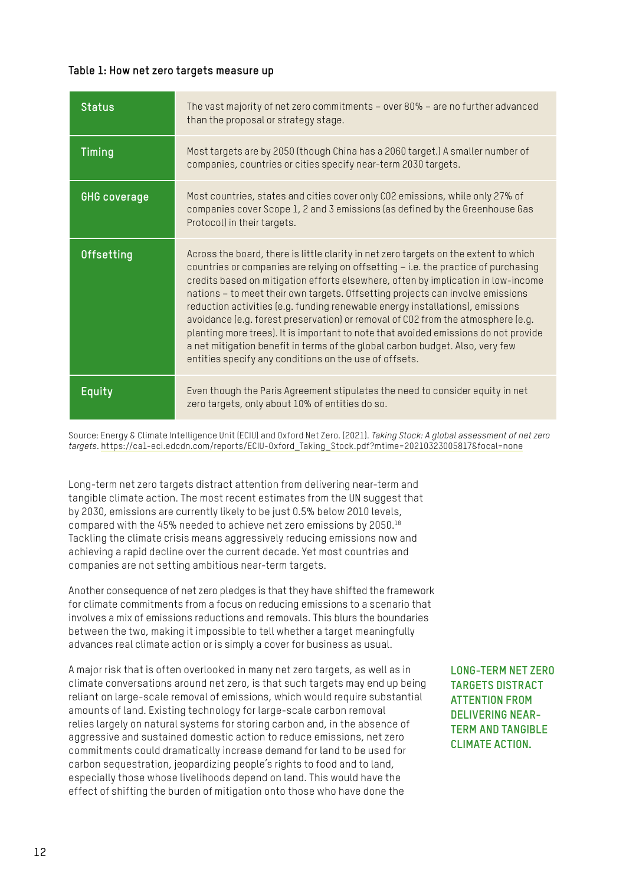**Table 1: How net zero targets measure up**

| | |
|---|---|
| **Status** | The vast majority of net zero commitments – over 80% – are no further advanced than the proposal or strategy stage. |
| **Timing** | Most targets are by 2050 (though China has a 2060 target.) A smaller number of companies, countries or cities specify near-term 2030 targets. |
| **GHG coverage** | Most countries, states and cities cover only $CO_2$ emissions, while only 27% of companies cover Scope 1, 2 and 3 emissions (as defined by the Greenhouse Gas Protocol) in their targets. |
| **Offsetting** | Across the board, there is little clarity in net zero targets on the extent to which countries or companies are relying on offsetting – i.e. the practice of purchasing credits based on mitigation efforts elsewhere, often by implication in low-income nations – to meet their own targets. Offsetting projects can involve emissions reduction activities (e.g. funding renewable energy installations), emissions avoidance (e.g. forest preservation) or removal of $CO_2$ from the atmosphere (e.g. planting more trees). It is important to note that avoided emissions do not provide a net mitigation benefit in terms of the global carbon budget. Also, very few entities specify any conditions on the use of offsets. |
| **Equity** | Even though the Paris Agreement stipulates the need to consider equity in net zero targets, only about 10% of entities do so. |

Source: Energy & Climate Intelligence Unit (ECIU) and Oxford Net Zero. (2021). *Taking Stock: A global assessment of net zero targets.* https://ca1-eci.edcdn.com/reports/ECIU-Oxford_Taking_Stock.pdf?mtime=20210323005817&focal=none

Long-term net zero targets distract attention from delivering near-term and tangible climate action. The most recent estimates from the UN suggest that by 2030, emissions are currently likely to be just 0.5% below 2010 levels, compared with the 45% needed to achieve net zero emissions by 2050.[18] Tackling the climate crisis means aggressively reducing emissions now and achieving a rapid decline over the current decade. Yet most countries and companies are not setting ambitious near-term targets.

Another consequence of net zero pledges is that they have shifted the framework for climate commitments from a focus on reducing emissions to a scenario that involves a mix of emissions reductions and removals. This blurs the boundaries between the two, making it impossible to tell whether a target meaningfully advances real climate action or is simply a cover for business as usual.

**LONG-TERM NET ZERO TARGETS DISTRACT ATTENTION FROM DELIVERING NEAR-TERM AND TANGIBLE CLIMATE ACTION.**

A major risk that is often overlooked in many net zero targets, as well as in climate conversations around net zero, is that such targets may end up being reliant on large-scale removal of emissions, which would require substantial amounts of land. Existing technology for large-scale carbon removal relies largely on natural systems for storing carbon and, in the absence of aggressive and sustained domestic action to reduce emissions, net zero commitments could dramatically increase demand for land to be used for carbon sequestration, jeopardizing people's rights to food and to land, especially those whose livelihoods depend on land. This would have the effect of shifting the burden of mitigation onto those who have done the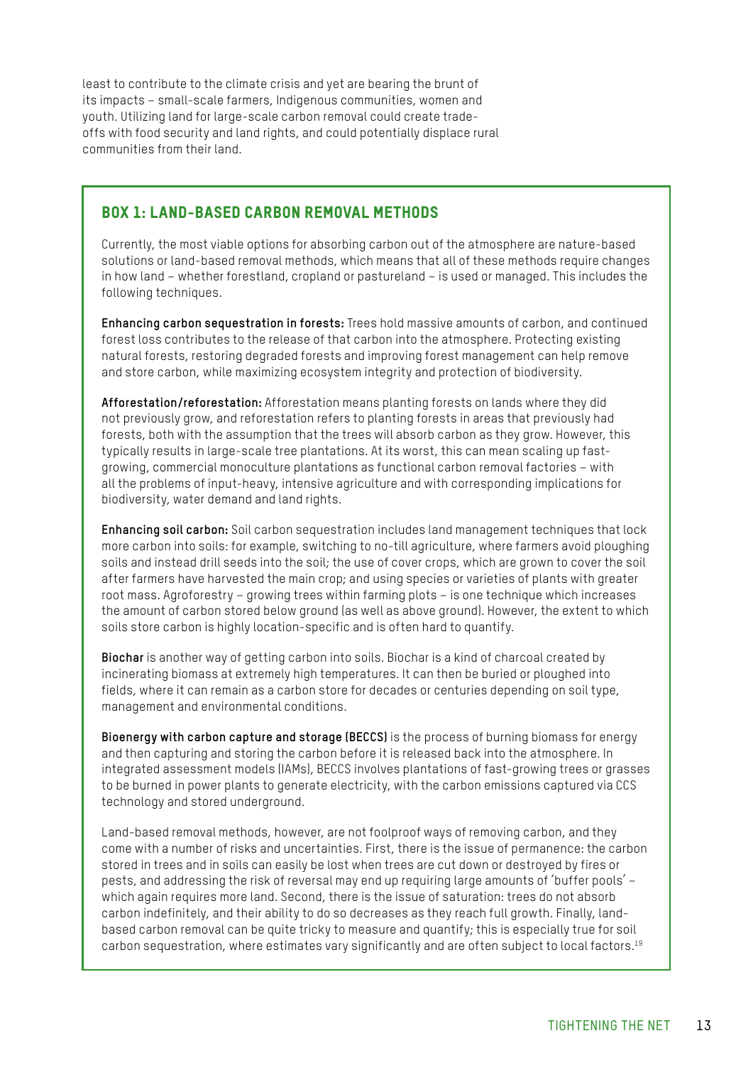least to contribute to the climate crisis and yet are bearing the brunt of its impacts – small-scale farmers, Indigenous communities, women and youth. Utilizing land for large-scale carbon removal could create trade-offs with food security and land rights, and could potentially displace rural communities from their land.

## BOX 1: LAND-BASED CARBON REMOVAL METHODS

Currently, the most viable options for absorbing carbon out of the atmosphere are nature-based solutions or land-based removal methods, which means that all of these methods require changes in how land – whether forestland, cropland or pastureland – is used or managed. This includes the following techniques.

**Enhancing carbon sequestration in forests:** Trees hold massive amounts of carbon, and continued forest loss contributes to the release of that carbon into the atmosphere. Protecting existing natural forests, restoring degraded forests and improving forest management can help remove and store carbon, while maximizing ecosystem integrity and protection of biodiversity.

**Afforestation/reforestation:** Afforestation means planting forests on lands where they did not previously grow, and reforestation refers to planting forests in areas that previously had forests, both with the assumption that the trees will absorb carbon as they grow. However, this typically results in large-scale tree plantations. At its worst, this can mean scaling up fast-growing, commercial monoculture plantations as functional carbon removal factories – with all the problems of input-heavy, intensive agriculture and with corresponding implications for biodiversity, water demand and land rights.

**Enhancing soil carbon:** Soil carbon sequestration includes land management techniques that lock more carbon into soils: for example, switching to no-till agriculture, where farmers avoid ploughing soils and instead drill seeds into the soil; the use of cover crops, which are grown to cover the soil after farmers have harvested the main crop; and using species or varieties of plants with greater root mass. Agroforestry – growing trees within farming plots – is one technique which increases the amount of carbon stored below ground (as well as above ground). However, the extent to which soils store carbon is highly location-specific and is often hard to quantify.

**Biochar** is another way of getting carbon into soils. Biochar is a kind of charcoal created by incinerating biomass at extremely high temperatures. It can then be buried or ploughed into fields, where it can remain as a carbon store for decades or centuries depending on soil type, management and environmental conditions.

**Bioenergy with carbon capture and storage (BECCS)** is the process of burning biomass for energy and then capturing and storing the carbon before it is released back into the atmosphere. In integrated assessment models (IAMs), BECCS involves plantations of fast-growing trees or grasses to be burned in power plants to generate electricity, with the carbon emissions captured via CCS technology and stored underground.

Land-based removal methods, however, are not foolproof ways of removing carbon, and they come with a number of risks and uncertainties. First, there is the issue of permanence: the carbon stored in trees and in soils can easily be lost when trees are cut down or destroyed by fires or pests, and addressing the risk of reversal may end up requiring large amounts of 'buffer pools' – which again requires more land. Second, there is the issue of saturation: trees do not absorb carbon indefinitely, and their ability to do so decreases as they reach full growth. Finally, land-based carbon removal can be quite tricky to measure and quantify; this is especially true for soil carbon sequestration, where estimates vary significantly and are often subject to local factors.[19]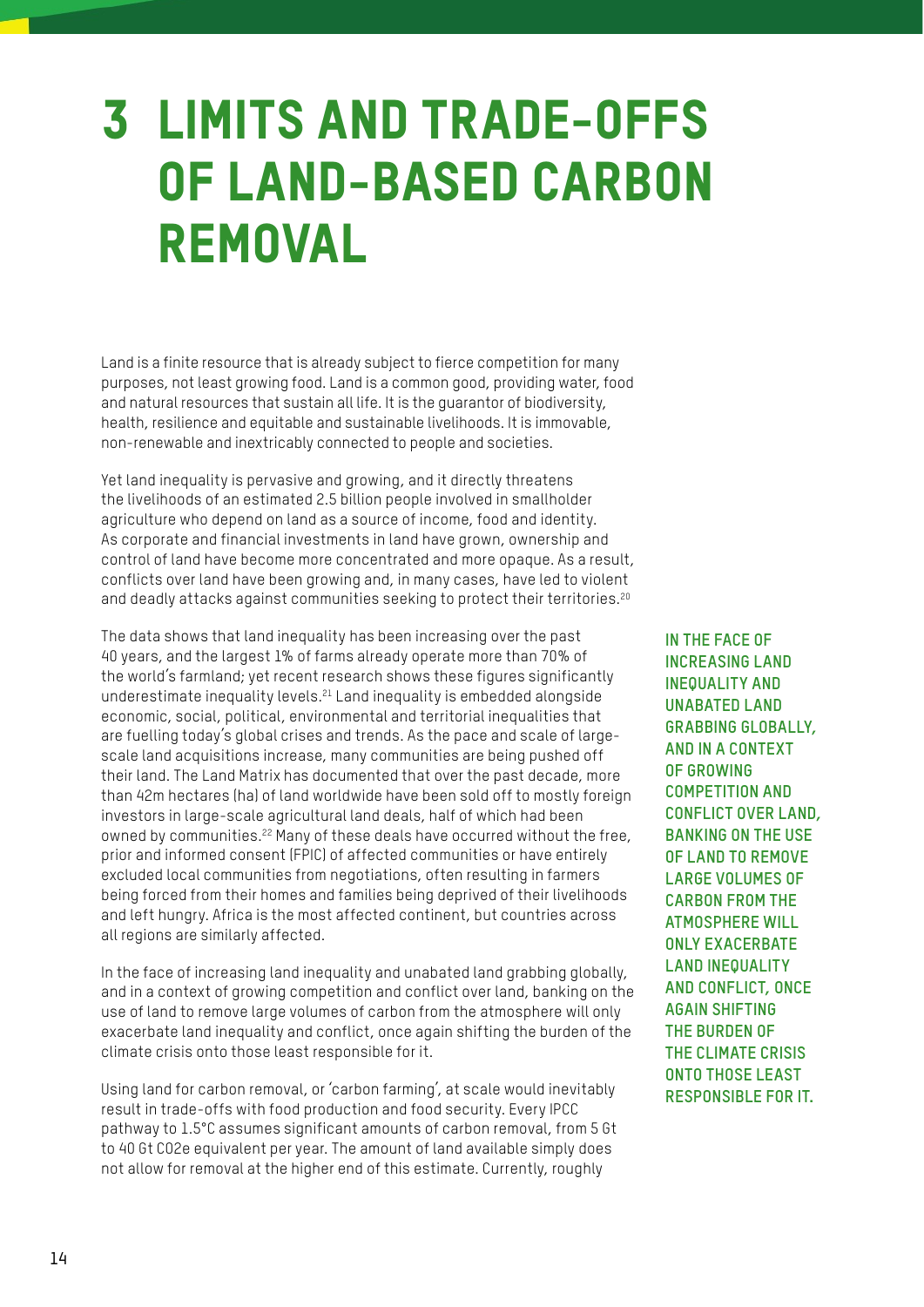# 3 LIMITS AND TRADE-OFFS OF LAND-BASED CARBON REMOVAL

Land is a finite resource that is already subject to fierce competition for many purposes, not least growing food. Land is a common good, providing water, food and natural resources that sustain all life. It is the guarantor of biodiversity, health, resilience and equitable and sustainable livelihoods. It is immovable, non-renewable and inextricably connected to people and societies.

Yet land inequality is pervasive and growing, and it directly threatens the livelihoods of an estimated 2.5 billion people involved in smallholder agriculture who depend on land as a source of income, food and identity. As corporate and financial investments in land have grown, ownership and control of land have become more concentrated and more opaque. As a result, conflicts over land have been growing and, in many cases, have led to violent and deadly attacks against communities seeking to protect their territories.[20]

The data shows that land inequality has been increasing over the past 40 years, and the largest 1% of farms already operate more than 70% of the world's farmland; yet recent research shows these figures significantly underestimate inequality levels.[21] Land inequality is embedded alongside economic, social, political, environmental and territorial inequalities that are fuelling today's global crises and trends. As the pace and scale of large-scale land acquisitions increase, many communities are being pushed off their land. The Land Matrix has documented that over the past decade, more than 42m hectares (ha) of land worldwide have been sold off to mostly foreign investors in large-scale agricultural land deals, half of which had been owned by communities.[22] Many of these deals have occurred without the free, prior and informed consent (FPIC) of affected communities or have entirely excluded local communities from negotiations, often resulting in farmers being forced from their homes and families being deprived of their livelihoods and left hungry. Africa is the most affected continent, but countries across all regions are similarly affected.

In the face of increasing land inequality and unabated land grabbing globally, and in a context of growing competition and conflict over land, banking on the use of land to remove large volumes of carbon from the atmosphere will only exacerbate land inequality and conflict, once again shifting the burden of the climate crisis onto those least responsible for it.

**IN THE FACE OF INCREASING LAND INEQUALITY AND UNABATED LAND GRABBING GLOBALLY, AND IN A CONTEXT OF GROWING COMPETITION AND CONFLICT OVER LAND, BANKING ON THE USE OF LAND TO REMOVE LARGE VOLUMES OF CARBON FROM THE ATMOSPHERE WILL ONLY EXACERBATE LAND INEQUALITY AND CONFLICT, ONCE AGAIN SHIFTING THE BURDEN OF THE CLIMATE CRISIS ONTO THOSE LEAST RESPONSIBLE FOR IT.**

Using land for carbon removal, or 'carbon farming', at scale would inevitably result in trade-offs with food production and food security. Every IPCC pathway to 1.5°C assumes significant amounts of carbon removal, from 5 Gt to 40 Gt CO2e equivalent per year. The amount of land available simply does not allow for removal at the higher end of this estimate. Currently, roughly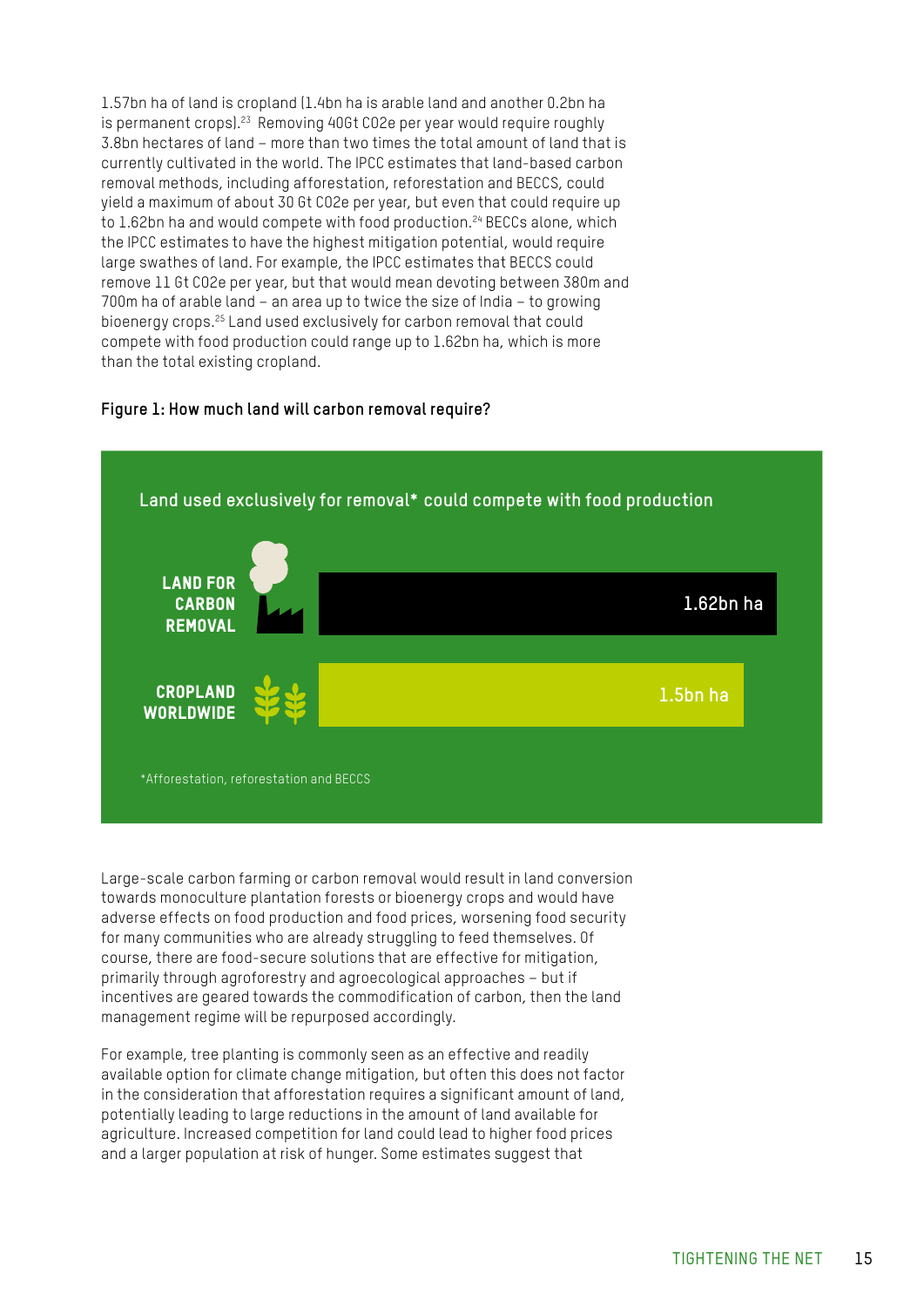1.57bn ha of land is cropland (1.4bn ha is arable land and another 0.2bn ha is permanent crops).[23] Removing 40Gt CO2e per year would require roughly 3.8bn hectares of land – more than two times the total amount of land that is currently cultivated in the world. The IPCC estimates that land-based carbon removal methods, including afforestation, reforestation and BECCS, could yield a maximum of about 30 Gt CO2e per year, but even that could require up to 1.62bn ha and would compete with food production.[24] BECCs alone, which the IPCC estimates to have the highest mitigation potential, would require large swathes of land. For example, the IPCC estimates that BECCS could remove 11 Gt CO2e per year, but that would mean devoting between 380m and 700m ha of arable land – an area up to twice the size of India – to growing bioenergy crops.[25] Land used exclusively for carbon removal that could compete with food production could range up to 1.62bn ha, which is more than the total existing cropland.

**Figure 1: How much land will carbon removal require?**

Land used exclusively for removal* could compete with food production

| | |
|---|---|
| LAND FOR CARBON REMOVAL | 1.62bn ha |
| CROPLAND WORLDWIDE | 1.5bn ha |

*Afforestation, reforestation and BECCS

Large-scale carbon farming or carbon removal would result in land conversion towards monoculture plantation forests or bioenergy crops and would have adverse effects on food production and food prices, worsening food security for many communities who are already struggling to feed themselves. Of course, there are food-secure solutions that are effective for mitigation, primarily through agroforestry and agroecological approaches – but if incentives are geared towards the commodification of carbon, then the land management regime will be repurposed accordingly.

For example, tree planting is commonly seen as an effective and readily available option for climate change mitigation, but often this does not factor in the consideration that afforestation requires a significant amount of land, potentially leading to large reductions in the amount of land available for agriculture. Increased competition for land could lead to higher food prices and a larger population at risk of hunger. Some estimates suggest that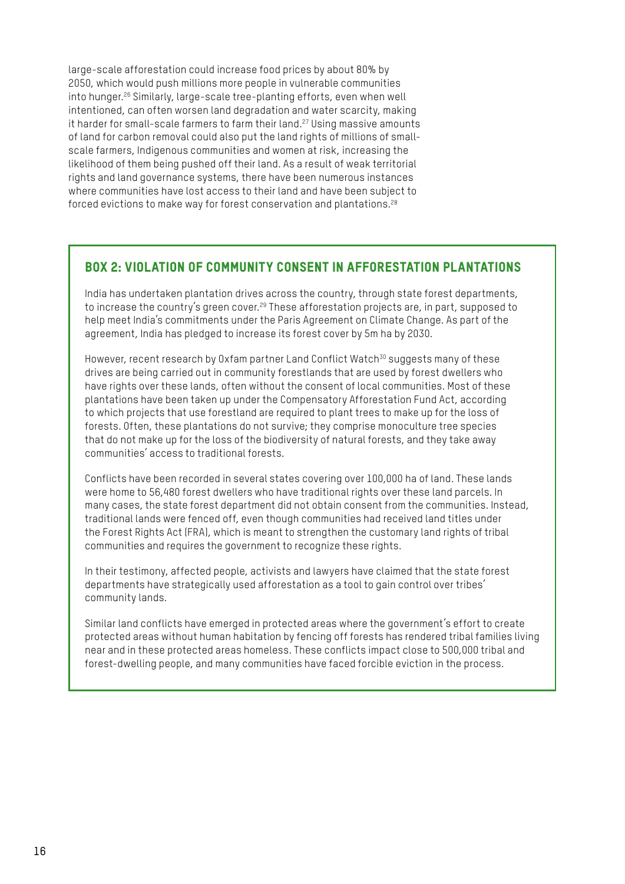large-scale afforestation could increase food prices by about 80% by 2050, which would push millions more people in vulnerable communities into hunger.[26] Similarly, large-scale tree-planting efforts, even when well intentioned, can often worsen land degradation and water scarcity, making it harder for small-scale farmers to farm their land.[27] Using massive amounts of land for carbon removal could also put the land rights of millions of small-scale farmers, Indigenous communities and women at risk, increasing the likelihood of them being pushed off their land. As a result of weak territorial rights and land governance systems, there have been numerous instances where communities have lost access to their land and have been subject to forced evictions to make way for forest conservation and plantations.[28]

### BOX 2: VIOLATION OF COMMUNITY CONSENT IN AFFORESTATION PLANTATIONS

India has undertaken plantation drives across the country, through state forest departments, to increase the country's green cover.[29] These afforestation projects are, in part, supposed to help meet India's commitments under the Paris Agreement on Climate Change. As part of the agreement, India has pledged to increase its forest cover by 5m ha by 2030.

However, recent research by Oxfam partner Land Conflict Watch[30] suggests many of these drives are being carried out in community forestlands that are used by forest dwellers who have rights over these lands, often without the consent of local communities. Most of these plantations have been taken up under the Compensatory Afforestation Fund Act, according to which projects that use forestland are required to plant trees to make up for the loss of forests. Often, these plantations do not survive; they comprise monoculture tree species that do not make up for the loss of the biodiversity of natural forests, and they take away communities' access to traditional forests.

Conflicts have been recorded in several states covering over 100,000 ha of land. These lands were home to 56,480 forest dwellers who have traditional rights over these land parcels. In many cases, the state forest department did not obtain consent from the communities. Instead, traditional lands were fenced off, even though communities had received land titles under the Forest Rights Act (FRA), which is meant to strengthen the customary land rights of tribal communities and requires the government to recognize these rights.

In their testimony, affected people, activists and lawyers have claimed that the state forest departments have strategically used afforestation as a tool to gain control over tribes' community lands.

Similar land conflicts have emerged in protected areas where the government's effort to create protected areas without human habitation by fencing off forests has rendered tribal families living near and in these protected areas homeless. These conflicts impact close to 500,000 tribal and forest-dwelling people, and many communities have faced forcible eviction in the process.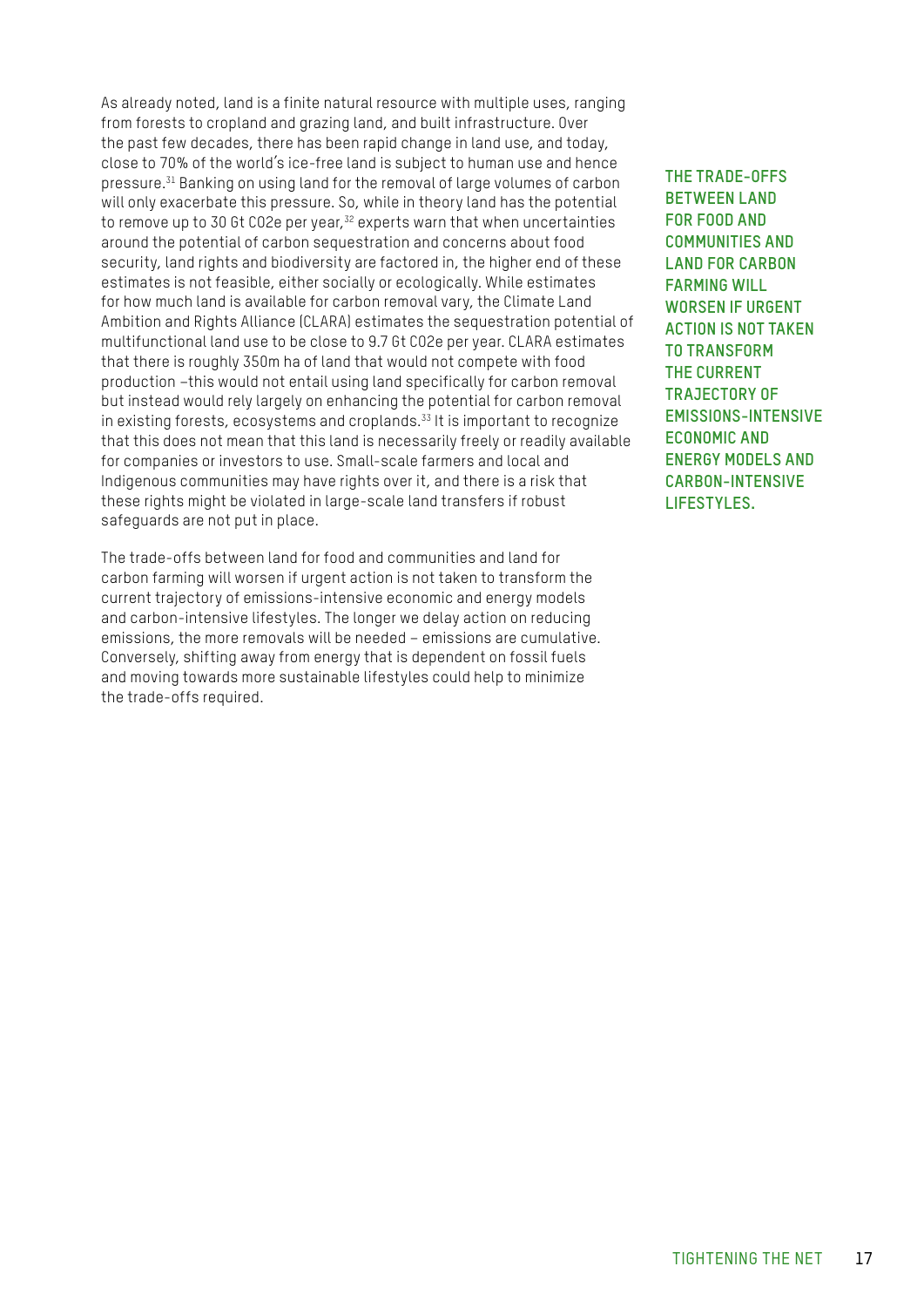As already noted, land is a finite natural resource with multiple uses, ranging from forests to cropland and grazing land, and built infrastructure. Over the past few decades, there has been rapid change in land use, and today, close to 70% of the world's ice-free land is subject to human use and hence pressure.[31] Banking on using land for the removal of large volumes of carbon will only exacerbate this pressure. So, while in theory land has the potential to remove up to 30 Gt CO2e per year,[32] experts warn that when uncertainties around the potential of carbon sequestration and concerns about food security, land rights and biodiversity are factored in, the higher end of these estimates is not feasible, either socially or ecologically. While estimates for how much land is available for carbon removal vary, the Climate Land Ambition and Rights Alliance (CLARA) estimates the sequestration potential of multifunctional land use to be close to 9.7 Gt CO2e per year. CLARA estimates that there is roughly 350m ha of land that would not compete with food production –this would not entail using land specifically for carbon removal but instead would rely largely on enhancing the potential for carbon removal in existing forests, ecosystems and croplands.[33] It is important to recognize that this does not mean that this land is necessarily freely or readily available for companies or investors to use. Small-scale farmers and local and Indigenous communities may have rights over it, and there is a risk that these rights might be violated in large-scale land transfers if robust safeguards are not put in place.

The trade-offs between land for food and communities and land for carbon farming will worsen if urgent action is not taken to transform the current trajectory of emissions-intensive economic and energy models and carbon-intensive lifestyles. The longer we delay action on reducing emissions, the more removals will be needed – emissions are cumulative. Conversely, shifting away from energy that is dependent on fossil fuels and moving towards more sustainable lifestyles could help to minimize the trade-offs required.

**THE TRADE-OFFS BETWEEN LAND FOR FOOD AND COMMUNITIES AND LAND FOR CARBON FARMING WILL WORSEN IF URGENT ACTION IS NOT TAKEN TO TRANSFORM THE CURRENT TRAJECTORY OF EMISSIONS-INTENSIVE ECONOMIC AND ENERGY MODELS AND CARBON-INTENSIVE LIFESTYLES.**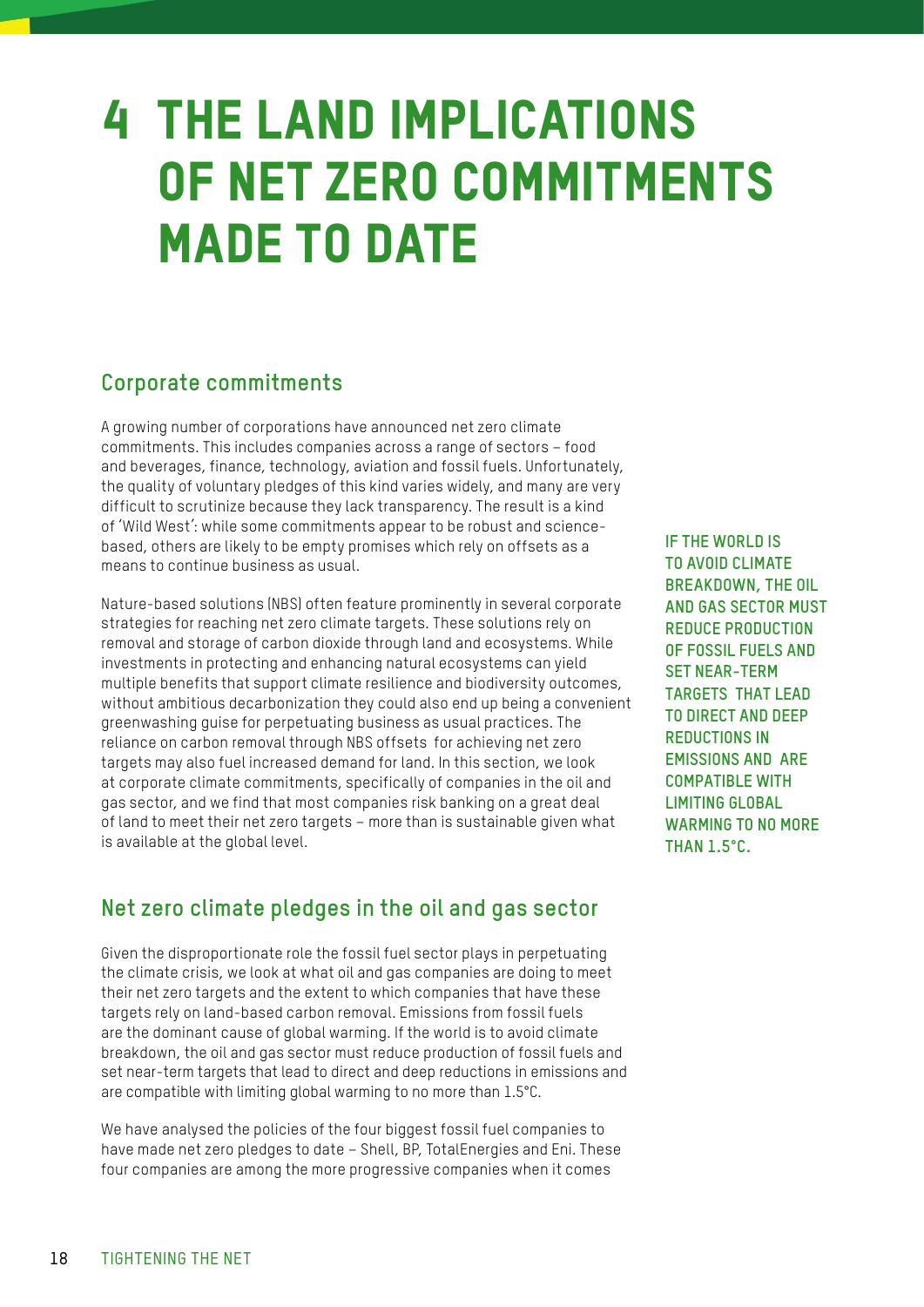# 4 THE LAND IMPLICATIONS OF NET ZERO COMMITMENTS MADE TO DATE

## Corporate commitments

A growing number of corporations have announced net zero climate commitments. This includes companies across a range of sectors – food and beverages, finance, technology, aviation and fossil fuels. Unfortunately, the quality of voluntary pledges of this kind varies widely, and many are very difficult to scrutinize because they lack transparency. The result is a kind of 'Wild West': while some commitments appear to be robust and science-based, others are likely to be empty promises which rely on offsets as a means to continue business as usual.

Nature-based solutions (NBS) often feature prominently in several corporate strategies for reaching net zero climate targets. These solutions rely on removal and storage of carbon dioxide through land and ecosystems. While investments in protecting and enhancing natural ecosystems can yield multiple benefits that support climate resilience and biodiversity outcomes, without ambitious decarbonization they could also end up being a convenient greenwashing guise for perpetuating business as usual practices. The reliance on carbon removal through NBS offsets for achieving net zero targets may also fuel increased demand for land. In this section, we look at corporate climate commitments, specifically of companies in the oil and gas sector, and we find that most companies risk banking on a great deal of land to meet their net zero targets – more than is sustainable given what is available at the global level.

**IF THE WORLD IS TO AVOID CLIMATE BREAKDOWN, THE OIL AND GAS SECTOR MUST REDUCE PRODUCTION OF FOSSIL FUELS AND SET NEAR-TERM TARGETS THAT LEAD TO DIRECT AND DEEP REDUCTIONS IN EMISSIONS AND ARE COMPATIBLE WITH LIMITING GLOBAL WARMING TO NO MORE THAN 1.5°C.**

## Net zero climate pledges in the oil and gas sector

Given the disproportionate role the fossil fuel sector plays in perpetuating the climate crisis, we look at what oil and gas companies are doing to meet their net zero targets and the extent to which companies that have these targets rely on land-based carbon removal. Emissions from fossil fuels are the dominant cause of global warming. If the world is to avoid climate breakdown, the oil and gas sector must reduce production of fossil fuels and set near-term targets that lead to direct and deep reductions in emissions and are compatible with limiting global warming to no more than 1.5°C.

We have analysed the policies of the four biggest fossil fuel companies to have made net zero pledges to date – Shell, BP, TotalEnergies and Eni. These four companies are among the more progressive companies when it comes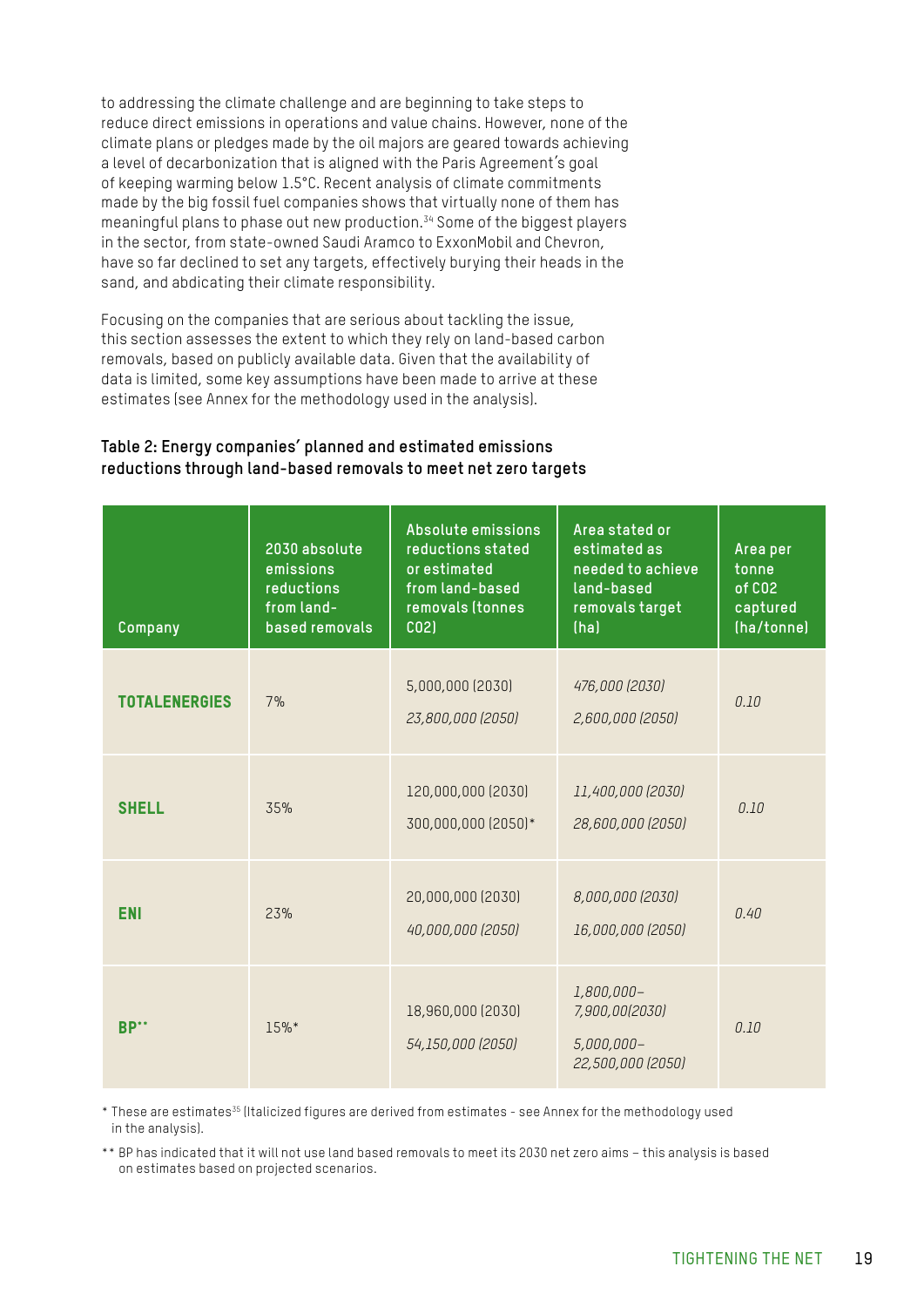to addressing the climate challenge and are beginning to take steps to reduce direct emissions in operations and value chains. However, none of the climate plans or pledges made by the oil majors are geared towards achieving a level of decarbonization that is aligned with the Paris Agreement's goal of keeping warming below 1.5°C. Recent analysis of climate commitments made by the big fossil fuel companies shows that virtually none of them has meaningful plans to phase out new production.[34] Some of the biggest players in the sector, from state-owned Saudi Aramco to ExxonMobil and Chevron, have so far declined to set any targets, effectively burying their heads in the sand, and abdicating their climate responsibility.

Focusing on the companies that are serious about tackling the issue, this section assesses the extent to which they rely on land-based carbon removals, based on publicly available data. Given that the availability of data is limited, some key assumptions have been made to arrive at these estimates (see Annex for the methodology used in the analysis).

**Table 2: Energy companies' planned and estimated emissions reductions through land-based removals to meet net zero targets**

| Company | 2030 absolute emissions reductions from land-based removals | Absolute emissions reductions stated or estimated from land-based removals (tonnes CO2) | Area stated or estimated as needed to achieve land-based removals target (ha) | Area per tonne of CO2 captured (ha/tonne) |
|---|---|---|---|---|
| **TOTALENERGIES** | 7% | 5,000,000 (2030)<br>*23,800,000 (2050)* | *476,000 (2030)*<br>*2,600,000 (2050)* | *0.10* |
| **SHELL** | 35% | 120,000,000 (2030)<br>300,000,000 (2050)* | *11,400,000 (2030)*<br>*28,600,000 (2050)* | *0.10* |
| **ENI** | 23% | 20,000,000 (2030)<br>*40,000,000 (2050)* | *8,000,000 (2030)*<br>*16,000,000 (2050)* | *0.40* |
| **BP**** | 15%* | 18,960,000 (2030)<br>*54,150,000 (2050)* | *1,800,000–7,900,00(2030)*<br>*5,000,000–22,500,000 (2050)* | *0.10* |

\* These are estimates[35] (Italicized figures are derived from estimates - see Annex for the methodology used in the analysis).

\*\* BP has indicated that it will not use land based removals to meet its 2030 net zero aims – this analysis is based on estimates based on projected scenarios.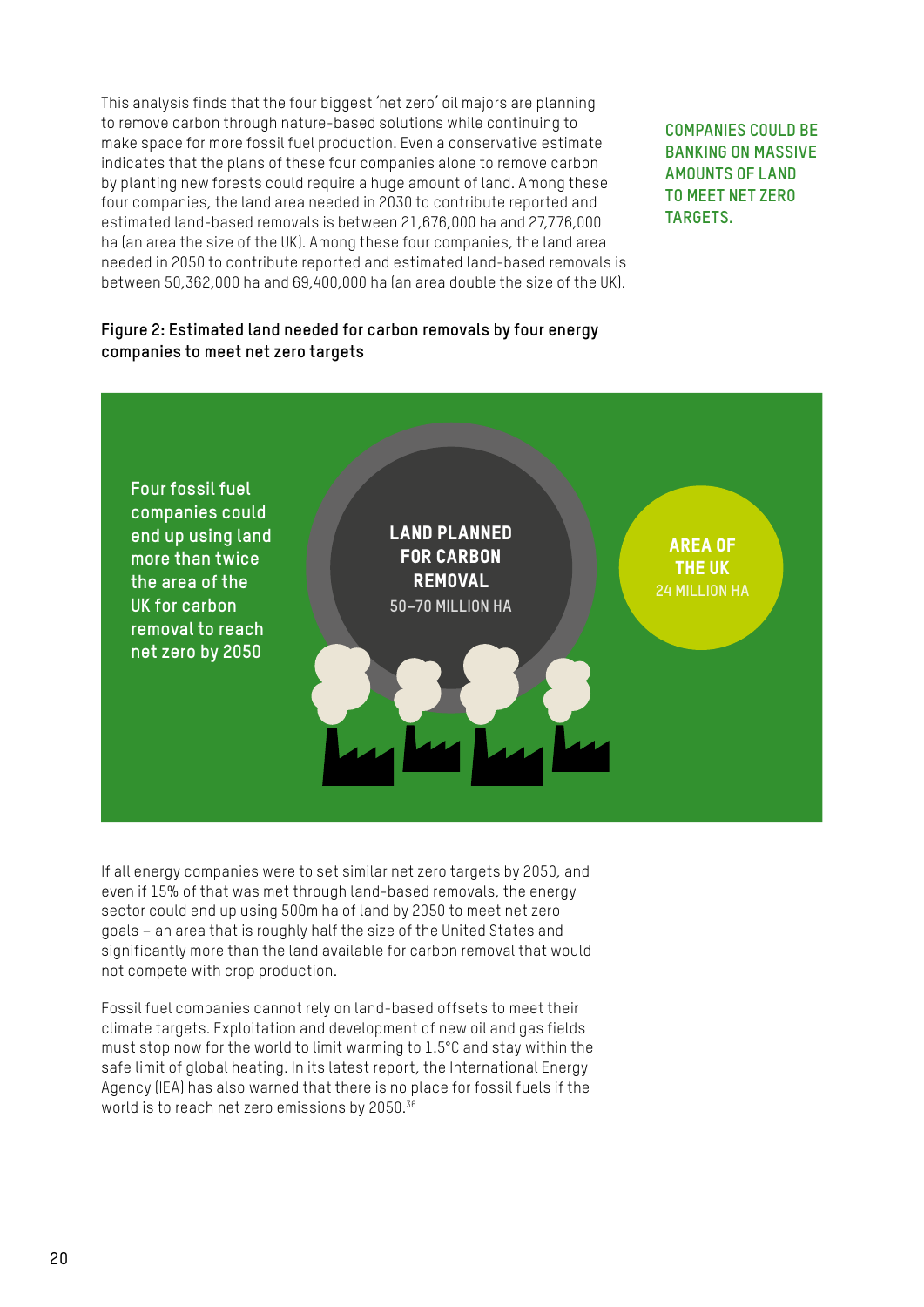This analysis finds that the four biggest 'net zero' oil majors are planning to remove carbon through nature-based solutions while continuing to make space for more fossil fuel production. Even a conservative estimate indicates that the plans of these four companies alone to remove carbon by planting new forests could require a huge amount of land. Among these four companies, the land area needed in 2030 to contribute reported and estimated land-based removals is between 21,676,000 ha and 27,776,000 ha (an area the size of the UK). Among these four companies, the land area needed in 2050 to contribute reported and estimated land-based removals is between 50,362,000 ha and 69,400,000 ha (an area double the size of the UK).

**COMPANIES COULD BE BANKING ON MASSIVE AMOUNTS OF LAND TO MEET NET ZERO TARGETS.**

**Figure 2: Estimated land needed for carbon removals by four energy companies to meet net zero targets**

Four fossil fuel companies could end up using land more than twice the area of the UK for carbon removal to reach net zero by 2050

**LAND PLANNED FOR CARBON REMOVAL**
50–70 MILLION HA

**AREA OF THE UK**
24 MILLION HA

If all energy companies were to set similar net zero targets by 2050, and even if 15% of that was met through land-based removals, the energy sector could end up using 500m ha of land by 2050 to meet net zero goals – an area that is roughly half the size of the United States and significantly more than the land available for carbon removal that would not compete with crop production.

Fossil fuel companies cannot rely on land-based offsets to meet their climate targets. Exploitation and development of new oil and gas fields must stop now for the world to limit warming to 1.5°C and stay within the safe limit of global heating. In its latest report, the International Energy Agency (IEA) has also warned that there is no place for fossil fuels if the world is to reach net zero emissions by 2050.[36]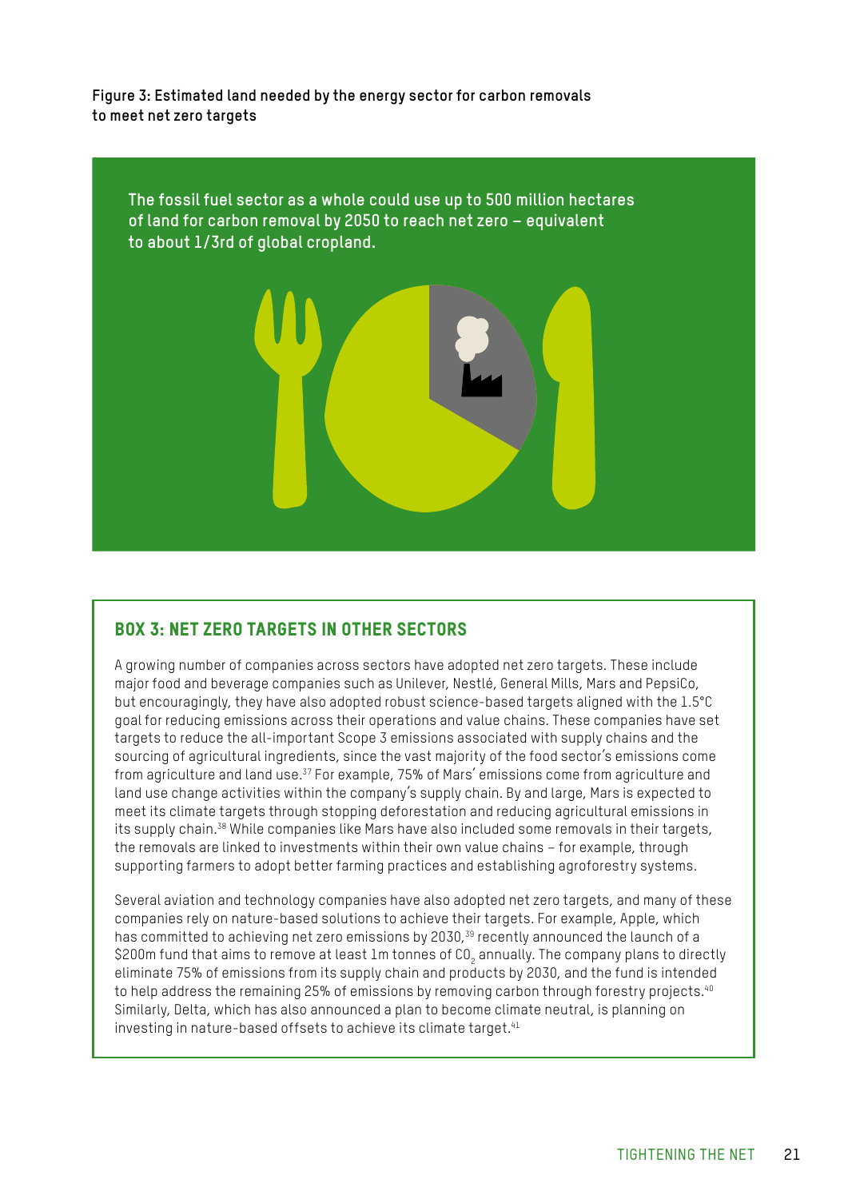**Figure 3: Estimated land needed by the energy sector for carbon removals to meet net zero targets**

The fossil fuel sector as a whole could use up to 500 million hectares of land for carbon removal by 2050 to reach net zero – equivalent to about 1/3rd of global cropland.

## BOX 3: NET ZERO TARGETS IN OTHER SECTORS

A growing number of companies across sectors have adopted net zero targets. These include major food and beverage companies such as Unilever, Nestlé, General Mills, Mars and PepsiCo, but encouragingly, they have also adopted robust science-based targets aligned with the 1.5°C goal for reducing emissions across their operations and value chains. These companies have set targets to reduce the all-important Scope 3 emissions associated with supply chains and the sourcing of agricultural ingredients, since the vast majority of the food sector's emissions come from agriculture and land use.[37] For example, 75% of Mars' emissions come from agriculture and land use change activities within the company's supply chain. By and large, Mars is expected to meet its climate targets through stopping deforestation and reducing agricultural emissions in its supply chain.[38] While companies like Mars have also included some removals in their targets, the removals are linked to investments within their own value chains – for example, through supporting farmers to adopt better farming practices and establishing agroforestry systems.

Several aviation and technology companies have also adopted net zero targets, and many of these companies rely on nature-based solutions to achieve their targets. For example, Apple, which has committed to achieving net zero emissions by 2030,[39] recently announced the launch of a $200m fund that aims to remove at least 1m tonnes of $CO_2$ annually. The company plans to directly eliminate 75% of emissions from its supply chain and products by 2030, and the fund is intended to help address the remaining 25% of emissions by removing carbon through forestry projects.[40] Similarly, Delta, which has also announced a plan to become climate neutral, is planning on investing in nature-based offsets to achieve its climate target.[41]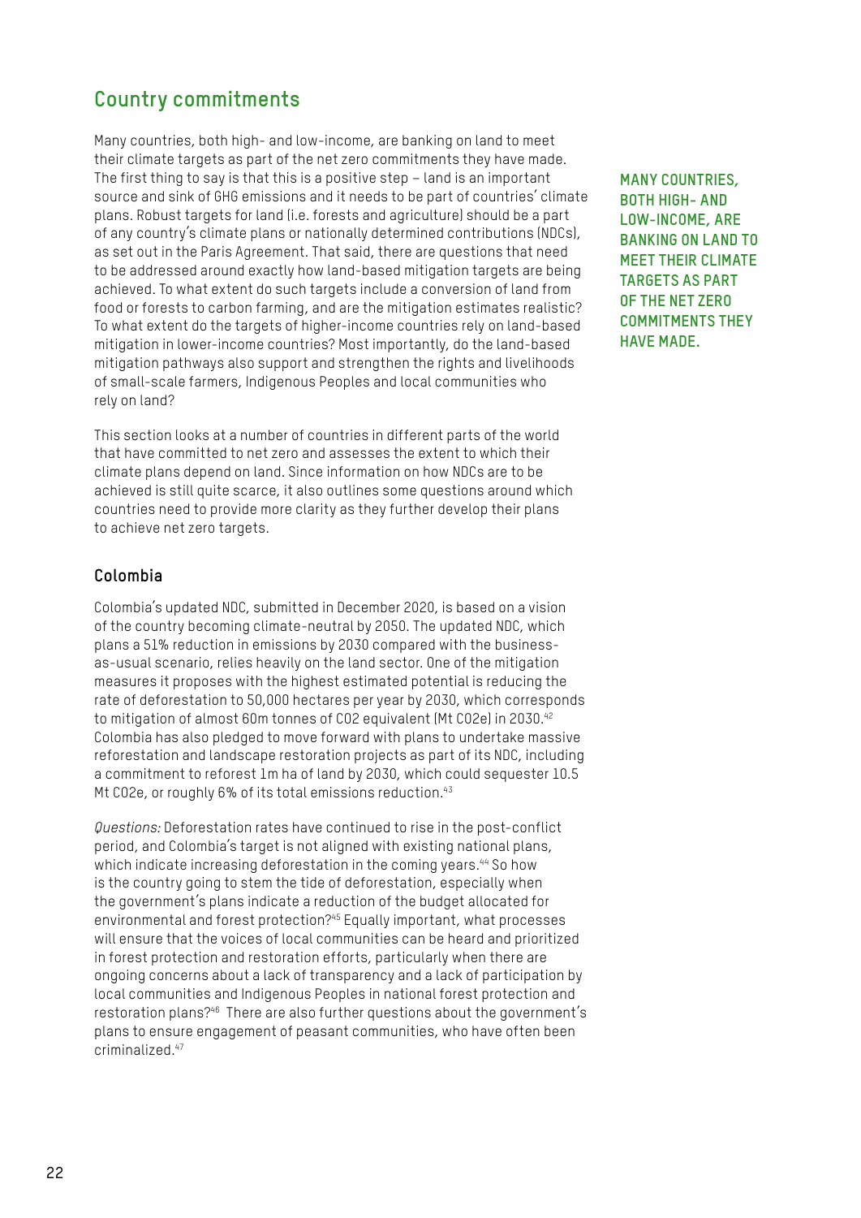## Country commitments

Many countries, both high- and low-income, are banking on land to meet their climate targets as part of the net zero commitments they have made. The first thing to say is that this is a positive step – land is an important source and sink of GHG emissions and it needs to be part of countries' climate plans. Robust targets for land (i.e. forests and agriculture) should be a part of any country's climate plans or nationally determined contributions (NDCs), as set out in the Paris Agreement. That said, there are questions that need to be addressed around exactly how land-based mitigation targets are being achieved. To what extent do such targets include a conversion of land from food or forests to carbon farming, and are the mitigation estimates realistic? To what extent do the targets of higher-income countries rely on land-based mitigation in lower-income countries? Most importantly, do the land-based mitigation pathways also support and strengthen the rights and livelihoods of small-scale farmers, Indigenous Peoples and local communities who rely on land?

**MANY COUNTRIES, BOTH HIGH- AND LOW-INCOME, ARE BANKING ON LAND TO MEET THEIR CLIMATE TARGETS AS PART OF THE NET ZERO COMMITMENTS THEY HAVE MADE.**

This section looks at a number of countries in different parts of the world that have committed to net zero and assesses the extent to which their climate plans depend on land. Since information on how NDCs are to be achieved is still quite scarce, it also outlines some questions around which countries need to provide more clarity as they further develop their plans to achieve net zero targets.

### Colombia

Colombia's updated NDC, submitted in December 2020, is based on a vision of the country becoming climate-neutral by 2050. The updated NDC, which plans a 51% reduction in emissions by 2030 compared with the business-as-usual scenario, relies heavily on the land sector. One of the mitigation measures it proposes with the highest estimated potential is reducing the rate of deforestation to 50,000 hectares per year by 2030, which corresponds to mitigation of almost 60m tonnes of CO2 equivalent (Mt CO2e) in 2030.[42] Colombia has also pledged to move forward with plans to undertake massive reforestation and landscape restoration projects as part of its NDC, including a commitment to reforest 1m ha of land by 2030, which could sequester 10.5 Mt CO2e, or roughly 6% of its total emissions reduction.[43]

*Questions:* Deforestation rates have continued to rise in the post-conflict period, and Colombia's target is not aligned with existing national plans, which indicate increasing deforestation in the coming years.[44] So how is the country going to stem the tide of deforestation, especially when the government's plans indicate a reduction of the budget allocated for environmental and forest protection?[45] Equally important, what processes will ensure that the voices of local communities can be heard and prioritized in forest protection and restoration efforts, particularly when there are ongoing concerns about a lack of transparency and a lack of participation by local communities and Indigenous Peoples in national forest protection and restoration plans?[46] There are also further questions about the government's plans to ensure engagement of peasant communities, who have often been criminalized.[47]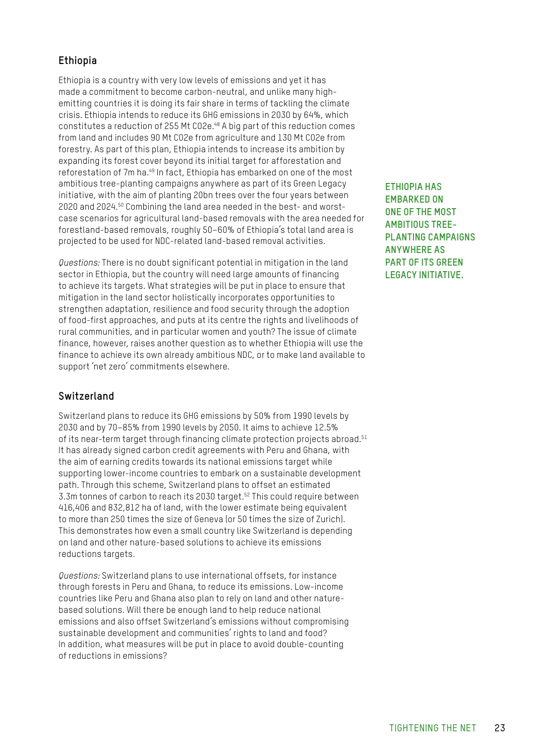## Ethiopia

Ethiopia is a country with very low levels of emissions and yet it has made a commitment to become carbon-neutral, and unlike many high-emitting countries it is doing its fair share in terms of tackling the climate crisis. Ethiopia intends to reduce its GHG emissions in 2030 by 64%, which constitutes a reduction of 255 Mt CO2e.[48] A big part of this reduction comes from land and includes 90 Mt CO2e from agriculture and 130 Mt CO2e from forestry. As part of this plan, Ethiopia intends to increase its ambition by expanding its forest cover beyond its initial target for afforestation and reforestation of 7m ha.[49] In fact, Ethiopia has embarked on one of the most ambitious tree-planting campaigns anywhere as part of its Green Legacy initiative, with the aim of planting 20bn trees over the four years between 2020 and 2024.[50] Combining the land area needed in the best- and worst-case scenarios for agricultural land-based removals with the area needed for forestland-based removals, roughly 50–60% of Ethiopia's total land area is projected to be used for NDC-related land-based removal activities.

**ETHIOPIA HAS EMBARKED ON ONE OF THE MOST AMBITIOUS TREE-PLANTING CAMPAIGNS ANYWHERE AS PART OF ITS GREEN LEGACY INITIATIVE.**

*Questions:* There is no doubt significant potential in mitigation in the land sector in Ethiopia, but the country will need large amounts of financing to achieve its targets. What strategies will be put in place to ensure that mitigation in the land sector holistically incorporates opportunities to strengthen adaptation, resilience and food security through the adoption of food-first approaches, and puts at its centre the rights and livelihoods of rural communities, and in particular women and youth? The issue of climate finance, however, raises another question as to whether Ethiopia will use the finance to achieve its own already ambitious NDC, or to make land available to support 'net zero' commitments elsewhere.

## Switzerland

Switzerland plans to reduce its GHG emissions by 50% from 1990 levels by 2030 and by 70–85% from 1990 levels by 2050. It aims to achieve 12.5% of its near-term target through financing climate protection projects abroad.[51] It has already signed carbon credit agreements with Peru and Ghana, with the aim of earning credits towards its national emissions target while supporting lower-income countries to embark on a sustainable development path. Through this scheme, Switzerland plans to offset an estimated 3.3m tonnes of carbon to reach its 2030 target.[52] This could require between 416,406 and 832,812 ha of land, with the lower estimate being equivalent to more than 250 times the size of Geneva (or 50 times the size of Zurich). This demonstrates how even a small country like Switzerland is depending on land and other nature-based solutions to achieve its emissions reductions targets.

*Questions:* Switzerland plans to use international offsets, for instance through forests in Peru and Ghana, to reduce its emissions. Low-income countries like Peru and Ghana also plan to rely on land and other nature-based solutions. Will there be enough land to help reduce national emissions and also offset Switzerland's emissions without compromising sustainable development and communities' rights to land and food? In addition, what measures will be put in place to avoid double-counting of reductions in emissions?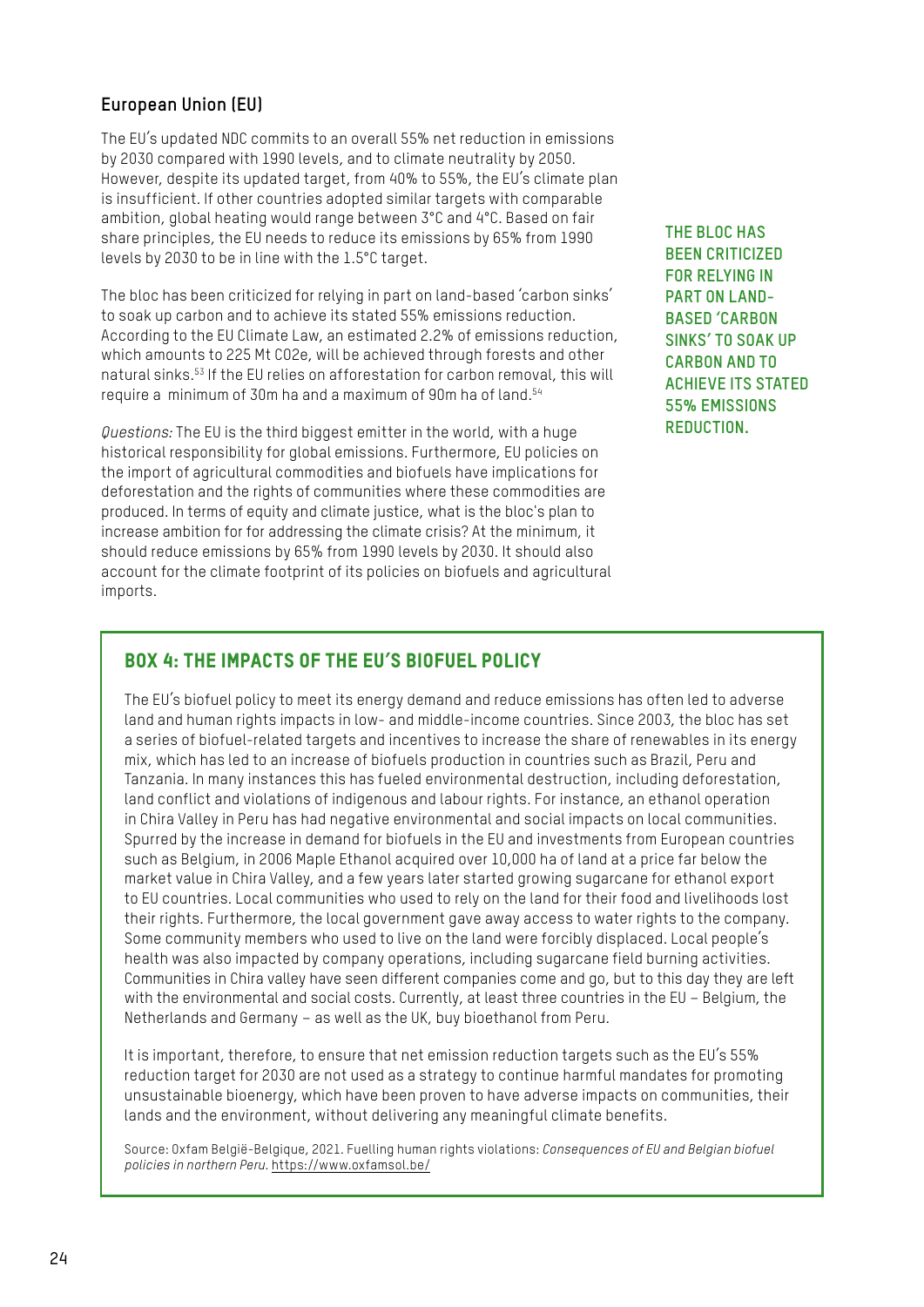## European Union (EU)

The EU's updated NDC commits to an overall 55% net reduction in emissions by 2030 compared with 1990 levels, and to climate neutrality by 2050. However, despite its updated target, from 40% to 55%, the EU's climate plan is insufficient. If other countries adopted similar targets with comparable ambition, global heating would range between 3°C and 4°C. Based on fair share principles, the EU needs to reduce its emissions by 65% from 1990 levels by 2030 to be in line with the 1.5°C target.

The bloc has been criticized for relying in part on land-based 'carbon sinks' to soak up carbon and to achieve its stated 55% emissions reduction. According to the EU Climate Law, an estimated 2.2% of emissions reduction, which amounts to 225 Mt CO2e, will be achieved through forests and other natural sinks.[53] If the EU relies on afforestation for carbon removal, this will require a minimum of 30m ha and a maximum of 90m ha of land.[54]

**THE BLOC HAS BEEN CRITICIZED FOR RELYING IN PART ON LAND-BASED 'CARBON SINKS' TO SOAK UP CARBON AND TO ACHIEVE ITS STATED 55% EMISSIONS REDUCTION.**

*Questions:* The EU is the third biggest emitter in the world, with a huge historical responsibility for global emissions. Furthermore, EU policies on the import of agricultural commodities and biofuels have implications for deforestation and the rights of communities where these commodities are produced. In terms of equity and climate justice, what is the bloc's plan to increase ambition for for addressing the climate crisis? At the minimum, it should reduce emissions by 65% from 1990 levels by 2030. It should also account for the climate footprint of its policies on biofuels and agricultural imports.

### BOX 4: THE IMPACTS OF THE EU'S BIOFUEL POLICY

The EU's biofuel policy to meet its energy demand and reduce emissions has often led to adverse land and human rights impacts in low- and middle-income countries. Since 2003, the bloc has set a series of biofuel-related targets and incentives to increase the share of renewables in its energy mix, which has led to an increase of biofuels production in countries such as Brazil, Peru and Tanzania. In many instances this has fueled environmental destruction, including deforestation, land conflict and violations of indigenous and labour rights. For instance, an ethanol operation in Chira Valley in Peru has had negative environmental and social impacts on local communities. Spurred by the increase in demand for biofuels in the EU and investments from European countries such as Belgium, in 2006 Maple Ethanol acquired over 10,000 ha of land at a price far below the market value in Chira Valley, and a few years later started growing sugarcane for ethanol export to EU countries. Local communities who used to rely on the land for their food and livelihoods lost their rights. Furthermore, the local government gave away access to water rights to the company. Some community members who used to live on the land were forcibly displaced. Local people's health was also impacted by company operations, including sugarcane field burning activities. Communities in Chira valley have seen different companies come and go, but to this day they are left with the environmental and social costs. Currently, at least three countries in the EU – Belgium, the Netherlands and Germany – as well as the UK, buy bioethanol from Peru.

It is important, therefore, to ensure that net emission reduction targets such as the EU's 55% reduction target for 2030 are not used as a strategy to continue harmful mandates for promoting unsustainable bioenergy, which have been proven to have adverse impacts on communities, their lands and the environment, without delivering any meaningful climate benefits.

Source: Oxfam België-Belgique, 2021. Fuelling human rights violations: *Consequences of EU and Belgian biofuel policies in northern Peru.* https://www.oxfamsol.be/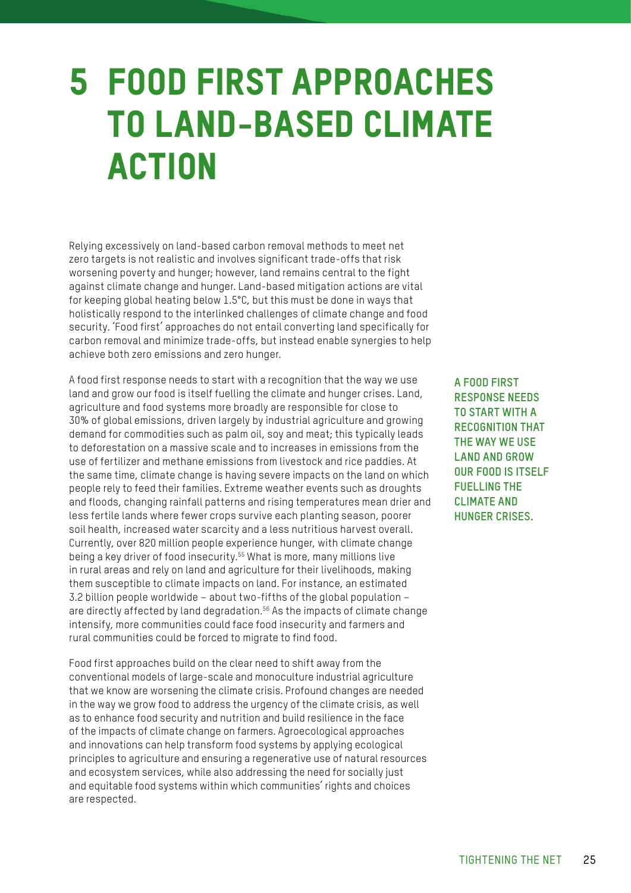# 5 FOOD FIRST APPROACHES TO LAND-BASED CLIMATE ACTION

Relying excessively on land-based carbon removal methods to meet net zero targets is not realistic and involves significant trade-offs that risk worsening poverty and hunger; however, land remains central to the fight against climate change and hunger. Land-based mitigation actions are vital for keeping global heating below 1.5°C, but this must be done in ways that holistically respond to the interlinked challenges of climate change and food security. 'Food first' approaches do not entail converting land specifically for carbon removal and minimize trade-offs, but instead enable synergies to help achieve both zero emissions and zero hunger.

A food first response needs to start with a recognition that the way we use land and grow our food is itself fuelling the climate and hunger crises. Land, agriculture and food systems more broadly are responsible for close to 30% of global emissions, driven largely by industrial agriculture and growing demand for commodities such as palm oil, soy and meat; this typically leads to deforestation on a massive scale and to increases in emissions from the use of fertilizer and methane emissions from livestock and rice paddies. At the same time, climate change is having severe impacts on the land on which people rely to feed their families. Extreme weather events such as droughts and floods, changing rainfall patterns and rising temperatures mean drier and less fertile lands where fewer crops survive each planting season, poorer soil health, increased water scarcity and a less nutritious harvest overall. Currently, over 820 million people experience hunger, with climate change being a key driver of food insecurity.[55] What is more, many millions live in rural areas and rely on land and agriculture for their livelihoods, making them susceptible to climate impacts on land. For instance, an estimated 3.2 billion people worldwide – about two-fifths of the global population – are directly affected by land degradation.[56] As the impacts of climate change intensify, more communities could face food insecurity and farmers and rural communities could be forced to migrate to find food.

**A FOOD FIRST RESPONSE NEEDS TO START WITH A RECOGNITION THAT THE WAY WE USE LAND AND GROW OUR FOOD IS ITSELF FUELLING THE CLIMATE AND HUNGER CRISES.**

Food first approaches build on the clear need to shift away from the conventional models of large-scale and monoculture industrial agriculture that we know are worsening the climate crisis. Profound changes are needed in the way we grow food to address the urgency of the climate crisis, as well as to enhance food security and nutrition and build resilience in the face of the impacts of climate change on farmers. Agroecological approaches and innovations can help transform food systems by applying ecological principles to agriculture and ensuring a regenerative use of natural resources and ecosystem services, while also addressing the need for socially just and equitable food systems within which communities' rights and choices are respected.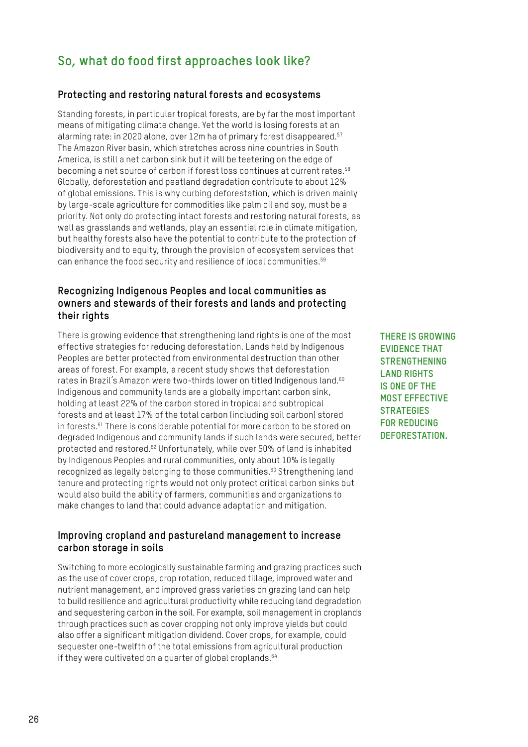## So, what do food first approaches look like?

### Protecting and restoring natural forests and ecosystems

Standing forests, in particular tropical forests, are by far the most important means of mitigating climate change. Yet the world is losing forests at an alarming rate: in 2020 alone, over 12m ha of primary forest disappeared.[57] The Amazon River basin, which stretches across nine countries in South America, is still a net carbon sink but it will be teetering on the edge of becoming a net source of carbon if forest loss continues at current rates.[58] Globally, deforestation and peatland degradation contribute to about 12% of global emissions. This is why curbing deforestation, which is driven mainly by large-scale agriculture for commodities like palm oil and soy, must be a priority. Not only do protecting intact forests and restoring natural forests, as well as grasslands and wetlands, play an essential role in climate mitigation, but healthy forests also have the potential to contribute to the protection of biodiversity and to equity, through the provision of ecosystem services that can enhance the food security and resilience of local communities.[59]

### Recognizing Indigenous Peoples and local communities as owners and stewards of their forests and lands and protecting their rights

There is growing evidence that strengthening land rights is one of the most effective strategies for reducing deforestation. Lands held by Indigenous Peoples are better protected from environmental destruction than other areas of forest. For example, a recent study shows that deforestation rates in Brazil's Amazon were two-thirds lower on titled Indigenous land.[60] Indigenous and community lands are a globally important carbon sink, holding at least 22% of the carbon stored in tropical and subtropical forests and at least 17% of the total carbon (including soil carbon) stored in forests.[61] There is considerable potential for more carbon to be stored on degraded Indigenous and community lands if such lands were secured, better protected and restored.[62] Unfortunately, while over 50% of land is inhabited by Indigenous Peoples and rural communities, only about 10% is legally recognized as legally belonging to those communities.[63] Strengthening land tenure and protecting rights would not only protect critical carbon sinks but would also build the ability of farmers, communities and organizations to make changes to land that could advance adaptation and mitigation.

**THERE IS GROWING EVIDENCE THAT STRENGTHENING LAND RIGHTS IS ONE OF THE MOST EFFECTIVE STRATEGIES FOR REDUCING DEFORESTATION.**

### Improving cropland and pastureland management to increase carbon storage in soils

Switching to more ecologically sustainable farming and grazing practices such as the use of cover crops, crop rotation, reduced tillage, improved water and nutrient management, and improved grass varieties on grazing land can help to build resilience and agricultural productivity while reducing land degradation and sequestering carbon in the soil. For example, soil management in croplands through practices such as cover cropping not only improve yields but could also offer a significant mitigation dividend. Cover crops, for example, could sequester one-twelfth of the total emissions from agricultural production if they were cultivated on a quarter of global croplands.[64]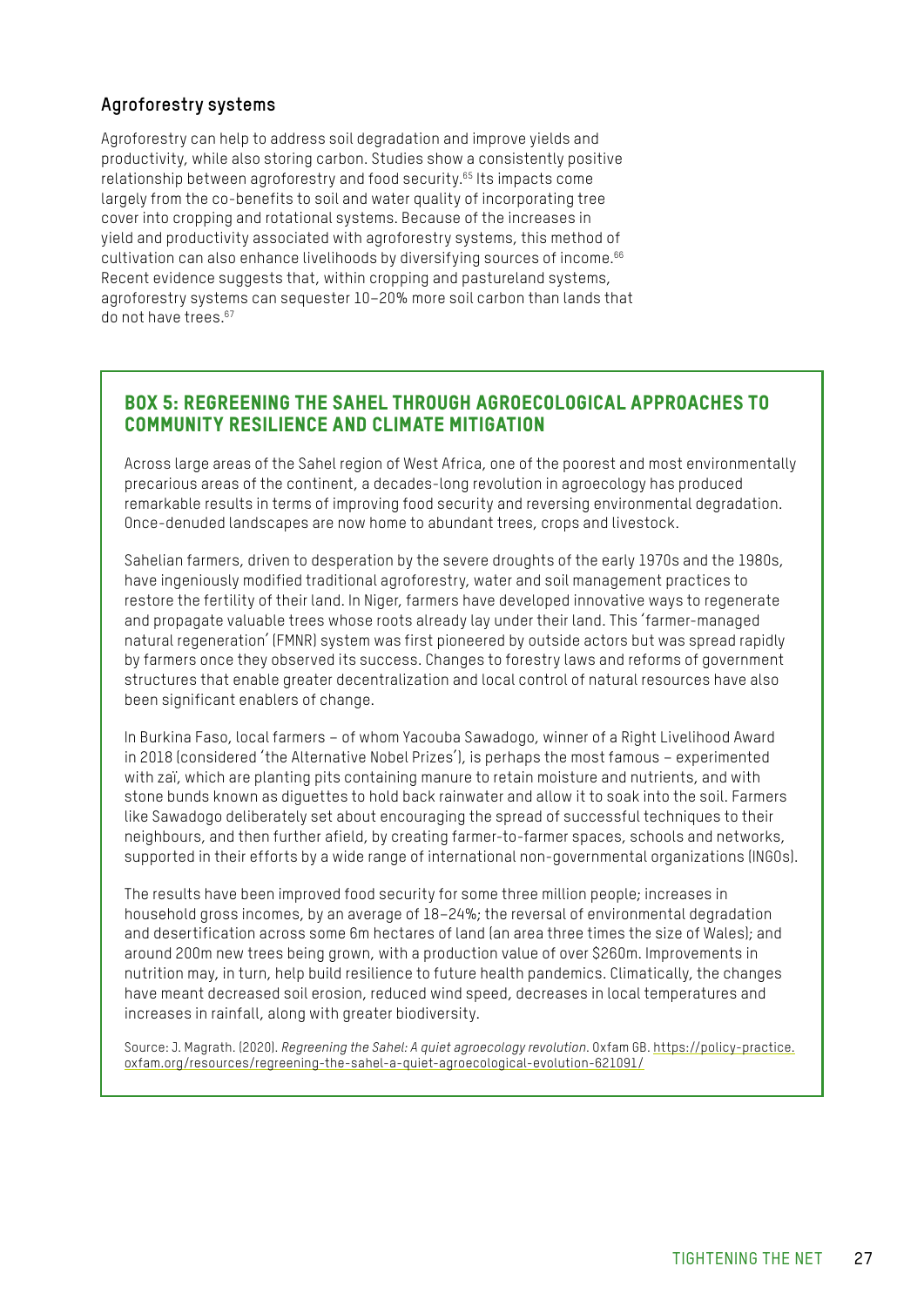### Agroforestry systems

Agroforestry can help to address soil degradation and improve yields and productivity, while also storing carbon. Studies show a consistently positive relationship between agroforestry and food security.[65] Its impacts come largely from the co-benefits to soil and water quality of incorporating tree cover into cropping and rotational systems. Because of the increases in yield and productivity associated with agroforestry systems, this method of cultivation can also enhance livelihoods by diversifying sources of income.[66] Recent evidence suggests that, within cropping and pastureland systems, agroforestry systems can sequester 10–20% more soil carbon than lands that do not have trees.[67]

### BOX 5: REGREENING THE SAHEL THROUGH AGROECOLOGICAL APPROACHES TO COMMUNITY RESILIENCE AND CLIMATE MITIGATION

Across large areas of the Sahel region of West Africa, one of the poorest and most environmentally precarious areas of the continent, a decades-long revolution in agroecology has produced remarkable results in terms of improving food security and reversing environmental degradation. Once-denuded landscapes are now home to abundant trees, crops and livestock.

Sahelian farmers, driven to desperation by the severe droughts of the early 1970s and the 1980s, have ingeniously modified traditional agroforestry, water and soil management practices to restore the fertility of their land. In Niger, farmers have developed innovative ways to regenerate and propagate valuable trees whose roots already lay under their land. This 'farmer-managed natural regeneration' (FMNR) system was first pioneered by outside actors but was spread rapidly by farmers once they observed its success. Changes to forestry laws and reforms of government structures that enable greater decentralization and local control of natural resources have also been significant enablers of change.

In Burkina Faso, local farmers – of whom Yacouba Sawadogo, winner of a Right Livelihood Award in 2018 (considered 'the Alternative Nobel Prizes'), is perhaps the most famous – experimented with zaï, which are planting pits containing manure to retain moisture and nutrients, and with stone bunds known as diguettes to hold back rainwater and allow it to soak into the soil. Farmers like Sawadogo deliberately set about encouraging the spread of successful techniques to their neighbours, and then further afield, by creating farmer-to-farmer spaces, schools and networks, supported in their efforts by a wide range of international non-governmental organizations (INGOs).

The results have been improved food security for some three million people; increases in household gross incomes, by an average of 18–24%; the reversal of environmental degradation and desertification across some 6m hectares of land (an area three times the size of Wales); and around 200m new trees being grown, with a production value of over $260m. Improvements in nutrition may, in turn, help build resilience to future health pandemics. Climatically, the changes have meant decreased soil erosion, reduced wind speed, decreases in local temperatures and increases in rainfall, along with greater biodiversity.

Source: J. Magrath. (2020). *Regreening the Sahel: A quiet agroecology revolution.* Oxfam GB. https://policy-practice.oxfam.org/resources/regreening-the-sahel-a-quiet-agroecological-evolution-621091/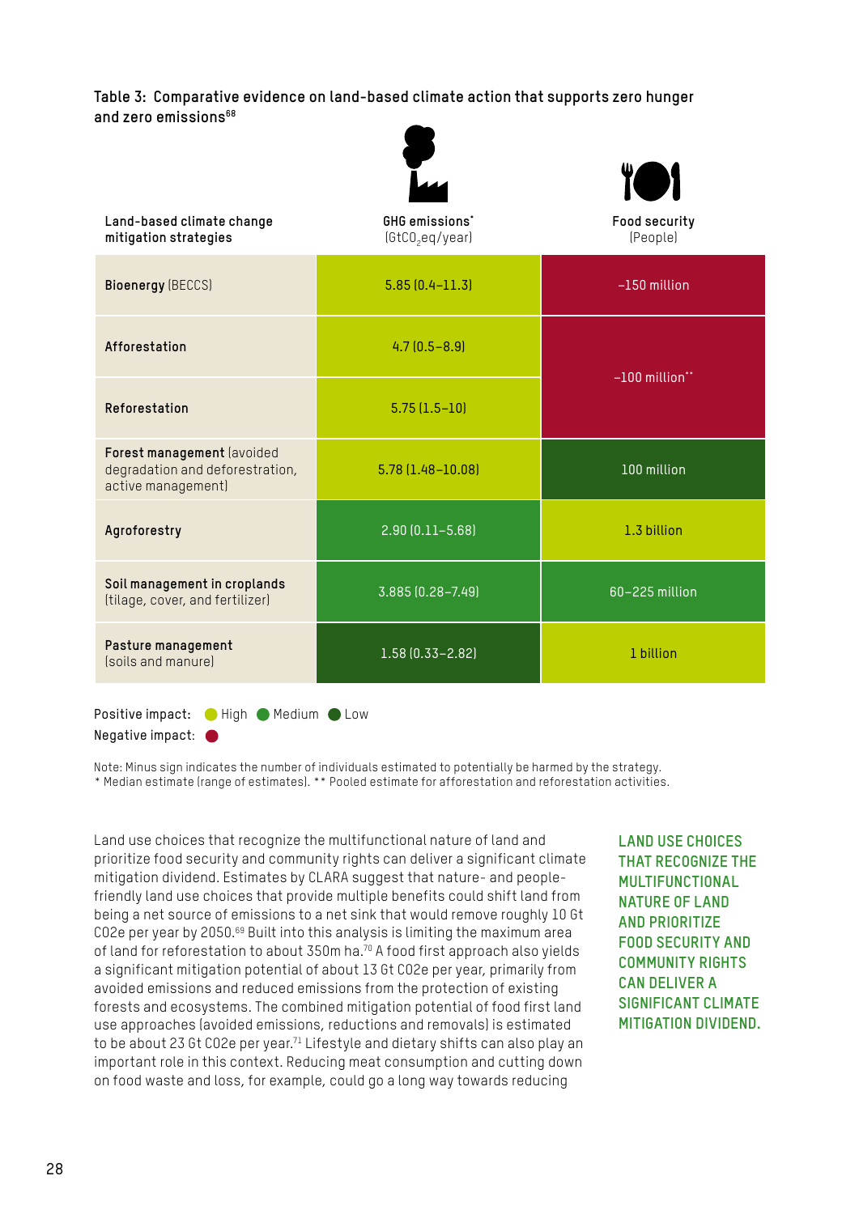**Table 3: Comparative evidence on land-based climate action that supports zero hunger and zero emissions**[68]

| Land-based climate change mitigation strategies | GHG emissions* ($GtCO_2eq$/year) | Food security (People) |
|---|---|---|
| **Bioenergy** (BECCS) | 5.85 (0.4–11.3) | –150 million |
| **Afforestation** | 4.7 (0.5–8.9) | –100 million** |
| **Reforestation** | 5.75 (1.5–10) | |
| **Forest management** (avoided degradation and deforestation, active management) | 5.78 (1.48–10.08) | 100 million |
| **Agroforestry** | 2.90 (0.11–5.68) | 1.3 billion |
| **Soil management in croplands** (tilage, cover, and fertilizer) | 3.885 (0.28–7.49) | 60–225 million |
| **Pasture management** (soils and manure) | 1.58 (0.33–2.82) | 1 billion |

Positive impact: High Medium Low
Negative impact:

Note: Minus sign indicates the number of individuals estimated to potentially be harmed by the strategy.
* Median estimate (range of estimates). ** Pooled estimate for afforestation and reforestation activities.

Land use choices that recognize the multifunctional nature of land and prioritize food security and community rights can deliver a significant climate mitigation dividend. Estimates by CLARA suggest that nature- and people-friendly land use choices that provide multiple benefits could shift land from being a net source of emissions to a net sink that would remove roughly 10 Gt CO2e per year by 2050.[69] Built into this analysis is limiting the maximum area of land for reforestation to about 350m ha.[70] A food first approach also yields a significant mitigation potential of about 13 Gt CO2e per year, primarily from avoided emissions and reduced emissions from the protection of existing forests and ecosystems. The combined mitigation potential of food first land use approaches (avoided emissions, reductions and removals) is estimated to be about 23 Gt CO2e per year.[71] Lifestyle and dietary shifts can also play an important role in this context. Reducing meat consumption and cutting down on food waste and loss, for example, could go a long way towards reducing

LAND USE CHOICES THAT RECOGNIZE THE MULTIFUNCTIONAL NATURE OF LAND AND PRIORITIZE FOOD SECURITY AND COMMUNITY RIGHTS CAN DELIVER A SIGNIFICANT CLIMATE MITIGATION DIVIDEND.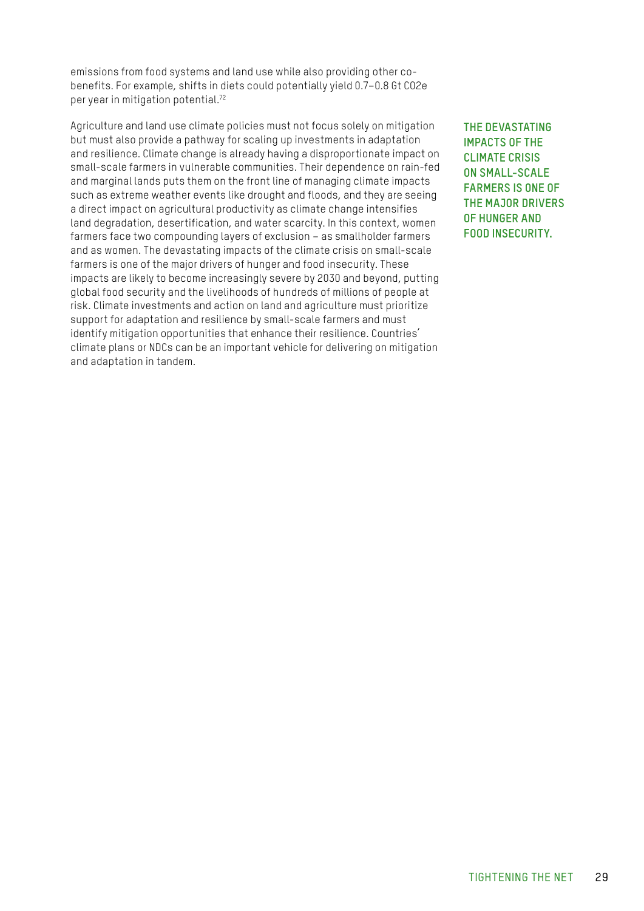emissions from food systems and land use while also providing other co-benefits. For example, shifts in diets could potentially yield 0.7–0.8 Gt CO2e per year in mitigation potential.[72]

Agriculture and land use climate policies must not focus solely on mitigation but must also provide a pathway for scaling up investments in adaptation and resilience. Climate change is already having a disproportionate impact on small-scale farmers in vulnerable communities. Their dependence on rain-fed and marginal lands puts them on the front line of managing climate impacts such as extreme weather events like drought and floods, and they are seeing a direct impact on agricultural productivity as climate change intensifies land degradation, desertification, and water scarcity. In this context, women farmers face two compounding layers of exclusion – as smallholder farmers and as women. The devastating impacts of the climate crisis on small-scale farmers is one of the major drivers of hunger and food insecurity. These impacts are likely to become increasingly severe by 2030 and beyond, putting global food security and the livelihoods of hundreds of millions of people at risk. Climate investments and action on land and agriculture must prioritize support for adaptation and resilience by small-scale farmers and must identify mitigation opportunities that enhance their resilience. Countries' climate plans or NDCs can be an important vehicle for delivering on mitigation and adaptation in tandem.

**THE DEVASTATING IMPACTS OF THE CLIMATE CRISIS ON SMALL-SCALE FARMERS IS ONE OF THE MAJOR DRIVERS OF HUNGER AND FOOD INSECURITY.**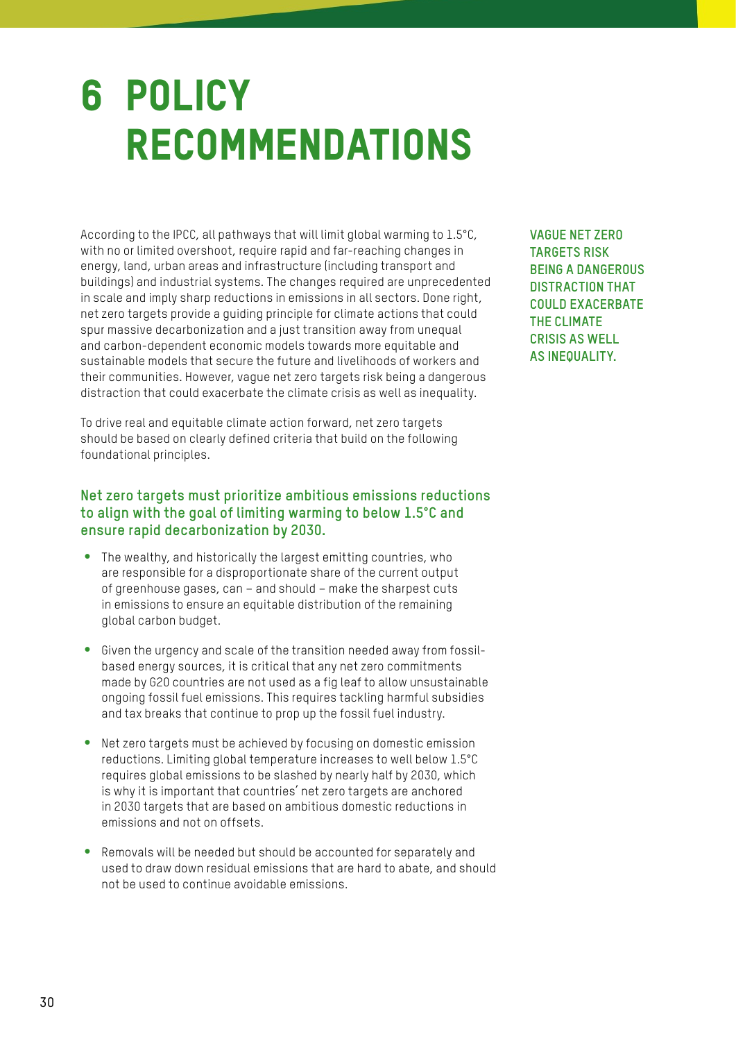# 6 POLICY RECOMMENDATIONS

According to the IPCC, all pathways that will limit global warming to 1.5°C, with no or limited overshoot, require rapid and far-reaching changes in energy, land, urban areas and infrastructure (including transport and buildings) and industrial systems. The changes required are unprecedented in scale and imply sharp reductions in emissions in all sectors. Done right, net zero targets provide a guiding principle for climate actions that could spur massive decarbonization and a just transition away from unequal and carbon-dependent economic models towards more equitable and sustainable models that secure the future and livelihoods of workers and their communities. However, vague net zero targets risk being a dangerous distraction that could exacerbate the climate crisis as well as inequality.

**VAGUE NET ZERO TARGETS RISK BEING A DANGEROUS DISTRACTION THAT COULD EXACERBATE THE CLIMATE CRISIS AS WELL AS INEQUALITY.**

To drive real and equitable climate action forward, net zero targets should be based on clearly defined criteria that build on the following foundational principles.

### Net zero targets must prioritize ambitious emissions reductions to align with the goal of limiting warming to below 1.5°C and ensure rapid decarbonization by 2030.

- The wealthy, and historically the largest emitting countries, who are responsible for a disproportionate share of the current output of greenhouse gases, can – and should – make the sharpest cuts in emissions to ensure an equitable distribution of the remaining global carbon budget.
- Given the urgency and scale of the transition needed away from fossil-based energy sources, it is critical that any net zero commitments made by G20 countries are not used as a fig leaf to allow unsustainable ongoing fossil fuel emissions. This requires tackling harmful subsidies and tax breaks that continue to prop up the fossil fuel industry.
- Net zero targets must be achieved by focusing on domestic emission reductions. Limiting global temperature increases to well below 1.5°C requires global emissions to be slashed by nearly half by 2030, which is why it is important that countries' net zero targets are anchored in 2030 targets that are based on ambitious domestic reductions in emissions and not on offsets.
- Removals will be needed but should be accounted for separately and used to draw down residual emissions that are hard to abate, and should not be used to continue avoidable emissions.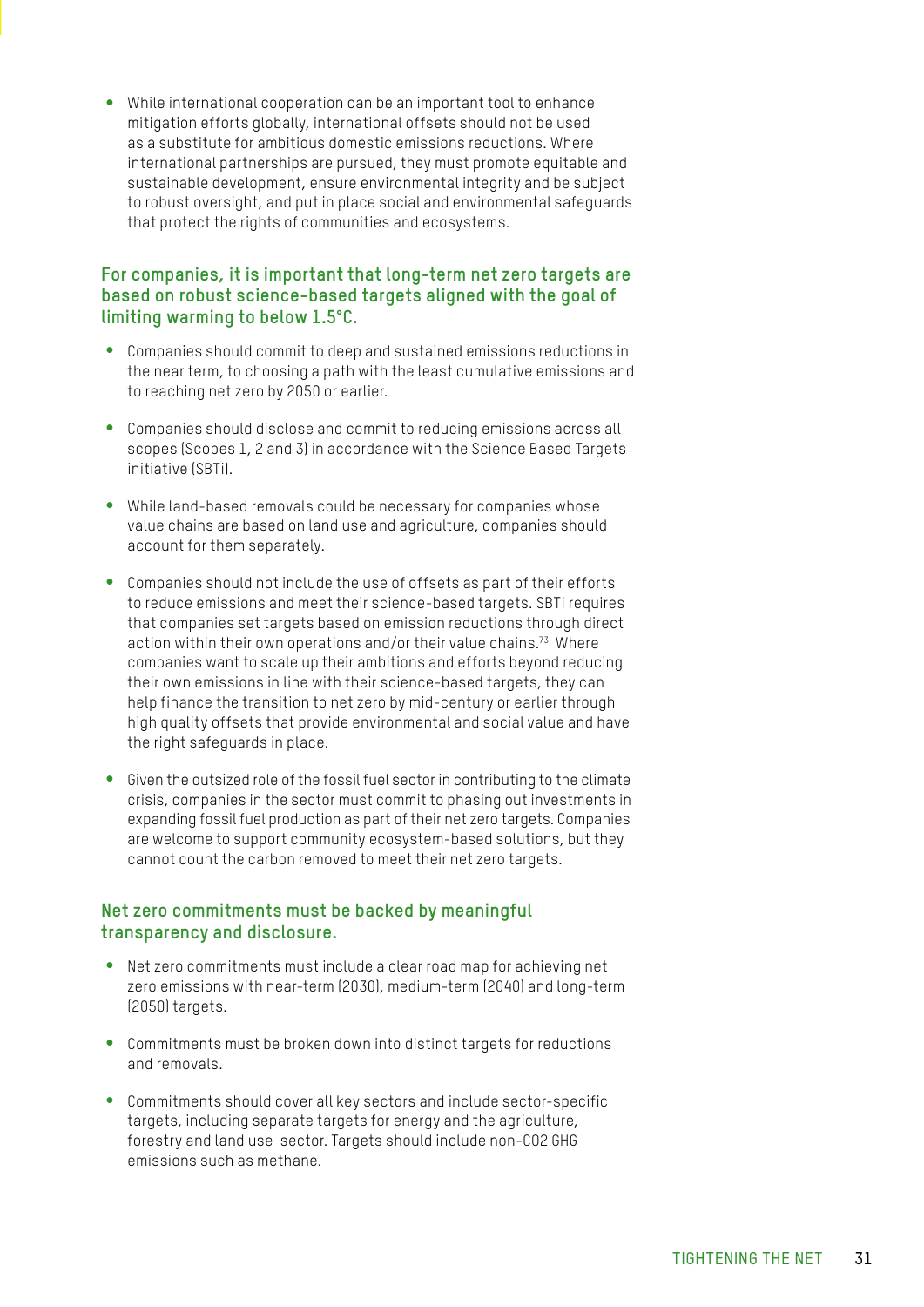- While international cooperation can be an important tool to enhance mitigation efforts globally, international offsets should not be used as a substitute for ambitious domestic emissions reductions. Where international partnerships are pursued, they must promote equitable and sustainable development, ensure environmental integrity and be subject to robust oversight, and put in place social and environmental safeguards that protect the rights of communities and ecosystems.

### For companies, it is important that long-term net zero targets are based on robust science-based targets aligned with the goal of limiting warming to below 1.5°C.

- Companies should commit to deep and sustained emissions reductions in the near term, to choosing a path with the least cumulative emissions and to reaching net zero by 2050 or earlier.
- Companies should disclose and commit to reducing emissions across all scopes (Scopes 1, 2 and 3) in accordance with the Science Based Targets initiative (SBTi).
- While land-based removals could be necessary for companies whose value chains are based on land use and agriculture, companies should account for them separately.
- Companies should not include the use of offsets as part of their efforts to reduce emissions and meet their science-based targets. SBTi requires that companies set targets based on emission reductions through direct action within their own operations and/or their value chains.[73] Where companies want to scale up their ambitions and efforts beyond reducing their own emissions in line with their science-based targets, they can help finance the transition to net zero by mid-century or earlier through high quality offsets that provide environmental and social value and have the right safeguards in place.
- Given the outsized role of the fossil fuel sector in contributing to the climate crisis, companies in the sector must commit to phasing out investments in expanding fossil fuel production as part of their net zero targets. Companies are welcome to support community ecosystem-based solutions, but they cannot count the carbon removed to meet their net zero targets.

### Net zero commitments must be backed by meaningful transparency and disclosure.

- Net zero commitments must include a clear road map for achieving net zero emissions with near-term (2030), medium-term (2040) and long-term (2050) targets.
- Commitments must be broken down into distinct targets for reductions and removals.
- Commitments should cover all key sectors and include sector-specific targets, including separate targets for energy and the agriculture, forestry and land use sector. Targets should include non-CO2 GHG emissions such as methane.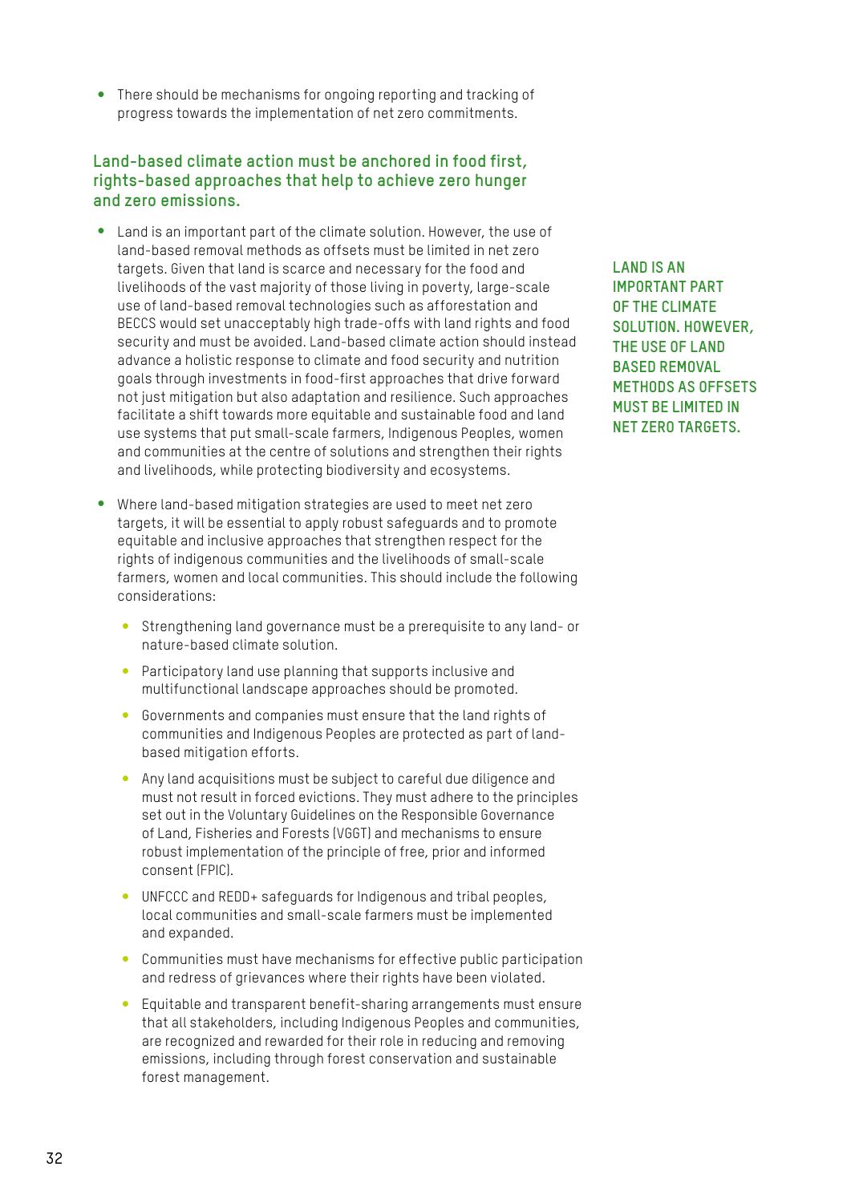- There should be mechanisms for ongoing reporting and tracking of progress towards the implementation of net zero commitments.

### Land-based climate action must be anchored in food first, rights-based approaches that help to achieve zero hunger and zero emissions.

- Land is an important part of the climate solution. However, the use of land-based removal methods as offsets must be limited in net zero targets. Given that land is scarce and necessary for the food and livelihoods of the vast majority of those living in poverty, large-scale use of land-based removal technologies such as afforestation and BECCS would set unacceptably high trade-offs with land rights and food security and must be avoided. Land-based climate action should instead advance a holistic response to climate and food security and nutrition goals through investments in food-first approaches that drive forward not just mitigation but also adaptation and resilience. Such approaches facilitate a shift towards more equitable and sustainable food and land use systems that put small-scale farmers, Indigenous Peoples, women and communities at the centre of solutions and strengthen their rights and livelihoods, while protecting biodiversity and ecosystems.

**LAND IS AN IMPORTANT PART OF THE CLIMATE SOLUTION. HOWEVER, THE USE OF LAND BASED REMOVAL METHODS AS OFFSETS MUST BE LIMITED IN NET ZERO TARGETS.**

- Where land-based mitigation strategies are used to meet net zero targets, it will be essential to apply robust safeguards and to promote equitable and inclusive approaches that strengthen respect for the rights of indigenous communities and the livelihoods of small-scale farmers, women and local communities. This should include the following considerations:
  - Strengthening land governance must be a prerequisite to any land- or nature-based climate solution.
  - Participatory land use planning that supports inclusive and multifunctional landscape approaches should be promoted.
  - Governments and companies must ensure that the land rights of communities and Indigenous Peoples are protected as part of land-based mitigation efforts.
  - Any land acquisitions must be subject to careful due diligence and must not result in forced evictions. They must adhere to the principles set out in the Voluntary Guidelines on the Responsible Governance of Land, Fisheries and Forests (VGGT) and mechanisms to ensure robust implementation of the principle of free, prior and informed consent (FPIC).
  - UNFCCC and REDD+ safeguards for Indigenous and tribal peoples, local communities and small-scale farmers must be implemented and expanded.
  - Communities must have mechanisms for effective public participation and redress of grievances where their rights have been violated.
  - Equitable and transparent benefit-sharing arrangements must ensure that all stakeholders, including Indigenous Peoples and communities, are recognized and rewarded for their role in reducing and removing emissions, including through forest conservation and sustainable forest management.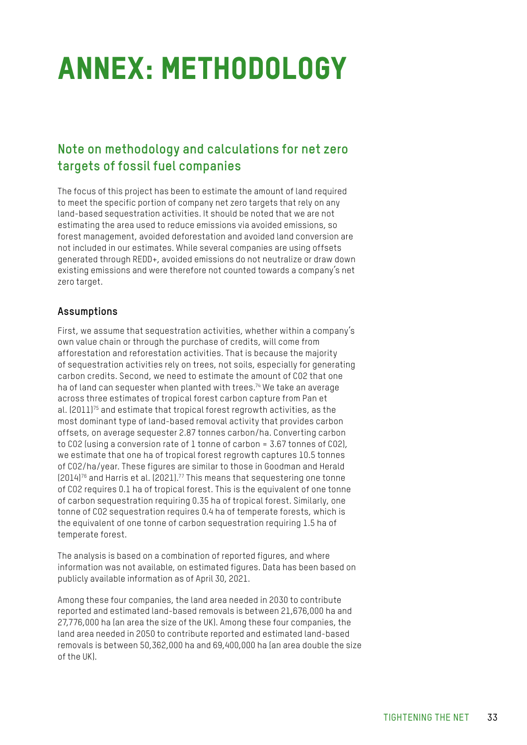# ANNEX: METHODOLOGY

## Note on methodology and calculations for net zero targets of fossil fuel companies

The focus of this project has been to estimate the amount of land required to meet the specific portion of company net zero targets that rely on any land-based sequestration activities. It should be noted that we are not estimating the area used to reduce emissions via avoided emissions, so forest management, avoided deforestation and avoided land conversion are not included in our estimates. While several companies are using offsets generated through REDD+, avoided emissions do not neutralize or draw down existing emissions and were therefore not counted towards a company's net zero target.

### Assumptions

First, we assume that sequestration activities, whether within a company's own value chain or through the purchase of credits, will come from afforestation and reforestation activities. That is because the majority of sequestration activities rely on trees, not soils, especially for generating carbon credits. Second, we need to estimate the amount of CO2 that one ha of land can sequester when planted with trees.[74] We take an average across three estimates of tropical forest carbon capture from Pan et al. (2011)[75] and estimate that tropical forest regrowth activities, as the most dominant type of land-based removal activity that provides carbon offsets, on average sequester 2.87 tonnes carbon/ha. Converting carbon to CO2 (using a conversion rate of 1 tonne of carbon = 3.67 tonnes of CO2), we estimate that one ha of tropical forest regrowth captures 10.5 tonnes of CO2/ha/year. These figures are similar to those in Goodman and Herald (2014)[76] and Harris et al. (2021).[77] This means that sequestering one tonne of CO2 requires 0.1 ha of tropical forest. This is the equivalent of one tonne of carbon sequestration requiring 0.35 ha of tropical forest. Similarly, one tonne of CO2 sequestration requires 0.4 ha of temperate forests, which is the equivalent of one tonne of carbon sequestration requiring 1.5 ha of temperate forest.

The analysis is based on a combination of reported figures, and where information was not available, on estimated figures. Data has been based on publicly available information as of April 30, 2021.

Among these four companies, the land area needed in 2030 to contribute reported and estimated land-based removals is between 21,676,000 ha and 27,776,000 ha (an area the size of the UK). Among these four companies, the land area needed in 2050 to contribute reported and estimated land-based removals is between 50,362,000 ha and 69,400,000 ha (an area double the size of the UK).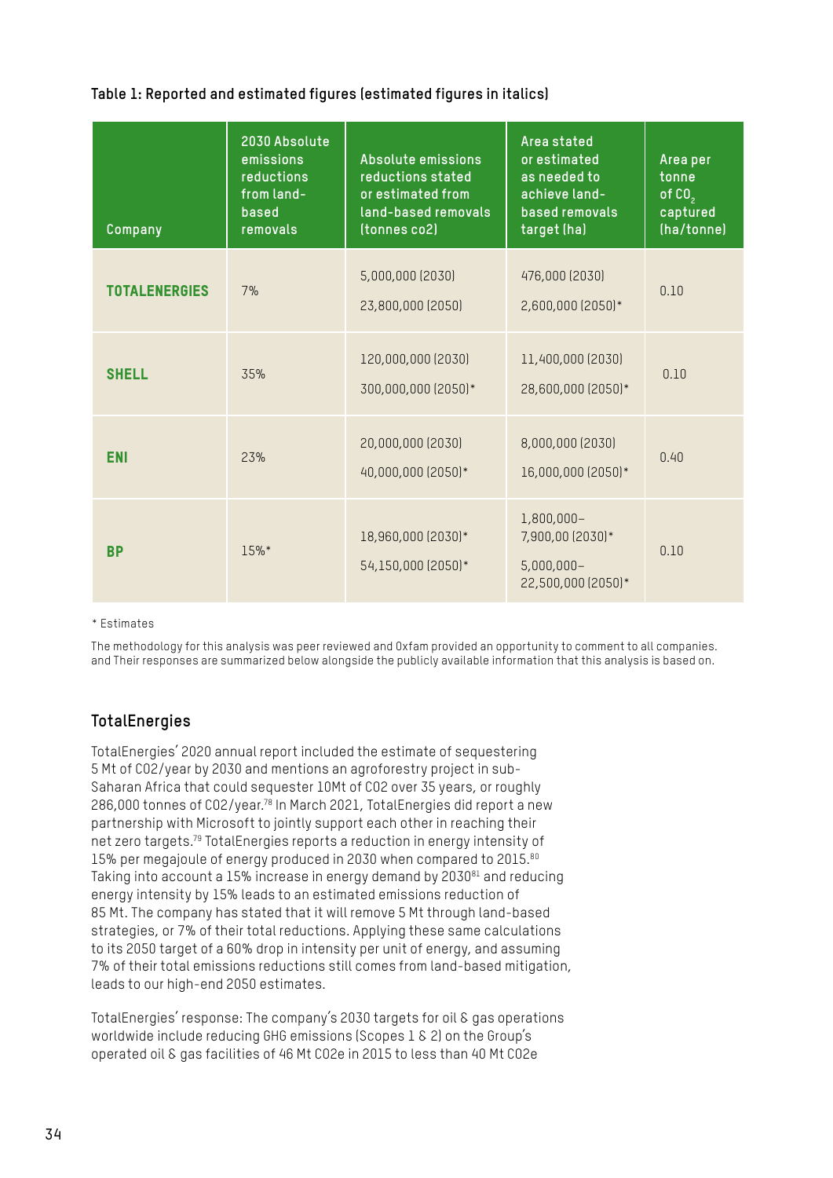**Table 1: Reported and estimated figures (estimated figures in italics)**

| Company | 2030 Absolute emissions reductions from land-based removals | Absolute emissions reductions stated or estimated from land-based removals (tonnes co2) | Area stated or estimated as needed to achieve land-based removals target (ha) | Area per tonne of $CO_2$ captured (ha/tonne) |
|---|---|---|---|---|
| **TOTALENERGIES** | 7% | 5,000,000 (2030)<br>23,800,000 (2050) | 476,000 (2030)<br>2,600,000 (2050)* | 0.10 |
| **SHELL** | 35% | 120,000,000 (2030)<br>300,000,000 (2050)* | 11,400,000 (2030)<br>28,600,000 (2050)* | 0.10 |
| **ENI** | 23% | 20,000,000 (2030)<br>40,000,000 (2050)* | 8,000,000 (2030)<br>16,000,000 (2050)* | 0.40 |
| **BP** | 15%* | 18,960,000 (2030)*<br>54,150,000 (2050)* | 1,800,000–7,900,00 (2030)*<br>5,000,000–22,500,000 (2050)* | 0.10 |

\* Estimates

The methodology for this analysis was peer reviewed and Oxfam provided an opportunity to comment to all companies. and Their responses are summarized below alongside the publicly available information that this analysis is based on.

## TotalEnergies

TotalEnergies' 2020 annual report included the estimate of sequestering 5 Mt of CO2/year by 2030 and mentions an agroforestry project in sub-Saharan Africa that could sequester 10Mt of CO2 over 35 years, or roughly 286,000 tonnes of CO2/year.[78] In March 2021, TotalEnergies did report a new partnership with Microsoft to jointly support each other in reaching their net zero targets.[79] TotalEnergies reports a reduction in energy intensity of 15% per megajoule of energy produced in 2030 when compared to 2015.[80] Taking into account a 15% increase in energy demand by 2030[81] and reducing energy intensity by 15% leads to an estimated emissions reduction of 85 Mt. The company has stated that it will remove 5 Mt through land-based strategies, or 7% of their total reductions. Applying these same calculations to its 2050 target of a 60% drop in intensity per unit of energy, and assuming 7% of their total emissions reductions still comes from land-based mitigation, leads to our high-end 2050 estimates.

TotalEnergies' response: The company's 2030 targets for oil & gas operations worldwide include reducing GHG emissions (Scopes 1 & 2) on the Group's operated oil & gas facilities of 46 Mt CO2e in 2015 to less than 40 Mt CO2e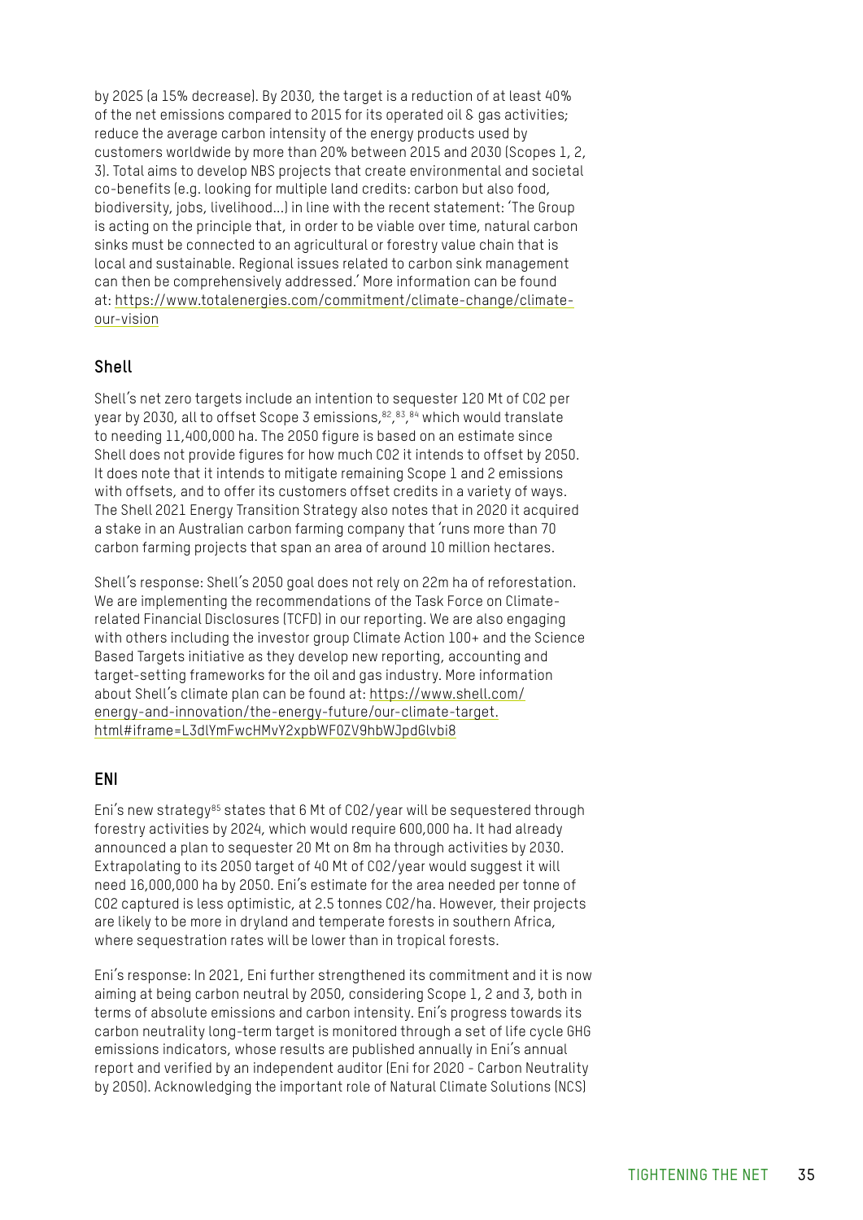by 2025 (a 15% decrease). By 2030, the target is a reduction of at least 40% of the net emissions compared to 2015 for its operated oil & gas activities; reduce the average carbon intensity of the energy products used by customers worldwide by more than 20% between 2015 and 2030 (Scopes 1, 2, 3). Total aims to develop NBS projects that create environmental and societal co-benefits (e.g. looking for multiple land credits: carbon but also food, biodiversity, jobs, livelihood…) in line with the recent statement: 'The Group is acting on the principle that, in order to be viable over time, natural carbon sinks must be connected to an agricultural or forestry value chain that is local and sustainable. Regional issues related to carbon sink management can then be comprehensively addressed.' More information can be found at: https://www.totalenergies.com/commitment/climate-change/climate-our-vision

## Shell

Shell's net zero targets include an intention to sequester 120 Mt of $CO_2$ per year by 2030, all to offset Scope 3 emissions,[82],[83],[84] which would translate to needing 11,400,000 ha. The 2050 figure is based on an estimate since Shell does not provide figures for how much $CO_2$ it intends to offset by 2050. It does note that it intends to mitigate remaining Scope 1 and 2 emissions with offsets, and to offer its customers offset credits in a variety of ways. The Shell 2021 Energy Transition Strategy also notes that in 2020 it acquired a stake in an Australian carbon farming company that 'runs more than 70 carbon farming projects that span an area of around 10 million hectares.

Shell's response: Shell's 2050 goal does not rely on 22m ha of reforestation. We are implementing the recommendations of the Task Force on Climate-related Financial Disclosures (TCFD) in our reporting. We are also engaging with others including the investor group Climate Action 100+ and the Science Based Targets initiative as they develop new reporting, accounting and target-setting frameworks for the oil and gas industry. More information about Shell's climate plan can be found at: https://www.shell.com/energy-and-innovation/the-energy-future/our-climate-target.html#iframe=L3dlYmFwcHMvY2xpbWF0ZV9hbWJpdGlvbi8

## ENI

Eni's new strategy[85] states that 6 Mt of $CO_2$/year will be sequestered through forestry activities by 2024, which would require 600,000 ha. It had already announced a plan to sequester 20 Mt on 8m ha through activities by 2030. Extrapolating to its 2050 target of 40 Mt of $CO_2$/year would suggest it will need 16,000,000 ha by 2050. Eni's estimate for the area needed per tonne of $CO_2$ captured is less optimistic, at 2.5 tonnes $CO_2$/ha. However, their projects are likely to be more in dryland and temperate forests in southern Africa, where sequestration rates will be lower than in tropical forests.

Eni's response: In 2021, Eni further strengthened its commitment and it is now aiming at being carbon neutral by 2050, considering Scope 1, 2 and 3, both in terms of absolute emissions and carbon intensity. Eni's progress towards its carbon neutrality long-term target is monitored through a set of life cycle GHG emissions indicators, whose results are published annually in Eni's annual report and verified by an independent auditor (Eni for 2020 - Carbon Neutrality by 2050). Acknowledging the important role of Natural Climate Solutions (NCS)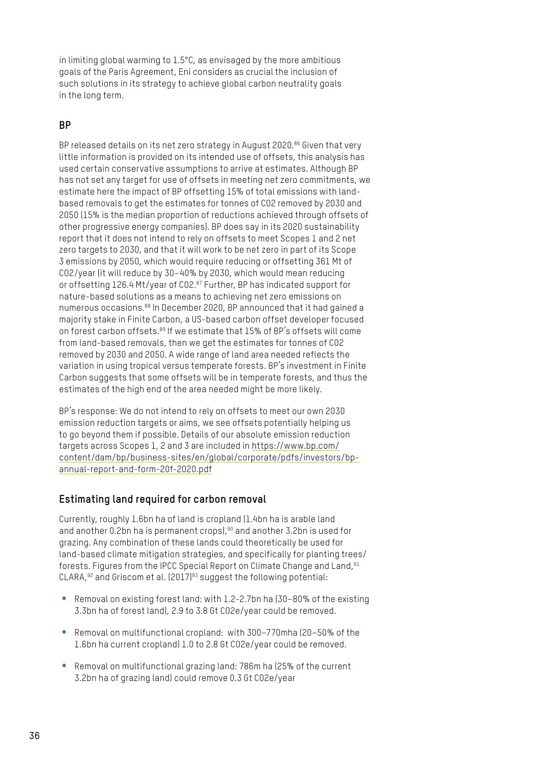in limiting global warming to 1.5°C, as envisaged by the more ambitious goals of the Paris Agreement, Eni considers as crucial the inclusion of such solutions in its strategy to achieve global carbon neutrality goals in the long term.

### BP

BP released details on its net zero strategy in August 2020.[86] Given that very little information is provided on its intended use of offsets, this analysis has used certain conservative assumptions to arrive at estimates. Although BP has not set any target for use of offsets in meeting net zero commitments, we estimate here the impact of BP offsetting 15% of total emissions with land-based removals to get the estimates for tonnes of CO2 removed by 2030 and 2050 (15% is the median proportion of reductions achieved through offsets of other progressive energy companies). BP does say in its 2020 sustainability report that it does not intend to rely on offsets to meet Scopes 1 and 2 net zero targets to 2030, and that it will work to be net zero in part of its Scope 3 emissions by 2050, which would require reducing or offsetting 361 Mt of CO2/year (it will reduce by 30–40% by 2030, which would mean reducing or offsetting 126.4 Mt/year of CO2.[87] Further, BP has indicated support for nature-based solutions as a means to achieving net zero emissions on numerous occasions.[88] In December 2020, BP announced that it had gained a majority stake in Finite Carbon, a US-based carbon offset developer focused on forest carbon offsets.[89] If we estimate that 15% of BP's offsets will come from land-based removals, then we get the estimates for tonnes of CO2 removed by 2030 and 2050. A wide range of land area needed reflects the variation in using tropical versus temperate forests. BP's investment in Finite Carbon suggests that some offsets will be in temperate forests, and thus the estimates of the high end of the area needed might be more likely.

BP's response: We do not intend to rely on offsets to meet our own 2030 emission reduction targets or aims, we see offsets potentially helping us to go beyond them if possible. Details of our absolute emission reduction targets across Scopes 1, 2 and 3 are included in https://www.bp.com/content/dam/bp/business-sites/en/global/corporate/pdfs/investors/bp-annual-report-and-form-20f-2020.pdf

## Estimating land required for carbon removal

Currently, roughly 1.6bn ha of land is cropland (1.4bn ha is arable land and another 0.2bn ha is permanent crops),[90] and another 3.2bn is used for grazing. Any combination of these lands could theoretically be used for land-based climate mitigation strategies, and specifically for planting trees/forests. Figures from the IPCC Special Report on Climate Change and Land,[91] CLARA,[92] and Griscom et al. (2017)[93] suggest the following potential:

- Removal on existing forest land: with 1.2-2.7bn ha (30–80% of the existing 3.3bn ha of forest land), 2.9 to 3.8 Gt CO2e/year could be removed.
- Removal on multifunctional cropland: with 300–770mha (20–50% of the 1.6bn ha current cropland) 1.0 to 2.8 Gt CO2e/year could be removed.
- Removal on multifunctional grazing land: 786m ha (25% of the current 3.2bn ha of grazing land) could remove 0.3 Gt CO2e/year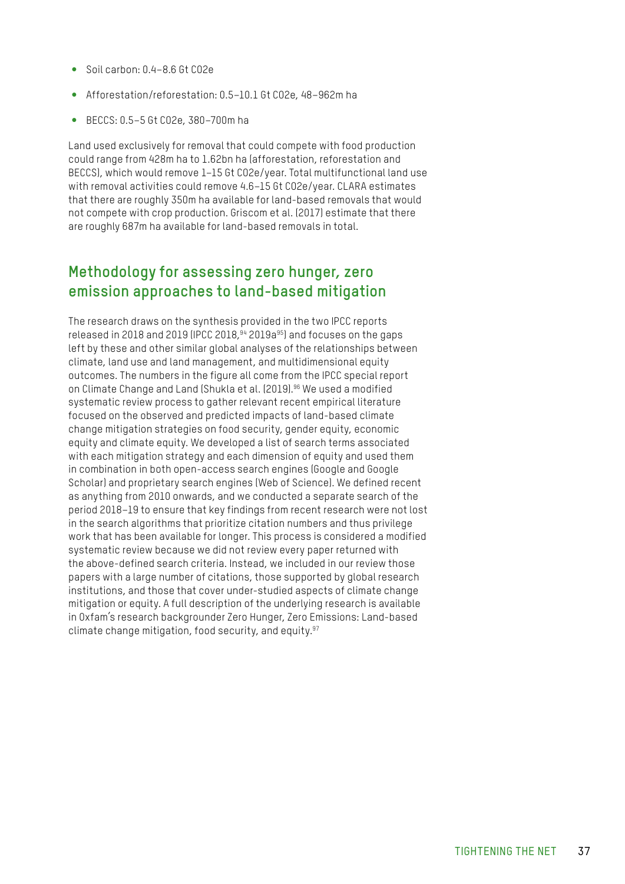- Soil carbon: 0.4–8.6 Gt CO2e
- Afforestation/reforestation: 0.5–10.1 Gt CO2e, 48–962m ha
- BECCS: 0.5–5 Gt CO2e, 380–700m ha

Land used exclusively for removal that could compete with food production could range from 428m ha to 1.62bn ha (afforestation, reforestation and BECCS), which would remove 1–15 Gt CO2e/year. Total multifunctional land use with removal activities could remove 4.6–15 Gt CO2e/year. CLARA estimates that there are roughly 350m ha available for land-based removals that would not compete with crop production. Griscom et al. (2017) estimate that there are roughly 687m ha available for land-based removals in total.

## Methodology for assessing zero hunger, zero emission approaches to land-based mitigation

The research draws on the synthesis provided in the two IPCC reports released in 2018 and 2019 (IPCC 2018,[94] 2019a[95]) and focuses on the gaps left by these and other similar global analyses of the relationships between climate, land use and land management, and multidimensional equity outcomes. The numbers in the figure all come from the IPCC special report on Climate Change and Land (Shukla et al. (2019).[96] We used a modified systematic review process to gather relevant recent empirical literature focused on the observed and predicted impacts of land-based climate change mitigation strategies on food security, gender equity, economic equity and climate equity. We developed a list of search terms associated with each mitigation strategy and each dimension of equity and used them in combination in both open-access search engines (Google and Google Scholar) and proprietary search engines (Web of Science). We defined recent as anything from 2010 onwards, and we conducted a separate search of the period 2018–19 to ensure that key findings from recent research were not lost in the search algorithms that prioritize citation numbers and thus privilege work that has been available for longer. This process is considered a modified systematic review because we did not review every paper returned with the above-defined search criteria. Instead, we included in our review those papers with a large number of citations, those supported by global research institutions, and those that cover under-studied aspects of climate change mitigation or equity. A full description of the underlying research is available in Oxfam's research backgrounder Zero Hunger, Zero Emissions: Land-based climate change mitigation, food security, and equity.[97]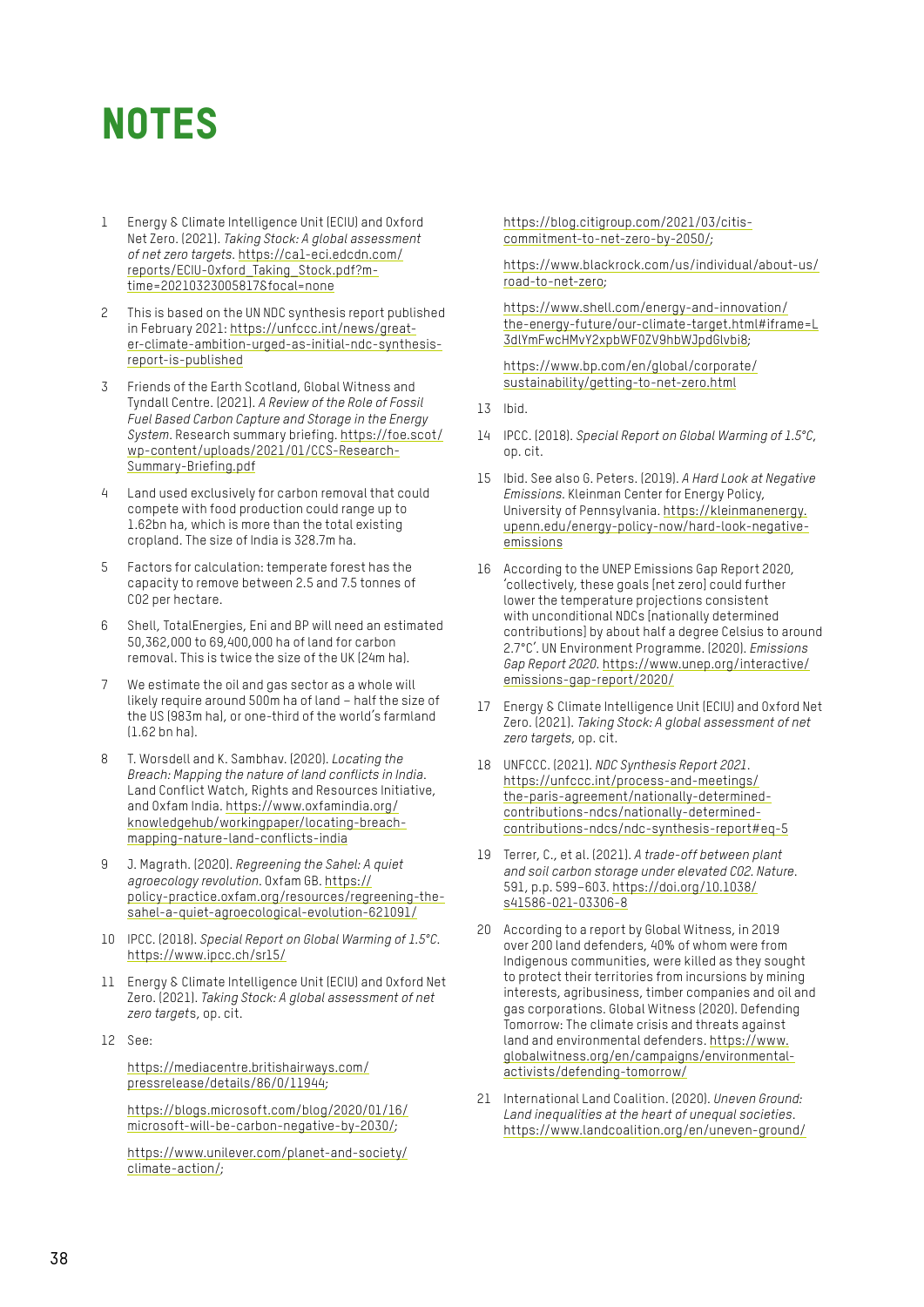# NOTES

1. Energy & Climate Intelligence Unit (ECIU) and Oxford Net Zero. (2021). *Taking Stock: A global assessment of net zero targets.* https://ca1-eci.edcdn.com/reports/ECIU-Oxford_Taking_Stock.pdf?mtime=20210323005817&focal=none

2. This is based on the UN NDC synthesis report published in February 2021: https://unfccc.int/news/greater-climate-ambition-urged-as-initial-ndc-synthesis-report-is-published

3. Friends of the Earth Scotland, Global Witness and Tyndall Centre. (2021). *A Review of the Role of Fossil Fuel Based Carbon Capture and Storage in the Energy System*. Research summary briefing. https://foe.scot/wp-content/uploads/2021/01/CCS-Research-Summary-Briefing.pdf

4. Land used exclusively for carbon removal that could compete with food production could range up to 1.62bn ha, which is more than the total existing cropland. The size of India is 328.7m ha.

5. Factors for calculation: temperate forest has the capacity to remove between 2.5 and 7.5 tonnes of C02 per hectare.

6. Shell, TotalEnergies, Eni and BP will need an estimated 50,362,000 to 69,400,000 ha of land for carbon removal. This is twice the size of the UK (24m ha).

7. We estimate the oil and gas sector as a whole will likely require around 500m ha of land – half the size of the US (983m ha), or one-third of the world's farmland (1.62 bn ha).

8. T. Worsdell and K. Sambhav. (2020). *Locating the Breach: Mapping the nature of land conflicts in India*. Land Conflict Watch, Rights and Resources Initiative, and Oxfam India. https://www.oxfamindia.org/knowledgehub/workingpaper/locating-breach-mapping-nature-land-conflicts-india

9. J. Magrath. (2020). *Regreening the Sahel: A quiet agroecology revolution*. Oxfam GB. https://policy-practice.oxfam.org/resources/regreening-the-sahel-a-quiet-agroecological-evolution-621091/

10. IPCC. (2018). *Special Report on Global Warming of 1.5°C*. https://www.ipcc.ch/sr15/

11. Energy & Climate Intelligence Unit (ECIU) and Oxford Net Zero. (2021). *Taking Stock: A global assessment of net zero targets*, op. cit.

12. See:

    https://mediacentre.britishairways.com/pressrelease/details/86/0/11944;

    https://blogs.microsoft.com/blog/2020/01/16/microsoft-will-be-carbon-negative-by-2030/;

    https://www.unilever.com/planet-and-society/climate-action/;

    https://blog.citigroup.com/2021/03/citis-commitment-to-net-zero-by-2050/;

    https://www.blackrock.com/us/individual/about-us/road-to-net-zero;

    https://www.shell.com/energy-and-innovation/the-energy-future/our-climate-target.html#iframe=L3dlYmFwcHMvY2xpbWF0ZV9hbWJpdGlvbi8;

    https://www.bp.com/en/global/corporate/sustainability/getting-to-net-zero.html

13. Ibid.

14. IPCC. (2018). *Special Report on Global Warming of 1.5°C*, op. cit.

15. Ibid. See also G. Peters. (2019). *A Hard Look at Negative Emissions.* Kleinman Center for Energy Policy, University of Pennsylvania. https://kleinmanenergy.upenn.edu/energy-policy-now/hard-look-negative-emissions

16. According to the UNEP Emissions Gap Report 2020, 'collectively, these goals [net zero] could further lower the temperature projections consistent with unconditional NDCs [nationally determined contributions] by about half a degree Celsius to around 2.7°C'. UN Environment Programme. (2020). *Emissions Gap Report 2020*. https://www.unep.org/interactive/emissions-gap-report/2020/

17. Energy & Climate Intelligence Unit (ECIU) and Oxford Net Zero. (2021). *Taking Stock: A global assessment of net zero targets*, op. cit.

18. UNFCCC. (2021). *NDC Synthesis Report 2021*. https://unfccc.int/process-and-meetings/the-paris-agreement/nationally-determined-contributions-ndcs/nationally-determined-contributions-ndcs/ndc-synthesis-report#eq-5

19. Terrer, C., et al. (2021). *A trade-off between plant and soil carbon storage under elevated C02. Nature*. 591, p.p. 599–603. https://doi.org/10.1038/s41586-021-03306-8

20. According to a report by Global Witness, in 2019 over 200 land defenders, 40% of whom were from Indigenous communities, were killed as they sought to protect their territories from incursions by mining interests, agribusiness, timber companies and oil and gas corporations. Global Witness (2020). Defending Tomorrow: The climate crisis and threats against land and environmental defenders. https://www.globalwitness.org/en/campaigns/environmental-activists/defending-tomorrow/

21. International Land Coalition. (2020). *Uneven Ground: Land inequalities at the heart of unequal societies*. https://www.landcoalition.org/en/uneven-ground/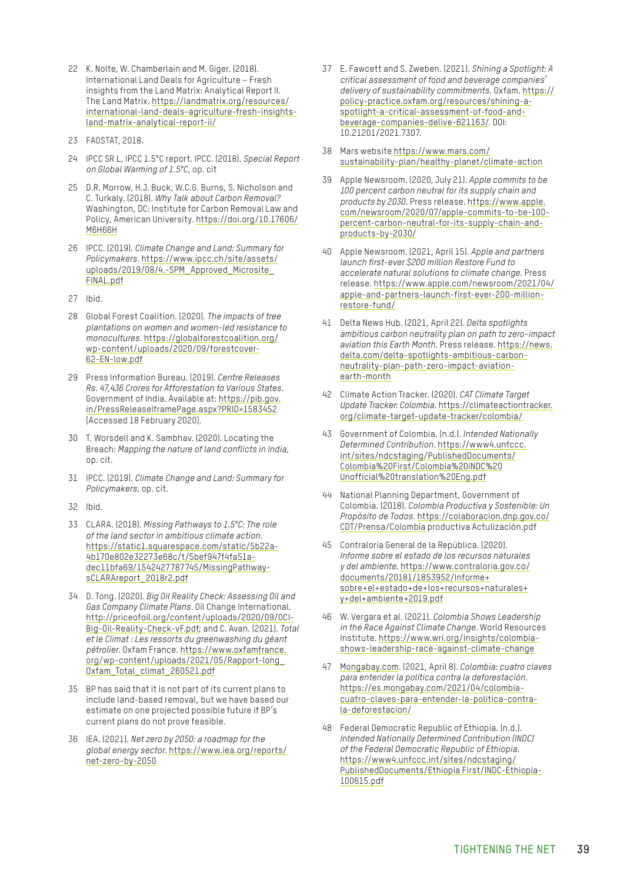22 K. Nolte, W. Chamberlain and M. Giger. (2018). International Land Deals for Agriculture – Fresh insights from the Land Matrix: Analytical Report II. The Land Matrix. https://landmatrix.org/resources/international-land-deals-agriculture-fresh-insights-land-matrix-analytical-report-ii/

23 FAOSTAT, 2018.

24 IPCC SR L, IPCC 1.5°C report. IPCC. (2018). *Special Report on Global Warming of 1.5°C*, op. cit

25 D.R. Morrow, H.J. Buck, W.C.G. Burns, S. Nicholson and C. Turkaly. (2018). *Why Talk about Carbon Removal?* Washington, DC: Institute for Carbon Removal Law and Policy, American University. https://doi.org/10.17606/M6H66H

26 IPCC. (2019). *Climate Change and Land: Summary for Policymakers*. https://www.ipcc.ch/site/assets/uploads/2019/08/4.-SPM_Approved_Microsite_FINAL.pdf

27 Ibid.

28 Global Forest Coalition. (2020). *The impacts of tree plantations on women and women-led resistance to monocultures*. https://globalforestcoalition.org/wp-content/uploads/2020/09/forestcover-62-EN-low.pdf

29 Press Information Bureau. (2019). *Centre Releases Rs. 47,436 Crores for Afforestation to Various States*. Government of India. Available at: https://pib.gov.in/PressReleaseIframePage.aspx?PRID=1583452 (Accessed 18 February 2020).

30 T. Worsdell and K. Sambhav. (2020). Locating the Breach: *Mapping the nature of land conflicts in India*, op. cit.

31 IPCC. (2019). *Climate Change and Land: Summary for Policymakers*, op. cit.

32 Ibid.

33 CLARA. (2018). *Missing Pathways to 1.5°C: The role of the land sector in ambitious climate action*. https://static1.squarespace.com/static/5b22a4b170e802e32273e68c/t/5bef947f4fa51adec11bfa69/1542427787745/MissingPathwaysCLARAreport_2018r2.pdf

34 D. Tong. (2020). *Big Oil Reality Check: Assessing Oil and Gas Company Climate Plans*. Oil Change International. http://priceofoil.org/content/uploads/2020/09/OCI-Big-Oil-Reality-Check-vF.pdf; and C. Avan. (2021). *Total et le Climat : Les ressorts du greenwashing du géant pétrolier*. Oxfam France. https://www.oxfamfrance.org/wp-content/uploads/2021/05/Rapport-long_Oxfam_Total_climat_260521.pdf

35 BP has said that it is not part of its current plans to include land-based removal, but we have based our estimate on one projected possible future if BP's current plans do not prove feasible.

36 IEA. (2021). *Net zero by 2050: a roadmap for the global energy sector*. https://www.iea.org/reports/net-zero-by-2050

37 E. Fawcett and S. Zweben. (2021). *Shining a Spotlight: A critical assessment of food and beverage companies' delivery of sustainability commitments*. Oxfam. https://policy-practice.oxfam.org/resources/shining-a-spotlight-a-critical-assessment-of-food-and-beverage-companies-delive-621163/. DOI: 10.21201/2021.7307.

38 Mars website https://www.mars.com/sustainability-plan/healthy-planet/climate-action

39 Apple Newsroom. (2020, July 21). *Apple commits to be 100 percent carbon neutral for its supply chain and products by 2030*. Press release. https://www.apple.com/newsroom/2020/07/apple-commits-to-be-100-percent-carbon-neutral-for-its-supply-chain-and-products-by-2030/

40 Apple Newsroom. (2021, April 15). *Apple and partners launch first-ever $200 million Restore Fund to accelerate natural solutions to climate change*. Press release. https://www.apple.com/newsroom/2021/04/apple-and-partners-launch-first-ever-200-million-restore-fund/

41 Delta News Hub. (2021, April 22). *Delta spotlights ambitious carbon neutrality plan on path to zero-impact aviation this Earth Month*. Press release. https://news.delta.com/delta-spotlights-ambitious-carbon-neutrality-plan-path-zero-impact-aviation-earth-month

42 Climate Action Tracker. (2020). *CAT Climate Target Update Tracker: Colombia*. https://climateactiontracker.org/climate-target-update-tracker/colombia/

43 Government of Colombia. (n.d.). *Intended Nationally Determined Contribution*. https://www4.unfccc.int/sites/ndcstaging/PublishedDocuments/Colombia%20First/Colombia%20iNDC%20Unofficial%20translation%20Eng.pdf

44 National Planning Department, Government of Colombia. (2018). *Colombia Productiva y Sostenible: Un Propósito de Todos*. https://colaboracion.dnp.gov.co/CDT/Prensa/Colombia productiva Actulización.pdf

45 Contraloría General de la República. (2020). *Informe sobre el estado de los recursos naturales y del ambiente*. https://www.contraloria.gov.co/documents/20181/1853952/Informe+sobre+el+estado+de+los+recursos+naturales+y+del+ambiente+2019.pdf

46 W. Vergara et al. (2021). *Colombia Shows Leadership in the Race Against Climate Change*. World Resources Institute. https://www.wri.org/insights/colombia-shows-leadership-race-against-climate-change

47 Mongabay.com. (2021, April 8). *Colombia: cuatro claves para entender la política contra la deforestación*. https://es.mongabay.com/2021/04/colombia-cuatro-claves-para-entender-la-politica-contra-la-deforestacion/

48 Federal Democratic Republic of Ethiopia. (n.d.). *Intended Nationally Determined Contribution (INDC) of the Federal Democratic Republic of Ethiopia*. https://www4.unfccc.int/sites/ndcstaging/PublishedDocuments/Ethiopia First/INDC-Ethiopia-100615.pdf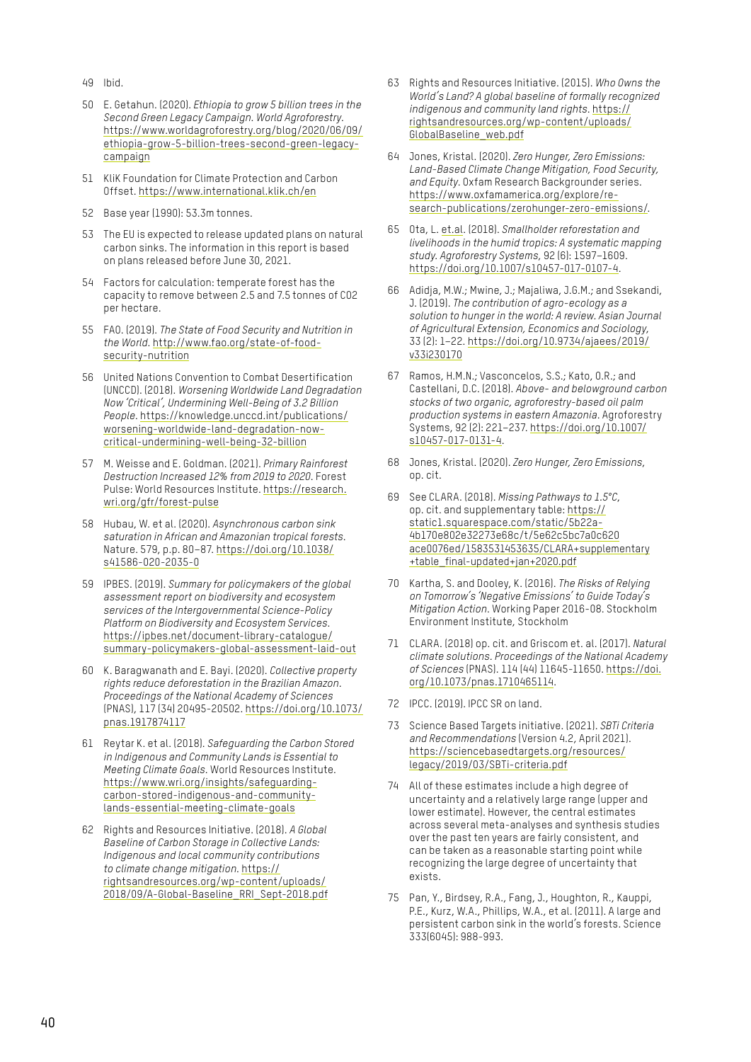49 Ibid.

50 E. Getahun. (2020). *Ethiopia to grow 5 billion trees in the Second Green Legacy Campaign. World Agroforestry.* https://www.worldagroforestry.org/blog/2020/06/09/ethiopia-grow-5-billion-trees-second-green-legacy-campaign

51 KliK Foundation for Climate Protection and Carbon Offset. https://www.international.klik.ch/en

52 Base year (1990): 53.3m tonnes.

53 The EU is expected to release updated plans on natural carbon sinks. The information in this report is based on plans released before June 30, 2021.

54 Factors for calculation: temperate forest has the capacity to remove between 2.5 and 7.5 tonnes of CO2 per hectare.

55 FAO. (2019). *The State of Food Security and Nutrition in the World.* http://www.fao.org/state-of-food-security-nutrition

56 United Nations Convention to Combat Desertification (UNCCD). (2018). *Worsening Worldwide Land Degradation Now 'Critical', Undermining Well-Being of 3.2 Billion People.* https://knowledge.unccd.int/publications/worsening-worldwide-land-degradation-now-critical-undermining-well-being-32-billion

57 M. Weisse and E. Goldman. (2021). *Primary Rainforest Destruction Increased 12% from 2019 to 2020.* Forest Pulse: World Resources Institute. https://research.wri.org/gfr/forest-pulse

58 Hubau, W. et al. (2020). *Asynchronous carbon sink saturation in African and Amazonian tropical forests.* Nature. 579, p.p. 80–87. https://doi.org/10.1038/s41586-020-2035-0

59 IPBES. (2019). *Summary for policymakers of the global assessment report on biodiversity and ecosystem services of the Intergovernmental Science-Policy Platform on Biodiversity and Ecosystem Services.* https://ipbes.net/document-library-catalogue/summary-policymakers-global-assessment-laid-out

60 K. Baragwanath and E. Bayi. (2020). *Collective property rights reduce deforestation in the Brazilian Amazon. Proceedings of the National Academy of Sciences* (PNAS), 117 (34) 20495-20502. https://doi.org/10.1073/pnas.1917874117

61 Reytar K. et al. (2018). *Safeguarding the Carbon Stored in Indigenous and Community Lands is Essential to Meeting Climate Goals.* World Resources Institute. https://www.wri.org/insights/safeguarding-carbon-stored-indigenous-and-community-lands-essential-meeting-climate-goals

62 Rights and Resources Initiative. (2018). *A Global Baseline of Carbon Storage in Collective Lands: Indigenous and local community contributions to climate change mitigation.* https://rightsandresources.org/wp-content/uploads/2018/09/A-Global-Baseline_RRI_Sept-2018.pdf

63 Rights and Resources Initiative. (2015). *Who Owns the World's Land? A global baseline of formally recognized indigenous and community land rights.* https://rightsandresources.org/wp-content/uploads/GlobalBaseline_web.pdf

64 Jones, Kristal. (2020). *Zero Hunger, Zero Emissions: Land-Based Climate Change Mitigation, Food Security, and Equity.* Oxfam Research Backgrounder series. https://www.oxfamamerica.org/explore/research-publications/zerohunger-zero-emissions/.

65 Ota, L. et.al. (2018). *Smallholder reforestation and livelihoods in the humid tropics: A systematic mapping study. Agroforestry Systems*, 92 (6): 1597–1609. https://doi.org/10.1007/s10457-017-0107-4.

66 Adidja, M.W.; Mwine, J.; Majaliwa, J.G.M.; and Ssekandi, J. (2019). *The contribution of agro-ecology as a solution to hunger in the world: A review. Asian Journal of Agricultural Extension, Economics and Sociology*, 33 (2): 1–22. https://doi.org/10.9734/ajaees/2019/v33i230170

67 Ramos, H.M.N.; Vasconcelos, S.S.; Kato, O.R.; and Castellani, D.C. (2018). *Above- and belowground carbon stocks of two organic, agroforestry-based oil palm production systems in eastern Amazonia.* Agroforestry Systems, 92 (2): 221–237. https://doi.org/10.1007/s10457-017-0131-4.

68 Jones, Kristal. (2020). *Zero Hunger, Zero Emissions*, op. cit.

69 See CLARA. (2018). *Missing Pathways to 1.5°C*, op. cit. and supplementary table: https://static1.squarespace.com/static/5b22a-4b170e802e32273e68c/t/5e62c5bc7a0c620ace0076ed/1583531453635/CLARA+supplementary+table_final-updated+jan+2020.pdf

70 Kartha, S. and Dooley, K. (2016). *The Risks of Relying on Tomorrow's 'Negative Emissions' to Guide Today's Mitigation Action.* Working Paper 2016-08. Stockholm Environment Institute, Stockholm

71 CLARA. (2018) op. cit. and Griscom et. al. (2017). *Natural climate solutions. Proceedings of the National Academy of Sciences* (PNAS). 114 (44) 11645-11650. https://doi.org/10.1073/pnas.1710465114.

72 IPCC. (2019). IPCC SR on land.

73 Science Based Targets initiative. (2021). *SBTi Criteria and Recommendations* (Version 4.2, April 2021). https://sciencebasedtargets.org/resources/legacy/2019/03/SBTi-criteria.pdf

74 All of these estimates include a high degree of uncertainty and a relatively large range (upper and lower estimate). However, the central estimates across several meta-analyses and synthesis studies over the past ten years are fairly consistent, and can be taken as a reasonable starting point while recognizing the large degree of uncertainty that exists.

75 Pan, Y., Birdsey, R.A., Fang, J., Houghton, R., Kauppi, P.E., Kurz, W.A., Phillips, W.A., et al. (2011). A large and persistent carbon sink in the world's forests. Science 333(6045): 988-993.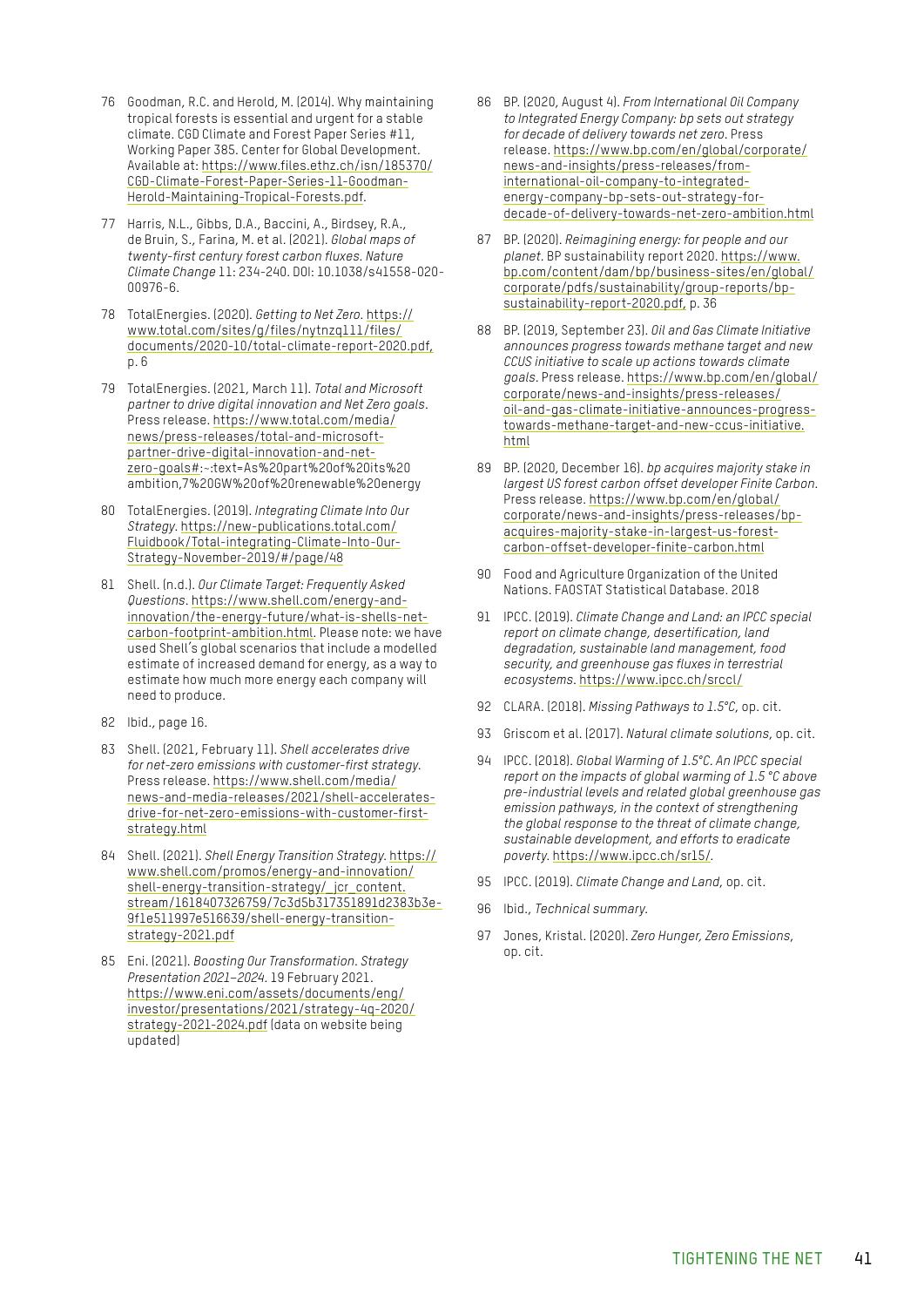76 Goodman, R.C. and Herold, M. (2014). Why maintaining tropical forests is essential and urgent for a stable climate. CGD Climate and Forest Paper Series #11, Working Paper 385. Center for Global Development. Available at: https://www.files.ethz.ch/isn/185370/CGD-Climate-Forest-Paper-Series-11-Goodman-Herold-Maintaining-Tropical-Forests.pdf.

77 Harris, N.L., Gibbs, D.A., Baccini, A., Birdsey, R.A., de Bruin, S., Farina, M. et al. (2021). *Global maps of twenty-first century forest carbon fluxes. Nature Climate Change* 11: 234-240. DOI: 10.1038/s41558-020-00976-6.

78 TotalEnergies. (2020). *Getting to Net Zero*. https://www.total.com/sites/g/files/nytnzq111/files/documents/2020-10/total-climate-report-2020.pdf, p. 6

79 TotalEnergies. (2021, March 11). *Total and Microsoft partner to drive digital innovation and Net Zero goals*. Press release. https://www.total.com/media/news/press-releases/total-and-microsoft-partner-drive-digital-innovation-and-net-zero-goals#:~:text=As%20part%20of%20its%20ambition,7%20GW%20of%20renewable%20energy

80 TotalEnergies. (2019). *Integrating Climate Into Our Strategy*. https://new-publications.total.com/Fluidbook/Total-integrating-Climate-Into-Our-Strategy-November-2019/#/page/48

81 Shell. (n.d.). *Our Climate Target: Frequently Asked Questions*. https://www.shell.com/energy-and-innovation/the-energy-future/what-is-shells-net-carbon-footprint-ambition.html. Please note: we have used Shell's global scenarios that include a modelled estimate of increased demand for energy, as a way to estimate how much more energy each company will need to produce.

82 Ibid., page 16.

83 Shell. (2021, February 11). *Shell accelerates drive for net-zero emissions with customer-first strategy*. Press release. https://www.shell.com/media/news-and-media-releases/2021/shell-accelerates-drive-for-net-zero-emissions-with-customer-first-strategy.html

84 Shell. (2021). *Shell Energy Transition Strategy*. https://www.shell.com/promos/energy-and-innovation/shell-energy-transition-strategy/_jcr_content.stream/1618407326759/7c3d5b317351891d2383b3e9f1e511997e516639/shell-energy-transition-strategy-2021.pdf

85 Eni. (2021). *Boosting Our Transformation. Strategy Presentation 2021–2024*. 19 February 2021. https://www.eni.com/assets/documents/eng/investor/presentations/2021/strategy-4q-2020/strategy-2021-2024.pdf (data on website being updated)

86 BP. (2020, August 4). *From International Oil Company to Integrated Energy Company: bp sets out strategy for decade of delivery towards net zero*. Press release. https://www.bp.com/en/global/corporate/news-and-insights/press-releases/from-international-oil-company-to-integrated-energy-company-bp-sets-out-strategy-for-decade-of-delivery-towards-net-zero-ambition.html

87 BP. (2020). *Reimagining energy: for people and our planet*. BP sustainability report 2020. https://www.bp.com/content/dam/bp/business-sites/en/global/corporate/pdfs/sustainability/group-reports/bp-sustainability-report-2020.pdf, p. 36

88 BP. (2019, September 23). *Oil and Gas Climate Initiative announces progress towards methane target and new CCUS initiative to scale up actions towards climate goals*. Press release. https://www.bp.com/en/global/corporate/news-and-insights/press-releases/oil-and-gas-climate-initiative-announces-progress-towards-methane-target-and-new-ccus-initiative.html

89 BP. (2020, December 16). *bp acquires majority stake in largest US forest carbon offset developer Finite Carbon*. Press release. https://www.bp.com/en/global/corporate/news-and-insights/press-releases/bp-acquires-majority-stake-in-largest-us-forest-carbon-offset-developer-finite-carbon.html

90 Food and Agriculture Organization of the United Nations. FAOSTAT Statistical Database. 2018

91 IPCC. (2019). *Climate Change and Land: an IPCC special report on climate change, desertification, land degradation, sustainable land management, food security, and greenhouse gas fluxes in terrestrial ecosystems*. https://www.ipcc.ch/srccl/

92 CLARA. (2018). *Missing Pathways to 1.5°C*, op. cit.

93 Griscom et al. (2017). *Natural climate solutions*, op. cit.

94 IPCC. (2018). *Global Warming of 1.5°C. An IPCC special report on the impacts of global warming of 1.5 °C above pre-industrial levels and related global greenhouse gas emission pathways, in the context of strengthening the global response to the threat of climate change, sustainable development, and efforts to eradicate poverty*. https://www.ipcc.ch/sr15/.

95 IPCC. (2019). *Climate Change and Land*, op. cit.

96 Ibid., *Technical summary*.

97 Jones, Kristal. (2020). *Zero Hunger, Zero Emissions*, op. cit.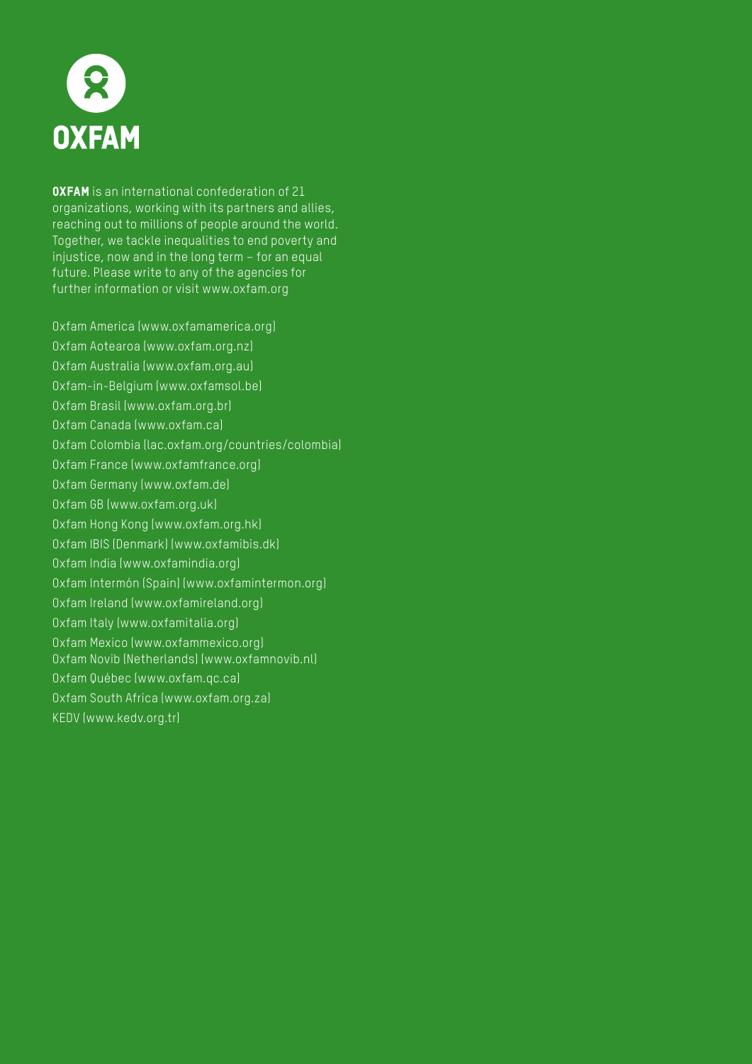# OXFAM

**OXFAM** is an international confederation of 21 organizations, working with its partners and allies, reaching out to millions of people around the world. Together, we tackle inequalities to end poverty and injustice, now and in the long term – for an equal future. Please write to any of the agencies for further information or visit www.oxfam.org

Oxfam America (www.oxfamamerica.org)
Oxfam Aotearoa (www.oxfam.org.nz)
Oxfam Australia (www.oxfam.org.au)
Oxfam-in-Belgium (www.oxfamsol.be)
Oxfam Brasil (www.oxfam.org.br)
Oxfam Canada (www.oxfam.ca)
Oxfam Colombia (lac.oxfam.org/countries/colombia)
Oxfam France (www.oxfamfrance.org)
Oxfam Germany (www.oxfam.de)
Oxfam GB (www.oxfam.org.uk)
Oxfam Hong Kong (www.oxfam.org.hk)
Oxfam IBIS (Denmark) (www.oxfamibis.dk)
Oxfam India (www.oxfamindia.org)
Oxfam Intermón (Spain) (www.oxfamintermon.org)
Oxfam Ireland (www.oxfamireland.org)
Oxfam Italy (www.oxfamitalia.org)
Oxfam Mexico (www.oxfammexico.org)
Oxfam Novib (Netherlands) (www.oxfamnovib.nl)
Oxfam Québec (www.oxfam.qc.ca)
Oxfam South Africa (www.oxfam.org.za)
KEDV (www.kedv.org.tr)